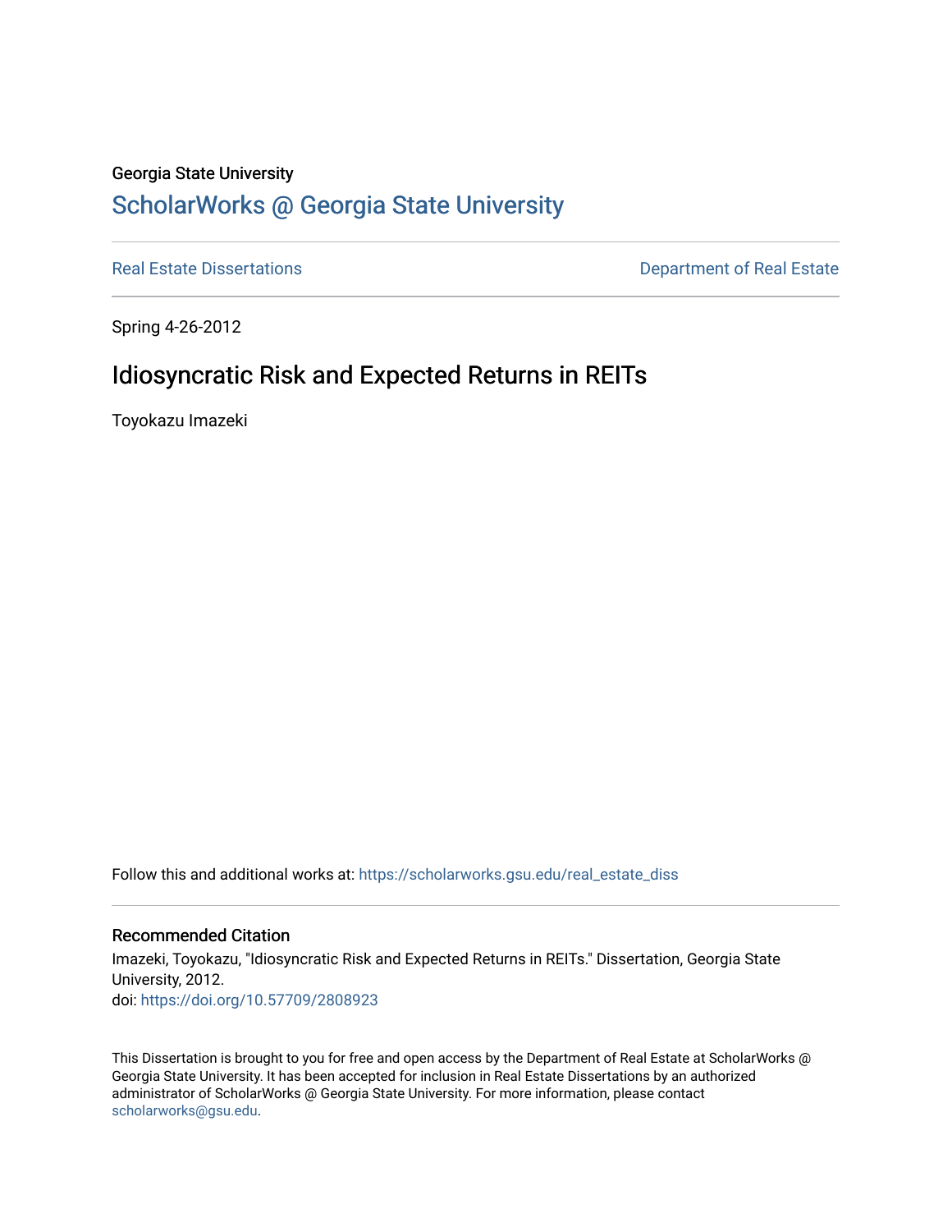Georgia State University

# ScholarWorks @ Georgia State University

Real Estate Dissertations

Department of Real Estate

Spring 4-26-2012

## Idiosyncratic Risk and Expected Returns in REITs

Toyokazu Imazeki

Follow this and additional works at: https://scholarworks.gsu.edu/real_estate_diss

### Recommended Citation

Imazeki, Toyokazu, "Idiosyncratic Risk and Expected Returns in REITs." Dissertation, Georgia State University, 2012.
doi: https://doi.org/10.57709/2808923

This Dissertation is brought to you for free and open access by the Department of Real Estate at ScholarWorks @ Georgia State University. It has been accepted for inclusion in Real Estate Dissertations by an authorized administrator of ScholarWorks @ Georgia State University. For more information, please contact scholarworks@gsu.edu.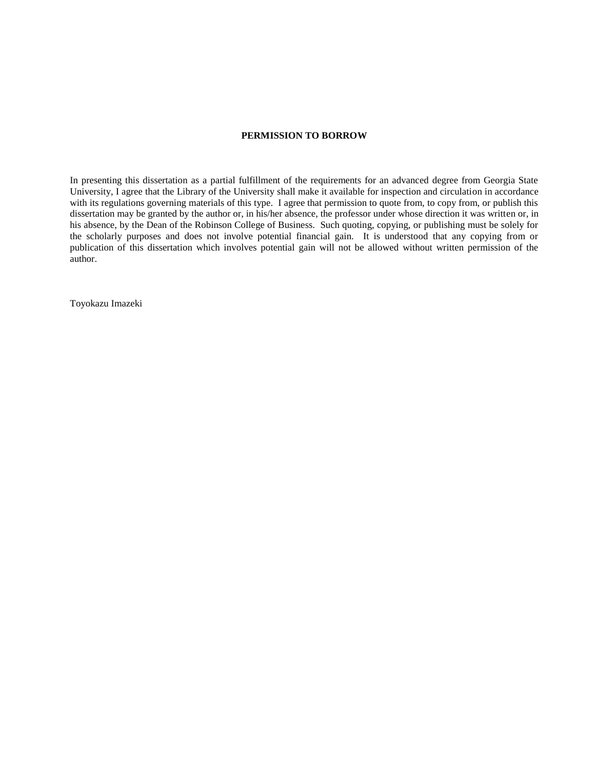**PERMISSION TO BORROW**

In presenting this dissertation as a partial fulfillment of the requirements for an advanced degree from Georgia State University, I agree that the Library of the University shall make it available for inspection and circulation in accordance with its regulations governing materials of this type. I agree that permission to quote from, to copy from, or publish this dissertation may be granted by the author or, in his/her absence, the professor under whose direction it was written or, in his absence, by the Dean of the Robinson College of Business. Such quoting, copying, or publishing must be solely for the scholarly purposes and does not involve potential financial gain. It is understood that any copying from or publication of this dissertation which involves potential gain will not be allowed without written permission of the author.

Toyokazu Imazeki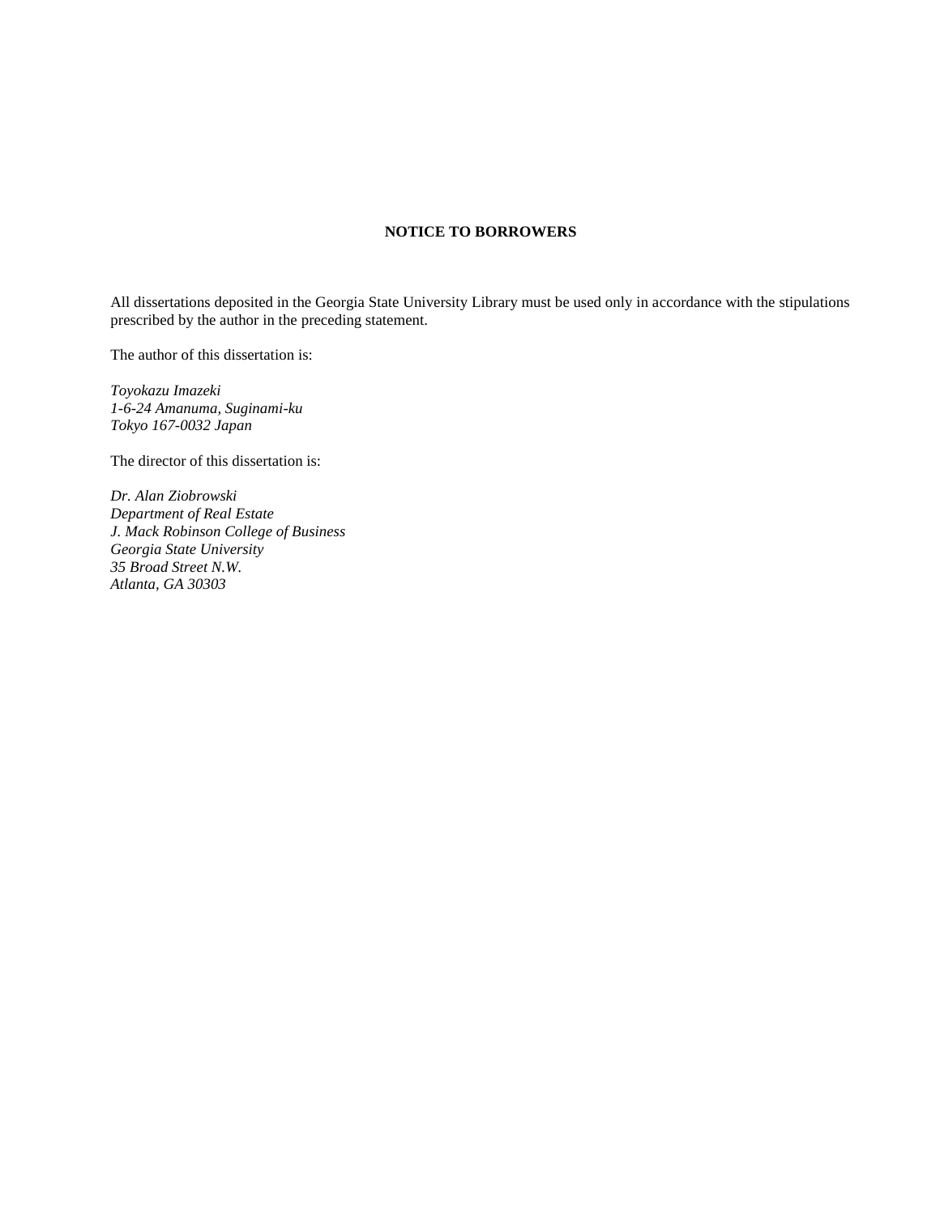**NOTICE TO BORROWERS**

All dissertations deposited in the Georgia State University Library must be used only in accordance with the stipulations prescribed by the author in the preceding statement.

The author of this dissertation is:

*Toyokazu Imazeki*  
*1-6-24 Amanuma, Suginami-ku*  
*Tokyo 167-0032 Japan*

The director of this dissertation is:

*Dr. Alan Ziobrowski*  
*Department of Real Estate*  
*J. Mack Robinson College of Business*  
*Georgia State University*  
*35 Broad Street N.W.*  
*Atlanta, GA 30303*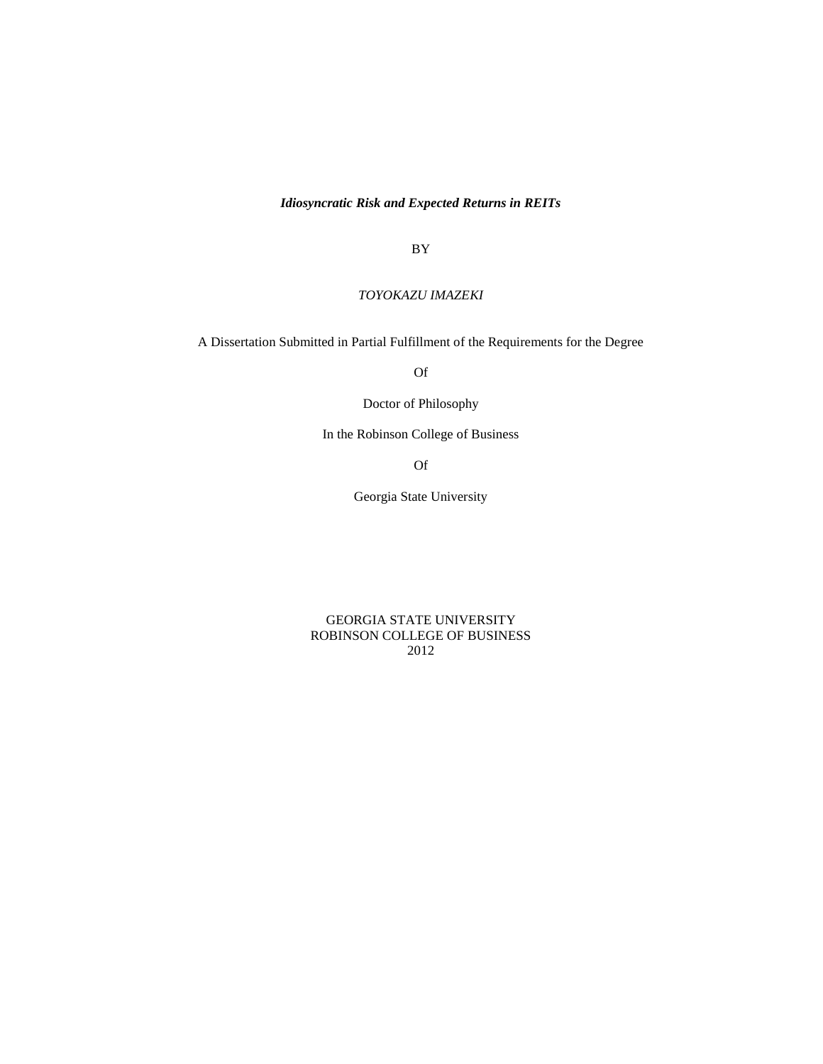***Idiosyncratic Risk and Expected Returns in REITs***

BY

*TOYOKAZU IMAZEKI*

A Dissertation Submitted in Partial Fulfillment of the Requirements for the Degree

Of

Doctor of Philosophy

In the Robinson College of Business

Of

Georgia State University

GEORGIA STATE UNIVERSITY
ROBINSON COLLEGE OF BUSINESS
2012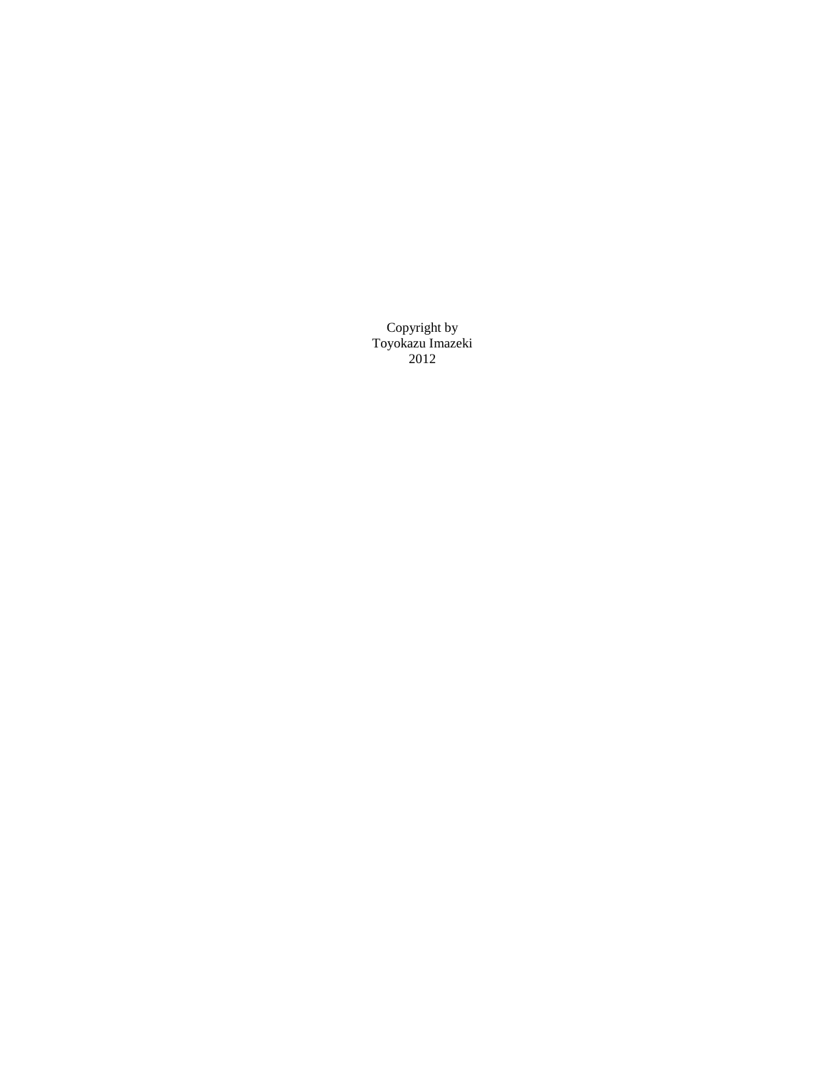Copyright by
Toyokazu Imazeki
2012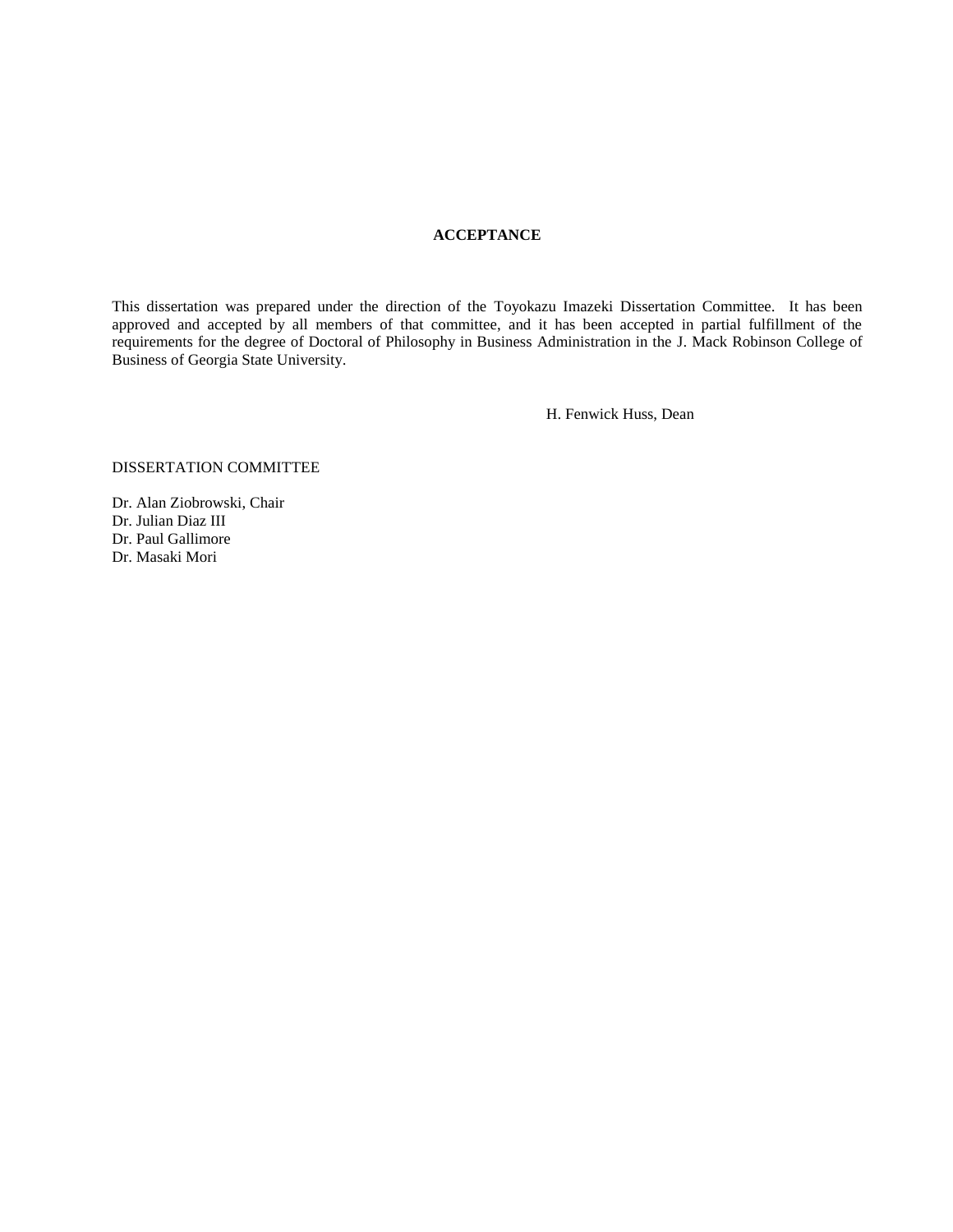# ACCEPTANCE

This dissertation was prepared under the direction of the Toyokazu Imazeki Dissertation Committee. It has been approved and accepted by all members of that committee, and it has been accepted in partial fulfillment of the requirements for the degree of Doctoral of Philosophy in Business Administration in the J. Mack Robinson College of Business of Georgia State University.

H. Fenwick Huss, Dean

DISSERTATION COMMITTEE

Dr. Alan Ziobrowski, Chair
Dr. Julian Diaz III
Dr. Paul Gallimore
Dr. Masaki Mori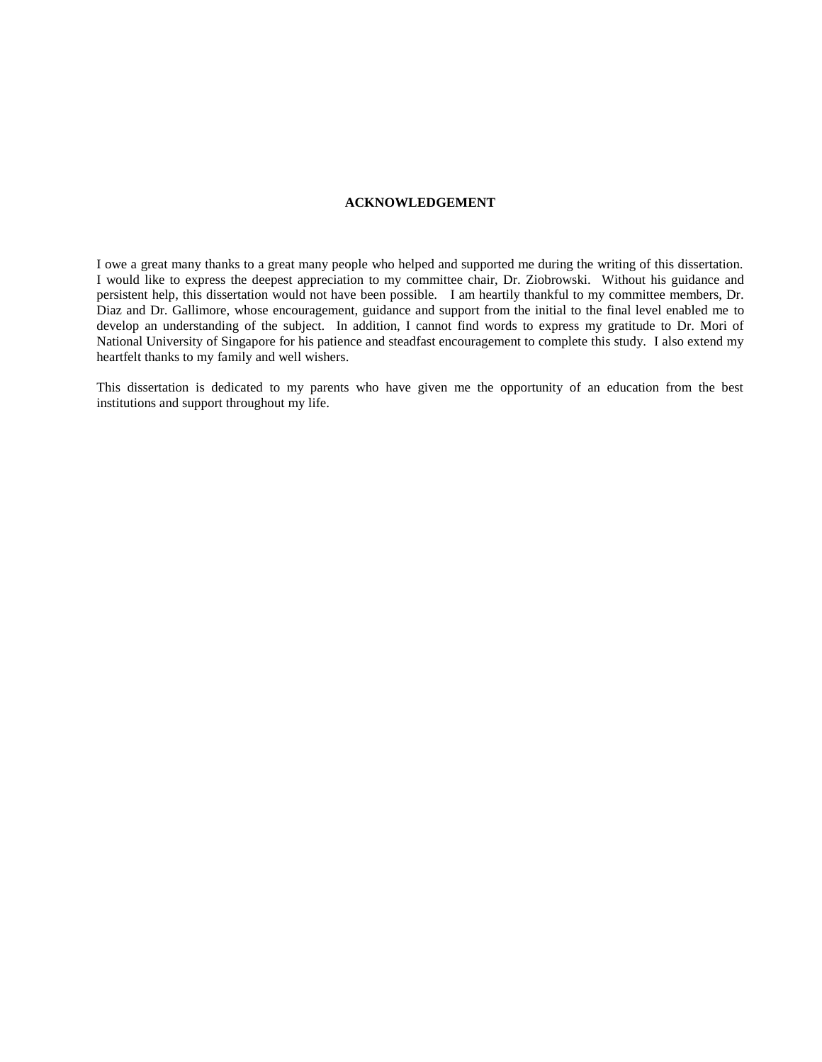# ACKNOWLEDGEMENT

I owe a great many thanks to a great many people who helped and supported me during the writing of this dissertation. I would like to express the deepest appreciation to my committee chair, Dr. Ziobrowski. Without his guidance and persistent help, this dissertation would not have been possible. I am heartily thankful to my committee members, Dr. Diaz and Dr. Gallimore, whose encouragement, guidance and support from the initial to the final level enabled me to develop an understanding of the subject. In addition, I cannot find words to express my gratitude to Dr. Mori of National University of Singapore for his patience and steadfast encouragement to complete this study. I also extend my heartfelt thanks to my family and well wishers.

This dissertation is dedicated to my parents who have given me the opportunity of an education from the best institutions and support throughout my life.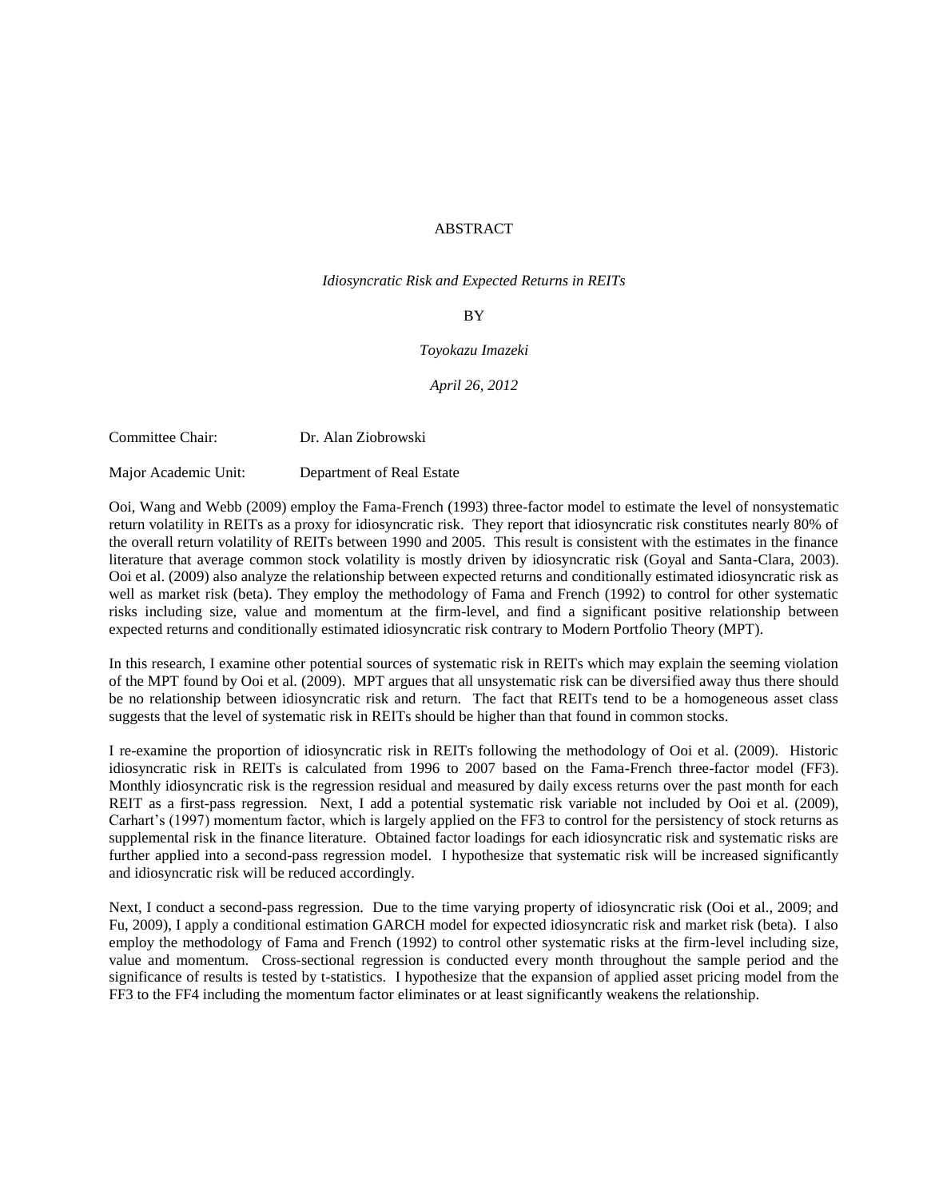# ABSTRACT

*Idiosyncratic Risk and Expected Returns in REITs*

BY

*Toyokazu Imazeki*

*April 26, 2012*

Committee Chair: Dr. Alan Ziobrowski

Major Academic Unit: Department of Real Estate

Ooi, Wang and Webb (2009) employ the Fama-French (1993) three-factor model to estimate the level of nonsystematic return volatility in REITs as a proxy for idiosyncratic risk. They report that idiosyncratic risk constitutes nearly 80% of the overall return volatility of REITs between 1990 and 2005. This result is consistent with the estimates in the finance literature that average common stock volatility is mostly driven by idiosyncratic risk (Goyal and Santa-Clara, 2003). Ooi et al. (2009) also analyze the relationship between expected returns and conditionally estimated idiosyncratic risk as well as market risk (beta). They employ the methodology of Fama and French (1992) to control for other systematic risks including size, value and momentum at the firm-level, and find a significant positive relationship between expected returns and conditionally estimated idiosyncratic risk contrary to Modern Portfolio Theory (MPT).

In this research, I examine other potential sources of systematic risk in REITs which may explain the seeming violation of the MPT found by Ooi et al. (2009). MPT argues that all unsystematic risk can be diversified away thus there should be no relationship between idiosyncratic risk and return. The fact that REITs tend to be a homogeneous asset class suggests that the level of systematic risk in REITs should be higher than that found in common stocks.

I re-examine the proportion of idiosyncratic risk in REITs following the methodology of Ooi et al. (2009). Historic idiosyncratic risk in REITs is calculated from 1996 to 2007 based on the Fama-French three-factor model (FF3). Monthly idiosyncratic risk is the regression residual and measured by daily excess returns over the past month for each REIT as a first-pass regression. Next, I add a potential systematic risk variable not included by Ooi et al. (2009), Carhart's (1997) momentum factor, which is largely applied on the FF3 to control for the persistency of stock returns as supplemental risk in the finance literature. Obtained factor loadings for each idiosyncratic risk and systematic risks are further applied into a second-pass regression model. I hypothesize that systematic risk will be increased significantly and idiosyncratic risk will be reduced accordingly.

Next, I conduct a second-pass regression. Due to the time varying property of idiosyncratic risk (Ooi et al., 2009; and Fu, 2009), I apply a conditional estimation GARCH model for expected idiosyncratic risk and market risk (beta). I also employ the methodology of Fama and French (1992) to control other systematic risks at the firm-level including size, value and momentum. Cross-sectional regression is conducted every month throughout the sample period and the significance of results is tested by t-statistics. I hypothesize that the expansion of applied asset pricing model from the FF3 to the FF4 including the momentum factor eliminates or at least significantly weakens the relationship.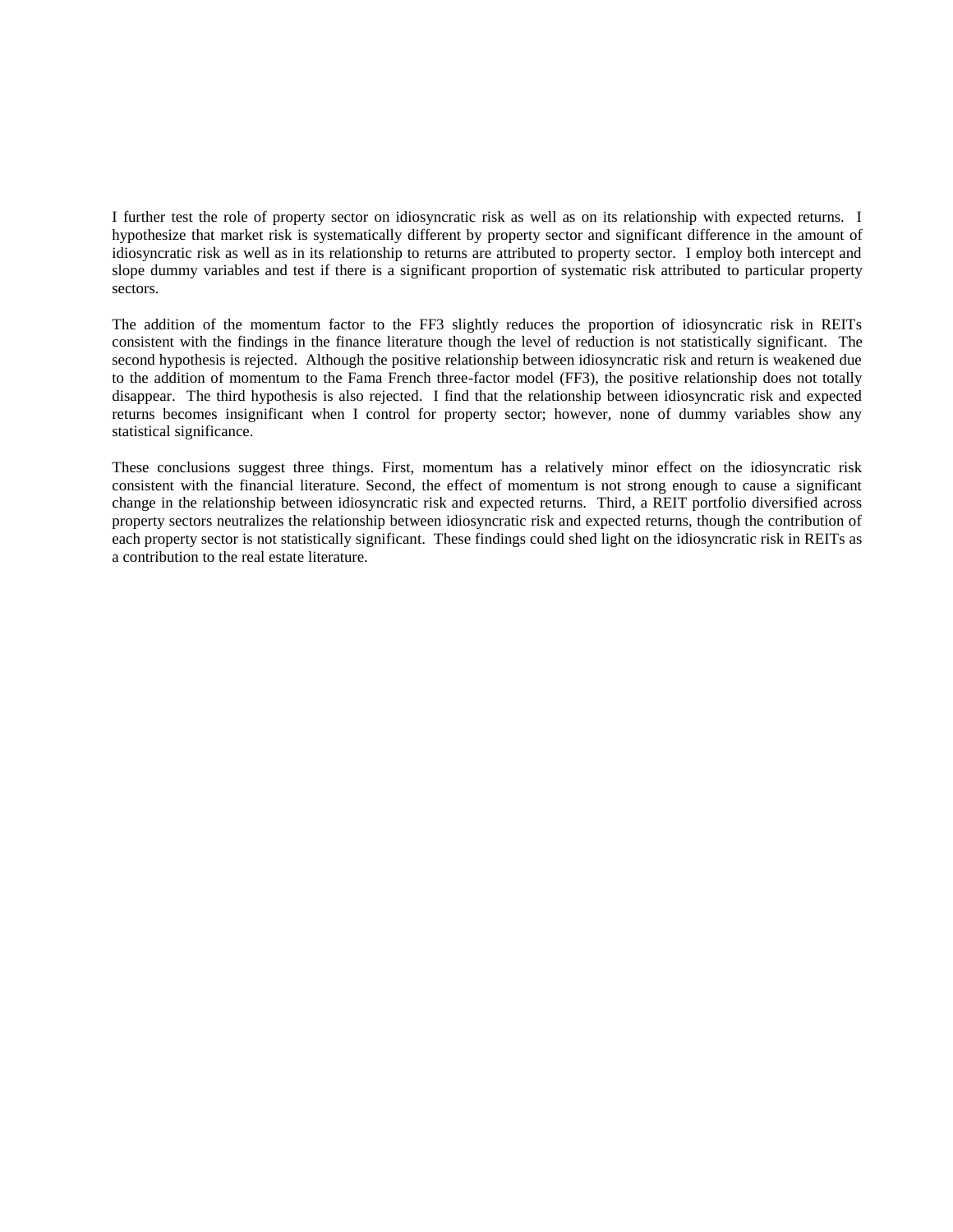I further test the role of property sector on idiosyncratic risk as well as on its relationship with expected returns. I hypothesize that market risk is systematically different by property sector and significant difference in the amount of idiosyncratic risk as well as in its relationship to returns are attributed to property sector. I employ both intercept and slope dummy variables and test if there is a significant proportion of systematic risk attributed to particular property sectors.

The addition of the momentum factor to the FF3 slightly reduces the proportion of idiosyncratic risk in REITs consistent with the findings in the finance literature though the level of reduction is not statistically significant. The second hypothesis is rejected. Although the positive relationship between idiosyncratic risk and return is weakened due to the addition of momentum to the Fama French three-factor model (FF3), the positive relationship does not totally disappear. The third hypothesis is also rejected. I find that the relationship between idiosyncratic risk and expected returns becomes insignificant when I control for property sector; however, none of dummy variables show any statistical significance.

These conclusions suggest three things. First, momentum has a relatively minor effect on the idiosyncratic risk consistent with the financial literature. Second, the effect of momentum is not strong enough to cause a significant change in the relationship between idiosyncratic risk and expected returns. Third, a REIT portfolio diversified across property sectors neutralizes the relationship between idiosyncratic risk and expected returns, though the contribution of each property sector is not statistically significant. These findings could shed light on the idiosyncratic risk in REITs as a contribution to the real estate literature.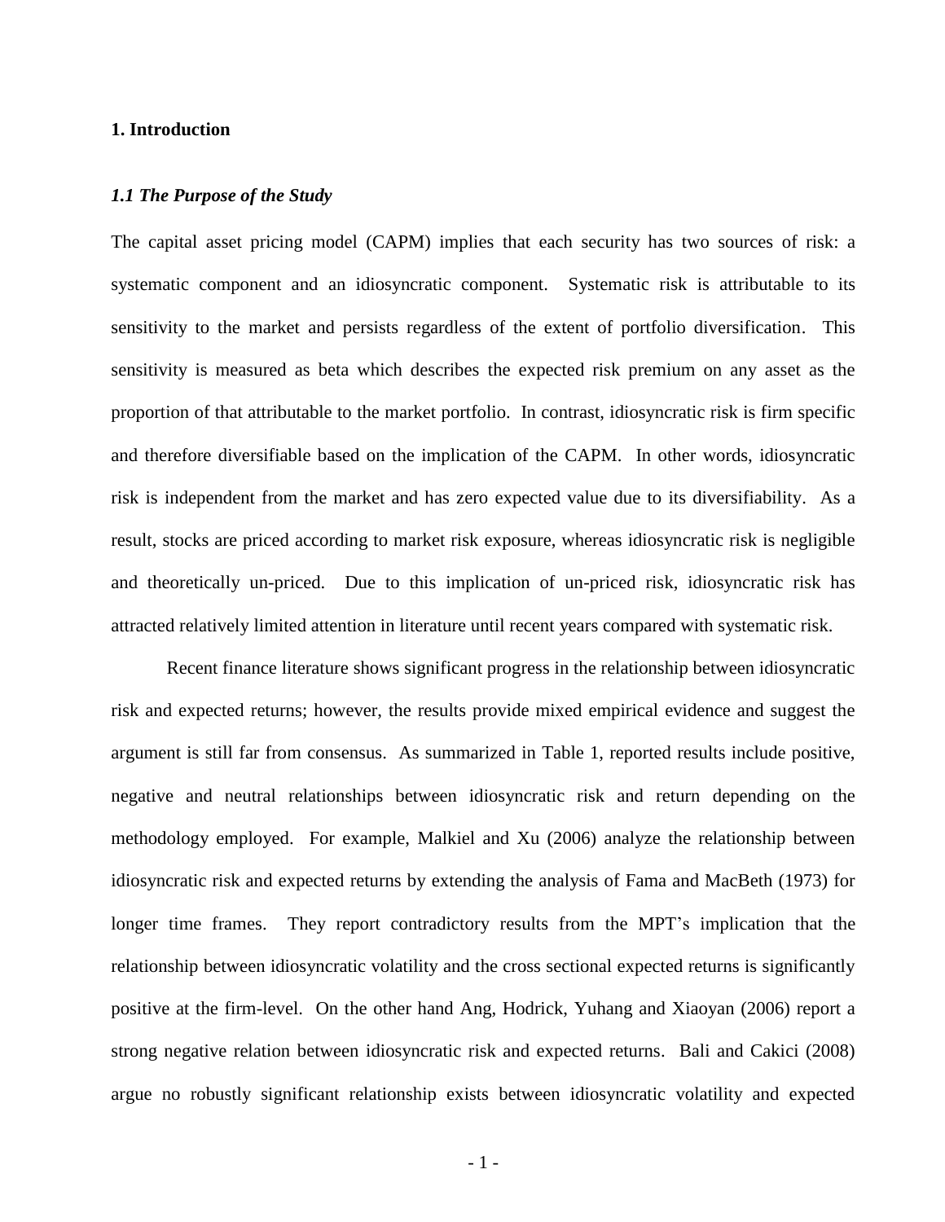## 1. Introduction

### *1.1 The Purpose of the Study*

The capital asset pricing model (CAPM) implies that each security has two sources of risk: a systematic component and an idiosyncratic component. Systematic risk is attributable to its sensitivity to the market and persists regardless of the extent of portfolio diversification. This sensitivity is measured as beta which describes the expected risk premium on any asset as the proportion of that attributable to the market portfolio. In contrast, idiosyncratic risk is firm specific and therefore diversifiable based on the implication of the CAPM. In other words, idiosyncratic risk is independent from the market and has zero expected value due to its diversifiability. As a result, stocks are priced according to market risk exposure, whereas idiosyncratic risk is negligible and theoretically un-priced. Due to this implication of un-priced risk, idiosyncratic risk has attracted relatively limited attention in literature until recent years compared with systematic risk.

Recent finance literature shows significant progress in the relationship between idiosyncratic risk and expected returns; however, the results provide mixed empirical evidence and suggest the argument is still far from consensus. As summarized in Table 1, reported results include positive, negative and neutral relationships between idiosyncratic risk and return depending on the methodology employed. For example, Malkiel and Xu (2006) analyze the relationship between idiosyncratic risk and expected returns by extending the analysis of Fama and MacBeth (1973) for longer time frames. They report contradictory results from the MPT's implication that the relationship between idiosyncratic volatility and the cross sectional expected returns is significantly positive at the firm-level. On the other hand Ang, Hodrick, Yuhang and Xiaoyan (2006) report a strong negative relation between idiosyncratic risk and expected returns. Bali and Cakici (2008) argue no robustly significant relationship exists between idiosyncratic volatility and expected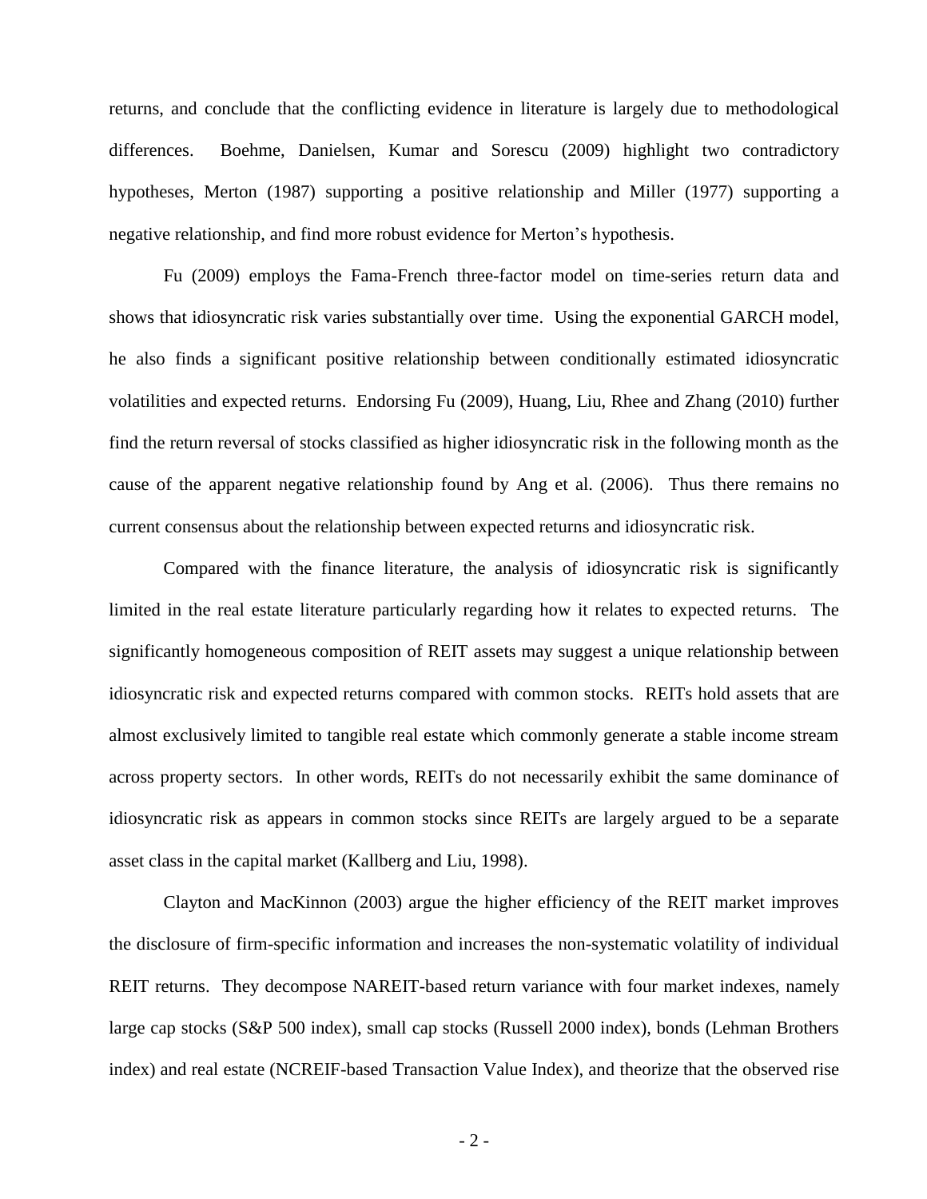returns, and conclude that the conflicting evidence in literature is largely due to methodological differences. Boehme, Danielsen, Kumar and Sorescu (2009) highlight two contradictory hypotheses, Merton (1987) supporting a positive relationship and Miller (1977) supporting a negative relationship, and find more robust evidence for Merton's hypothesis.

Fu (2009) employs the Fama-French three-factor model on time-series return data and shows that idiosyncratic risk varies substantially over time. Using the exponential GARCH model, he also finds a significant positive relationship between conditionally estimated idiosyncratic volatilities and expected returns. Endorsing Fu (2009), Huang, Liu, Rhee and Zhang (2010) further find the return reversal of stocks classified as higher idiosyncratic risk in the following month as the cause of the apparent negative relationship found by Ang et al. (2006). Thus there remains no current consensus about the relationship between expected returns and idiosyncratic risk.

Compared with the finance literature, the analysis of idiosyncratic risk is significantly limited in the real estate literature particularly regarding how it relates to expected returns. The significantly homogeneous composition of REIT assets may suggest a unique relationship between idiosyncratic risk and expected returns compared with common stocks. REITs hold assets that are almost exclusively limited to tangible real estate which commonly generate a stable income stream across property sectors. In other words, REITs do not necessarily exhibit the same dominance of idiosyncratic risk as appears in common stocks since REITs are largely argued to be a separate asset class in the capital market (Kallberg and Liu, 1998).

Clayton and MacKinnon (2003) argue the higher efficiency of the REIT market improves the disclosure of firm-specific information and increases the non-systematic volatility of individual REIT returns. They decompose NAREIT-based return variance with four market indexes, namely large cap stocks (S&P 500 index), small cap stocks (Russell 2000 index), bonds (Lehman Brothers index) and real estate (NCREIF-based Transaction Value Index), and theorize that the observed rise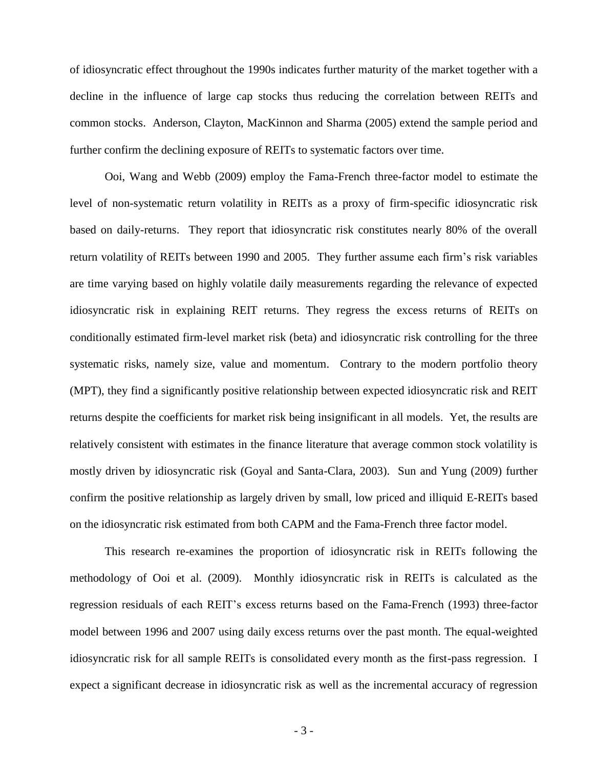of idiosyncratic effect throughout the 1990s indicates further maturity of the market together with a decline in the influence of large cap stocks thus reducing the correlation between REITs and common stocks. Anderson, Clayton, MacKinnon and Sharma (2005) extend the sample period and further confirm the declining exposure of REITs to systematic factors over time.

Ooi, Wang and Webb (2009) employ the Fama-French three-factor model to estimate the level of non-systematic return volatility in REITs as a proxy of firm-specific idiosyncratic risk based on daily-returns. They report that idiosyncratic risk constitutes nearly 80% of the overall return volatility of REITs between 1990 and 2005. They further assume each firm's risk variables are time varying based on highly volatile daily measurements regarding the relevance of expected idiosyncratic risk in explaining REIT returns. They regress the excess returns of REITs on conditionally estimated firm-level market risk (beta) and idiosyncratic risk controlling for the three systematic risks, namely size, value and momentum. Contrary to the modern portfolio theory (MPT), they find a significantly positive relationship between expected idiosyncratic risk and REIT returns despite the coefficients for market risk being insignificant in all models. Yet, the results are relatively consistent with estimates in the finance literature that average common stock volatility is mostly driven by idiosyncratic risk (Goyal and Santa-Clara, 2003). Sun and Yung (2009) further confirm the positive relationship as largely driven by small, low priced and illiquid E-REITs based on the idiosyncratic risk estimated from both CAPM and the Fama-French three factor model.

This research re-examines the proportion of idiosyncratic risk in REITs following the methodology of Ooi et al. (2009). Monthly idiosyncratic risk in REITs is calculated as the regression residuals of each REIT's excess returns based on the Fama-French (1993) three-factor model between 1996 and 2007 using daily excess returns over the past month. The equal-weighted idiosyncratic risk for all sample REITs is consolidated every month as the first-pass regression. I expect a significant decrease in idiosyncratic risk as well as the incremental accuracy of regression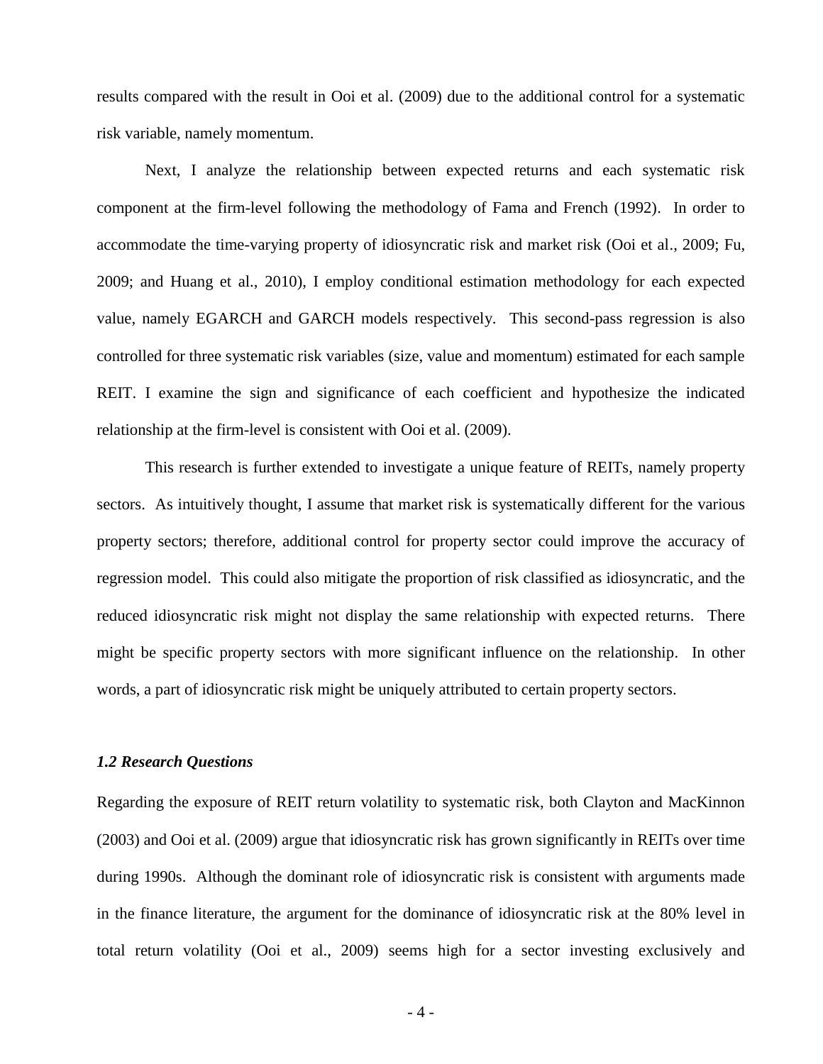results compared with the result in Ooi et al. (2009) due to the additional control for a systematic risk variable, namely momentum.

Next, I analyze the relationship between expected returns and each systematic risk component at the firm-level following the methodology of Fama and French (1992). In order to accommodate the time-varying property of idiosyncratic risk and market risk (Ooi et al., 2009; Fu, 2009; and Huang et al., 2010), I employ conditional estimation methodology for each expected value, namely EGARCH and GARCH models respectively. This second-pass regression is also controlled for three systematic risk variables (size, value and momentum) estimated for each sample REIT. I examine the sign and significance of each coefficient and hypothesize the indicated relationship at the firm-level is consistent with Ooi et al. (2009).

This research is further extended to investigate a unique feature of REITs, namely property sectors. As intuitively thought, I assume that market risk is systematically different for the various property sectors; therefore, additional control for property sector could improve the accuracy of regression model. This could also mitigate the proportion of risk classified as idiosyncratic, and the reduced idiosyncratic risk might not display the same relationship with expected returns. There might be specific property sectors with more significant influence on the relationship. In other words, a part of idiosyncratic risk might be uniquely attributed to certain property sectors.

### *1.2 Research Questions*

Regarding the exposure of REIT return volatility to systematic risk, both Clayton and MacKinnon (2003) and Ooi et al. (2009) argue that idiosyncratic risk has grown significantly in REITs over time during 1990s. Although the dominant role of idiosyncratic risk is consistent with arguments made in the finance literature, the argument for the dominance of idiosyncratic risk at the 80% level in total return volatility (Ooi et al., 2009) seems high for a sector investing exclusively and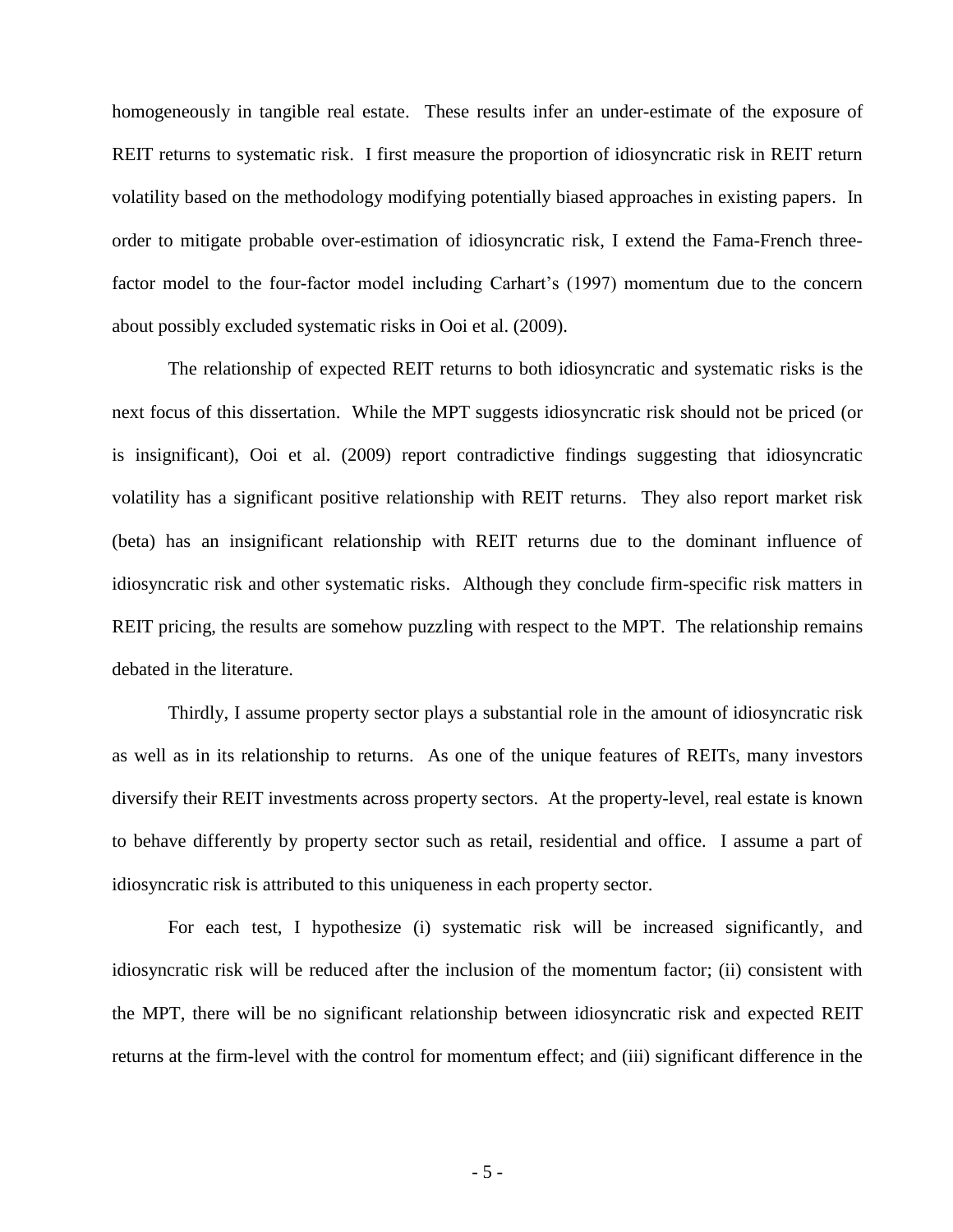homogeneously in tangible real estate. These results infer an under-estimate of the exposure of REIT returns to systematic risk. I first measure the proportion of idiosyncratic risk in REIT return volatility based on the methodology modifying potentially biased approaches in existing papers. In order to mitigate probable over-estimation of idiosyncratic risk, I extend the Fama-French three-factor model to the four-factor model including Carhart's (1997) momentum due to the concern about possibly excluded systematic risks in Ooi et al. (2009).

The relationship of expected REIT returns to both idiosyncratic and systematic risks is the next focus of this dissertation. While the MPT suggests idiosyncratic risk should not be priced (or is insignificant), Ooi et al. (2009) report contradictive findings suggesting that idiosyncratic volatility has a significant positive relationship with REIT returns. They also report market risk (beta) has an insignificant relationship with REIT returns due to the dominant influence of idiosyncratic risk and other systematic risks. Although they conclude firm-specific risk matters in REIT pricing, the results are somehow puzzling with respect to the MPT. The relationship remains debated in the literature.

Thirdly, I assume property sector plays a substantial role in the amount of idiosyncratic risk as well as in its relationship to returns. As one of the unique features of REITs, many investors diversify their REIT investments across property sectors. At the property-level, real estate is known to behave differently by property sector such as retail, residential and office. I assume a part of idiosyncratic risk is attributed to this uniqueness in each property sector.

For each test, I hypothesize (i) systematic risk will be increased significantly, and idiosyncratic risk will be reduced after the inclusion of the momentum factor; (ii) consistent with the MPT, there will be no significant relationship between idiosyncratic risk and expected REIT returns at the firm-level with the control for momentum effect; and (iii) significant difference in the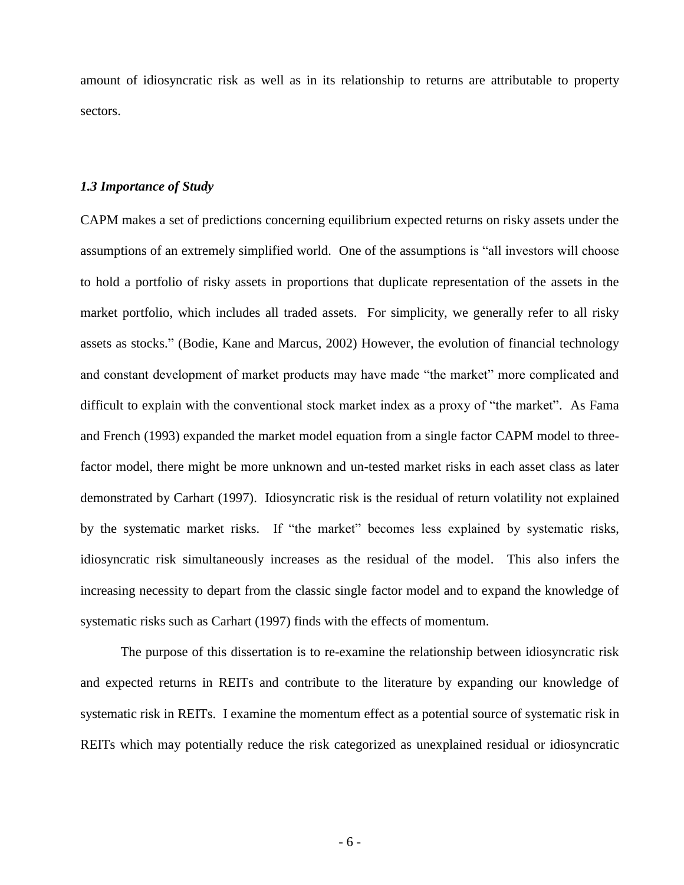amount of idiosyncratic risk as well as in its relationship to returns are attributable to property sectors.

### *1.3 Importance of Study*

CAPM makes a set of predictions concerning equilibrium expected returns on risky assets under the assumptions of an extremely simplified world. One of the assumptions is "all investors will choose to hold a portfolio of risky assets in proportions that duplicate representation of the assets in the market portfolio, which includes all traded assets. For simplicity, we generally refer to all risky assets as stocks." (Bodie, Kane and Marcus, 2002) However, the evolution of financial technology and constant development of market products may have made "the market" more complicated and difficult to explain with the conventional stock market index as a proxy of "the market". As Fama and French (1993) expanded the market model equation from a single factor CAPM model to three-factor model, there might be more unknown and un-tested market risks in each asset class as later demonstrated by Carhart (1997). Idiosyncratic risk is the residual of return volatility not explained by the systematic market risks. If "the market" becomes less explained by systematic risks, idiosyncratic risk simultaneously increases as the residual of the model. This also infers the increasing necessity to depart from the classic single factor model and to expand the knowledge of systematic risks such as Carhart (1997) finds with the effects of momentum.

The purpose of this dissertation is to re-examine the relationship between idiosyncratic risk and expected returns in REITs and contribute to the literature by expanding our knowledge of systematic risk in REITs. I examine the momentum effect as a potential source of systematic risk in REITs which may potentially reduce the risk categorized as unexplained residual or idiosyncratic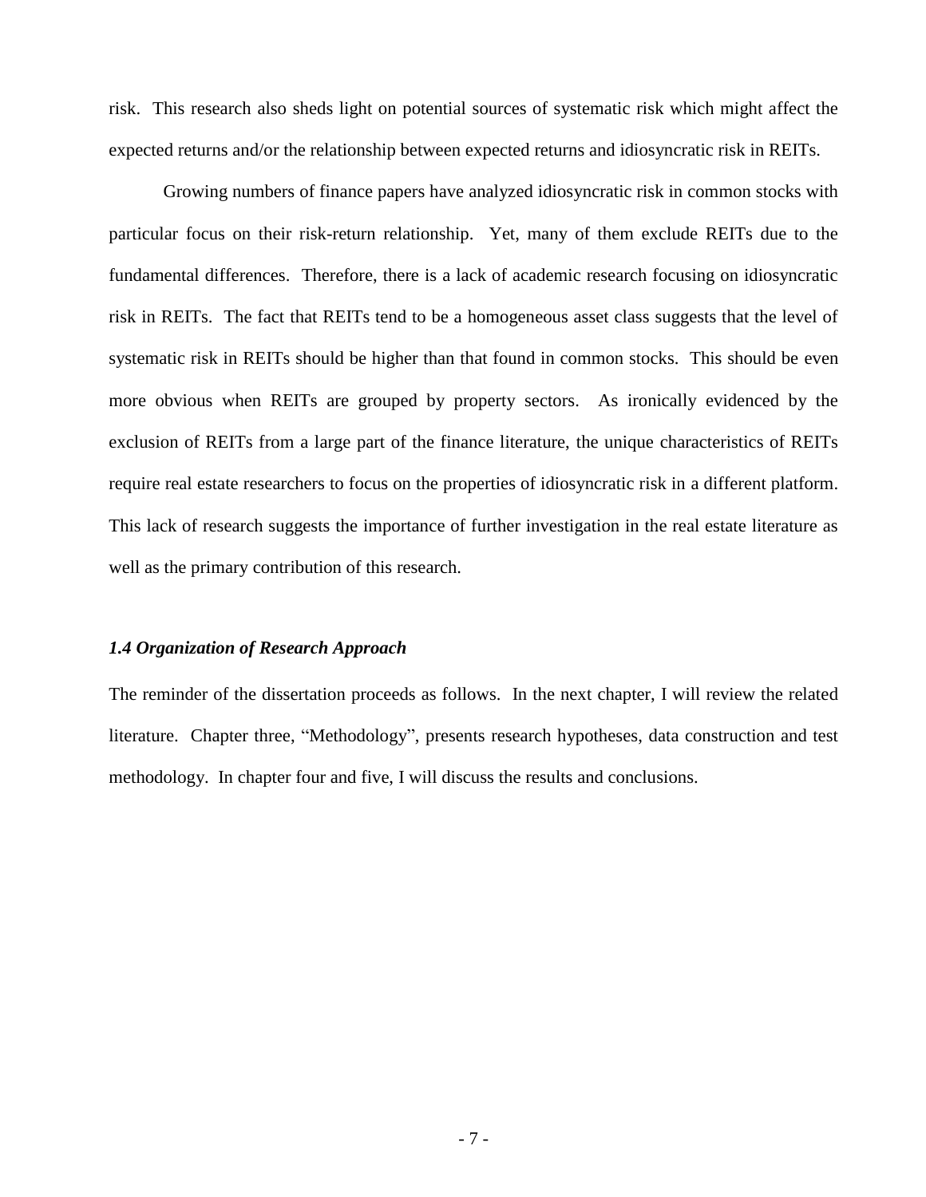risk. This research also sheds light on potential sources of systematic risk which might affect the expected returns and/or the relationship between expected returns and idiosyncratic risk in REITs.

Growing numbers of finance papers have analyzed idiosyncratic risk in common stocks with particular focus on their risk-return relationship. Yet, many of them exclude REITs due to the fundamental differences. Therefore, there is a lack of academic research focusing on idiosyncratic risk in REITs. The fact that REITs tend to be a homogeneous asset class suggests that the level of systematic risk in REITs should be higher than that found in common stocks. This should be even more obvious when REITs are grouped by property sectors. As ironically evidenced by the exclusion of REITs from a large part of the finance literature, the unique characteristics of REITs require real estate researchers to focus on the properties of idiosyncratic risk in a different platform. This lack of research suggests the importance of further investigation in the real estate literature as well as the primary contribution of this research.

### *1.4 Organization of Research Approach*

The reminder of the dissertation proceeds as follows. In the next chapter, I will review the related literature. Chapter three, "Methodology", presents research hypotheses, data construction and test methodology. In chapter four and five, I will discuss the results and conclusions.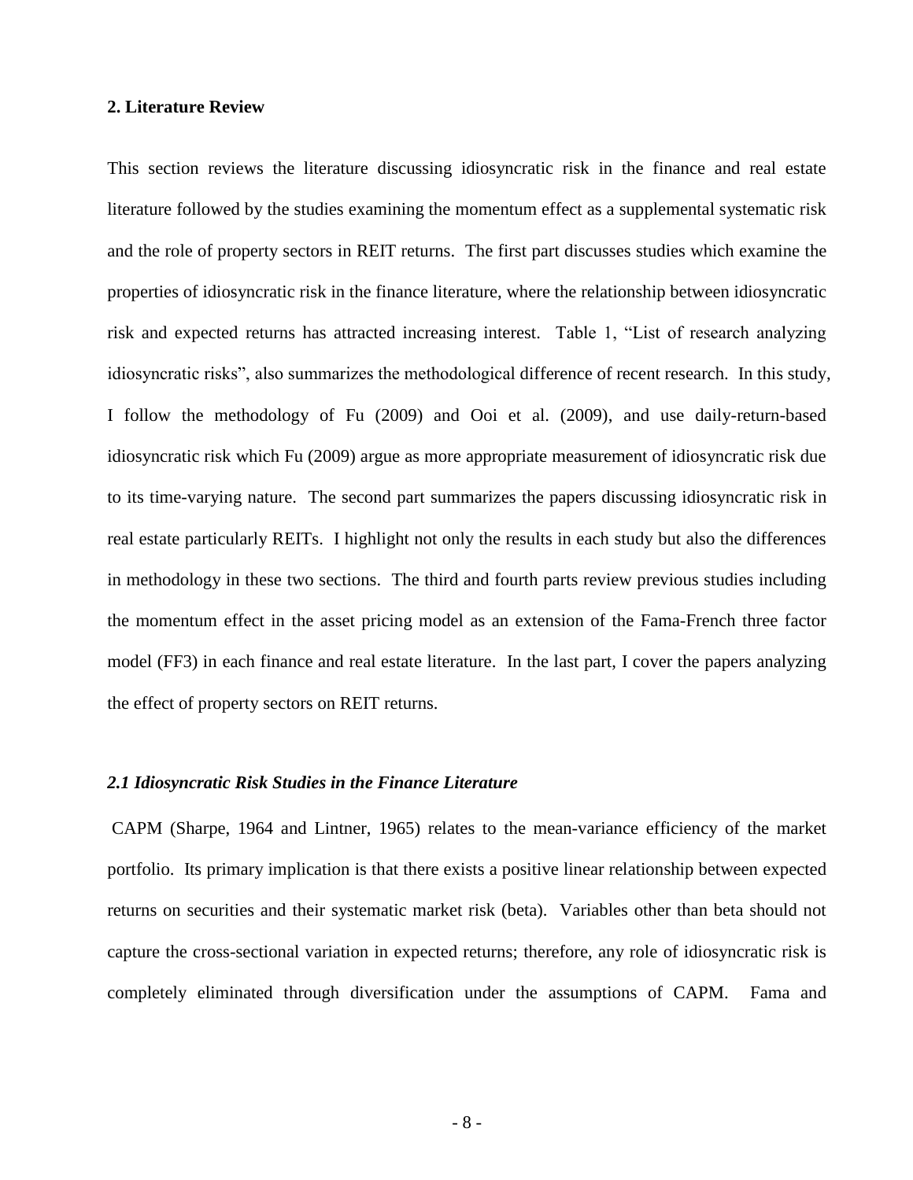## 2. Literature Review

This section reviews the literature discussing idiosyncratic risk in the finance and real estate literature followed by the studies examining the momentum effect as a supplemental systematic risk and the role of property sectors in REIT returns. The first part discusses studies which examine the properties of idiosyncratic risk in the finance literature, where the relationship between idiosyncratic risk and expected returns has attracted increasing interest. Table 1, "List of research analyzing idiosyncratic risks", also summarizes the methodological difference of recent research. In this study, I follow the methodology of Fu (2009) and Ooi et al. (2009), and use daily-return-based idiosyncratic risk which Fu (2009) argue as more appropriate measurement of idiosyncratic risk due to its time-varying nature. The second part summarizes the papers discussing idiosyncratic risk in real estate particularly REITs. I highlight not only the results in each study but also the differences in methodology in these two sections. The third and fourth parts review previous studies including the momentum effect in the asset pricing model as an extension of the Fama-French three factor model (FF3) in each finance and real estate literature. In the last part, I cover the papers analyzing the effect of property sectors on REIT returns.

### *2.1 Idiosyncratic Risk Studies in the Finance Literature*

CAPM (Sharpe, 1964 and Lintner, 1965) relates to the mean-variance efficiency of the market portfolio. Its primary implication is that there exists a positive linear relationship between expected returns on securities and their systematic market risk (beta). Variables other than beta should not capture the cross-sectional variation in expected returns; therefore, any role of idiosyncratic risk is completely eliminated through diversification under the assumptions of CAPM. Fama and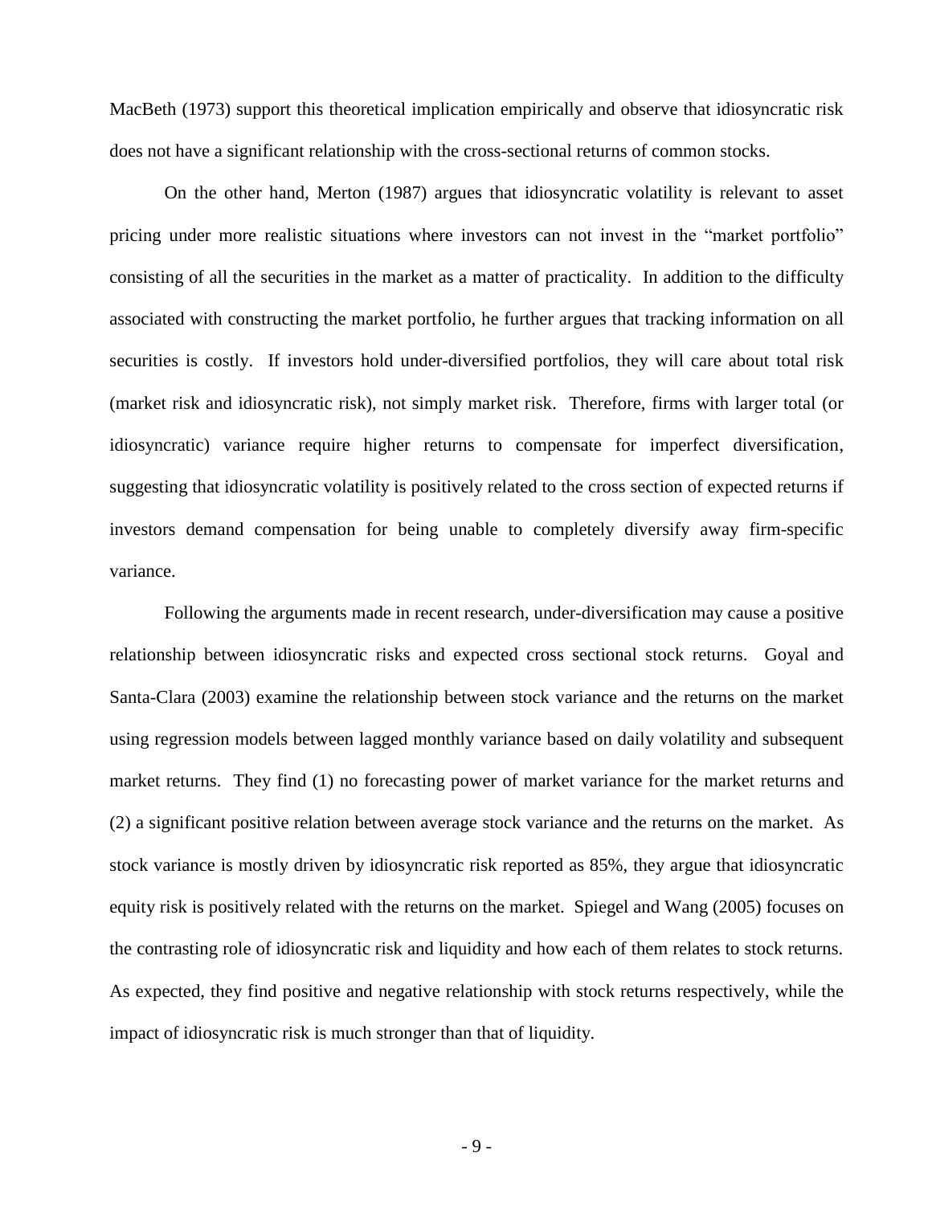MacBeth (1973) support this theoretical implication empirically and observe that idiosyncratic risk does not have a significant relationship with the cross-sectional returns of common stocks.

On the other hand, Merton (1987) argues that idiosyncratic volatility is relevant to asset pricing under more realistic situations where investors can not invest in the "market portfolio" consisting of all the securities in the market as a matter of practicality. In addition to the difficulty associated with constructing the market portfolio, he further argues that tracking information on all securities is costly. If investors hold under-diversified portfolios, they will care about total risk (market risk and idiosyncratic risk), not simply market risk. Therefore, firms with larger total (or idiosyncratic) variance require higher returns to compensate for imperfect diversification, suggesting that idiosyncratic volatility is positively related to the cross section of expected returns if investors demand compensation for being unable to completely diversify away firm-specific variance.

Following the arguments made in recent research, under-diversification may cause a positive relationship between idiosyncratic risks and expected cross sectional stock returns. Goyal and Santa-Clara (2003) examine the relationship between stock variance and the returns on the market using regression models between lagged monthly variance based on daily volatility and subsequent market returns. They find (1) no forecasting power of market variance for the market returns and (2) a significant positive relation between average stock variance and the returns on the market. As stock variance is mostly driven by idiosyncratic risk reported as 85%, they argue that idiosyncratic equity risk is positively related with the returns on the market. Spiegel and Wang (2005) focuses on the contrasting role of idiosyncratic risk and liquidity and how each of them relates to stock returns. As expected, they find positive and negative relationship with stock returns respectively, while the impact of idiosyncratic risk is much stronger than that of liquidity.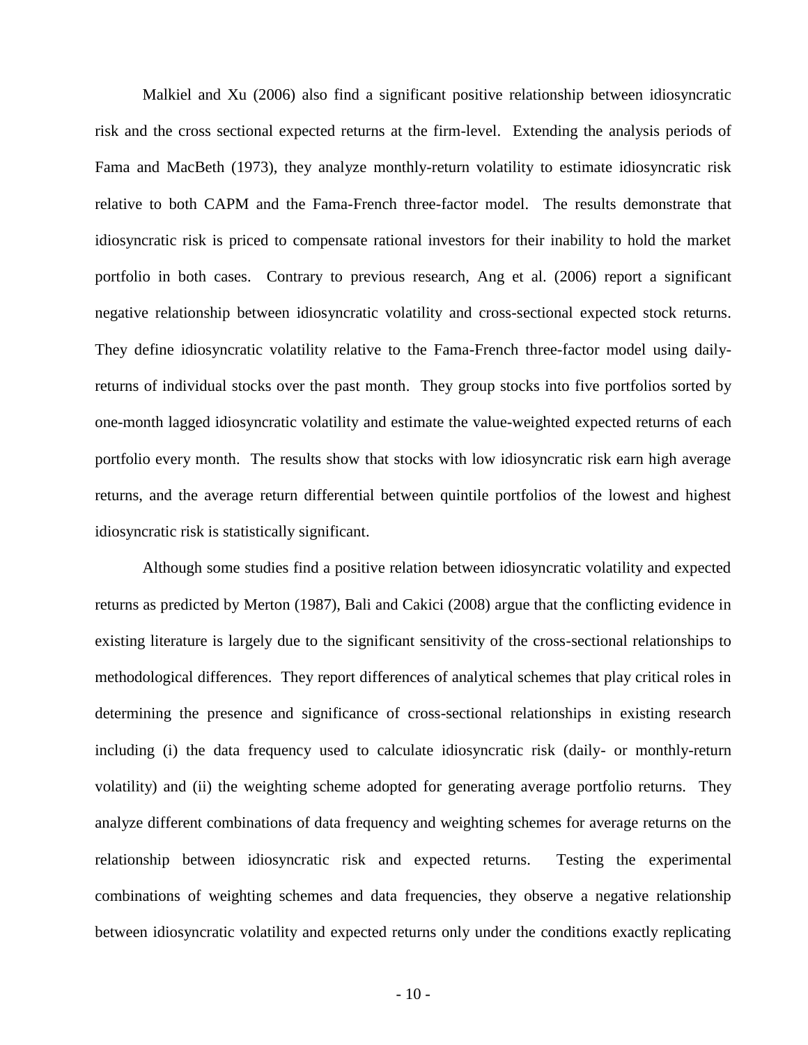Malkiel and Xu (2006) also find a significant positive relationship between idiosyncratic risk and the cross sectional expected returns at the firm-level. Extending the analysis periods of Fama and MacBeth (1973), they analyze monthly-return volatility to estimate idiosyncratic risk relative to both CAPM and the Fama-French three-factor model. The results demonstrate that idiosyncratic risk is priced to compensate rational investors for their inability to hold the market portfolio in both cases. Contrary to previous research, Ang et al. (2006) report a significant negative relationship between idiosyncratic volatility and cross-sectional expected stock returns. They define idiosyncratic volatility relative to the Fama-French three-factor model using daily-returns of individual stocks over the past month. They group stocks into five portfolios sorted by one-month lagged idiosyncratic volatility and estimate the value-weighted expected returns of each portfolio every month. The results show that stocks with low idiosyncratic risk earn high average returns, and the average return differential between quintile portfolios of the lowest and highest idiosyncratic risk is statistically significant.

Although some studies find a positive relation between idiosyncratic volatility and expected returns as predicted by Merton (1987), Bali and Cakici (2008) argue that the conflicting evidence in existing literature is largely due to the significant sensitivity of the cross-sectional relationships to methodological differences. They report differences of analytical schemes that play critical roles in determining the presence and significance of cross-sectional relationships in existing research including (i) the data frequency used to calculate idiosyncratic risk (daily- or monthly-return volatility) and (ii) the weighting scheme adopted for generating average portfolio returns. They analyze different combinations of data frequency and weighting schemes for average returns on the relationship between idiosyncratic risk and expected returns. Testing the experimental combinations of weighting schemes and data frequencies, they observe a negative relationship between idiosyncratic volatility and expected returns only under the conditions exactly replicating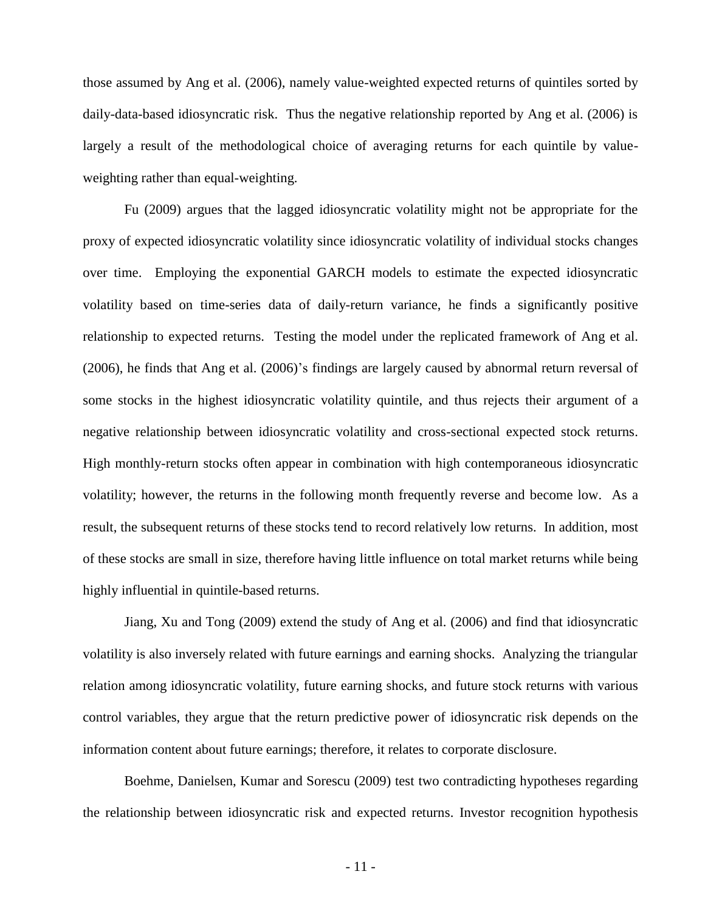those assumed by Ang et al. (2006), namely value-weighted expected returns of quintiles sorted by daily-data-based idiosyncratic risk. Thus the negative relationship reported by Ang et al. (2006) is largely a result of the methodological choice of averaging returns for each quintile by value-weighting rather than equal-weighting.

Fu (2009) argues that the lagged idiosyncratic volatility might not be appropriate for the proxy of expected idiosyncratic volatility since idiosyncratic volatility of individual stocks changes over time. Employing the exponential GARCH models to estimate the expected idiosyncratic volatility based on time-series data of daily-return variance, he finds a significantly positive relationship to expected returns. Testing the model under the replicated framework of Ang et al. (2006), he finds that Ang et al. (2006)'s findings are largely caused by abnormal return reversal of some stocks in the highest idiosyncratic volatility quintile, and thus rejects their argument of a negative relationship between idiosyncratic volatility and cross-sectional expected stock returns. High monthly-return stocks often appear in combination with high contemporaneous idiosyncratic volatility; however, the returns in the following month frequently reverse and become low. As a result, the subsequent returns of these stocks tend to record relatively low returns. In addition, most of these stocks are small in size, therefore having little influence on total market returns while being highly influential in quintile-based returns.

Jiang, Xu and Tong (2009) extend the study of Ang et al. (2006) and find that idiosyncratic volatility is also inversely related with future earnings and earning shocks. Analyzing the triangular relation among idiosyncratic volatility, future earning shocks, and future stock returns with various control variables, they argue that the return predictive power of idiosyncratic risk depends on the information content about future earnings; therefore, it relates to corporate disclosure.

Boehme, Danielsen, Kumar and Sorescu (2009) test two contradicting hypotheses regarding the relationship between idiosyncratic risk and expected returns. Investor recognition hypothesis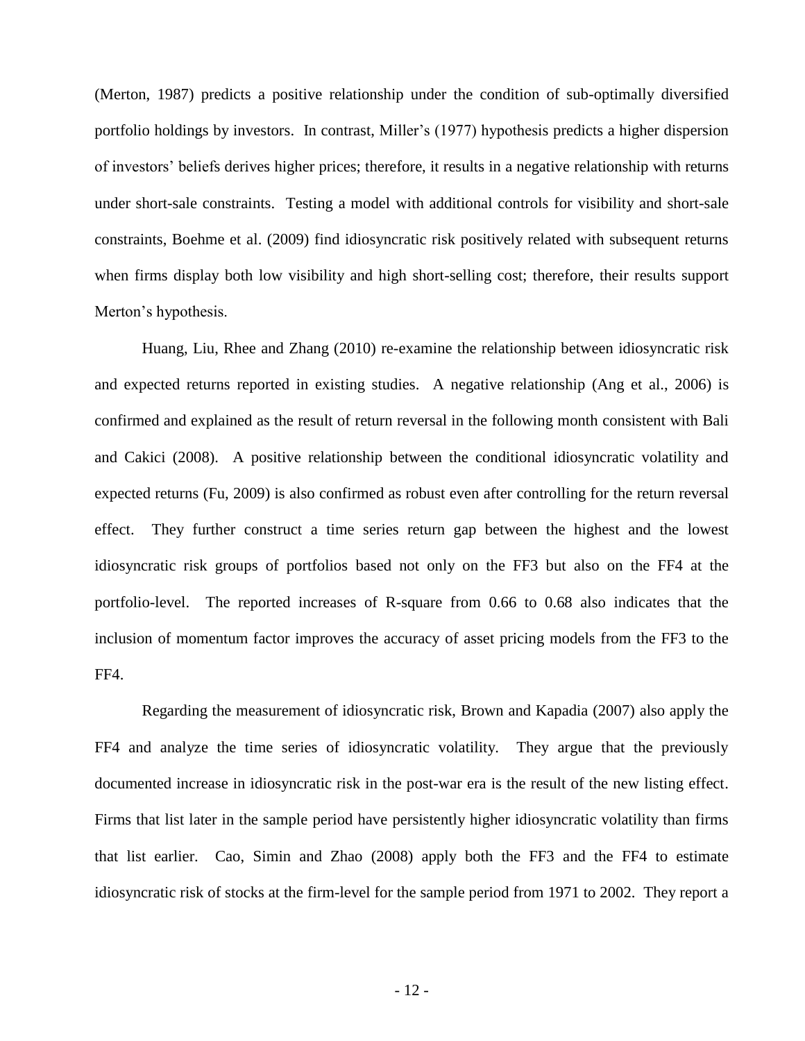(Merton, 1987) predicts a positive relationship under the condition of sub-optimally diversified portfolio holdings by investors. In contrast, Miller's (1977) hypothesis predicts a higher dispersion of investors' beliefs derives higher prices; therefore, it results in a negative relationship with returns under short-sale constraints. Testing a model with additional controls for visibility and short-sale constraints, Boehme et al. (2009) find idiosyncratic risk positively related with subsequent returns when firms display both low visibility and high short-selling cost; therefore, their results support Merton's hypothesis.

Huang, Liu, Rhee and Zhang (2010) re-examine the relationship between idiosyncratic risk and expected returns reported in existing studies. A negative relationship (Ang et al., 2006) is confirmed and explained as the result of return reversal in the following month consistent with Bali and Cakici (2008). A positive relationship between the conditional idiosyncratic volatility and expected returns (Fu, 2009) is also confirmed as robust even after controlling for the return reversal effect. They further construct a time series return gap between the highest and the lowest idiosyncratic risk groups of portfolios based not only on the FF3 but also on the FF4 at the portfolio-level. The reported increases of R-square from 0.66 to 0.68 also indicates that the inclusion of momentum factor improves the accuracy of asset pricing models from the FF3 to the FF4.

Regarding the measurement of idiosyncratic risk, Brown and Kapadia (2007) also apply the FF4 and analyze the time series of idiosyncratic volatility. They argue that the previously documented increase in idiosyncratic risk in the post-war era is the result of the new listing effect. Firms that list later in the sample period have persistently higher idiosyncratic volatility than firms that list earlier. Cao, Simin and Zhao (2008) apply both the FF3 and the FF4 to estimate idiosyncratic risk of stocks at the firm-level for the sample period from 1971 to 2002. They report a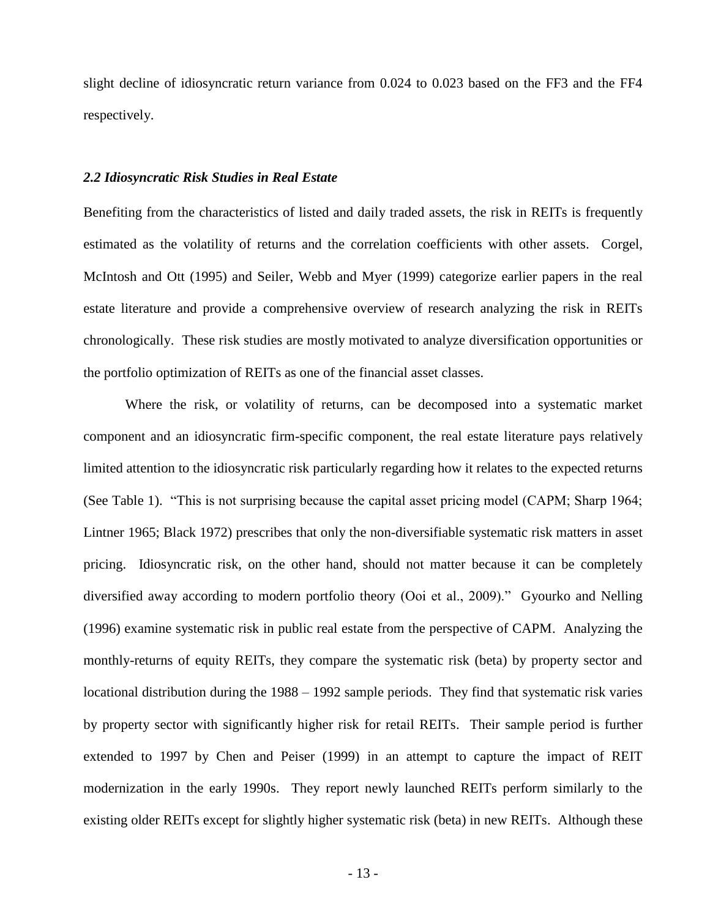slight decline of idiosyncratic return variance from 0.024 to 0.023 based on the FF3 and the FF4 respectively.

### *2.2 Idiosyncratic Risk Studies in Real Estate*

Benefiting from the characteristics of listed and daily traded assets, the risk in REITs is frequently estimated as the volatility of returns and the correlation coefficients with other assets. Corgel, McIntosh and Ott (1995) and Seiler, Webb and Myer (1999) categorize earlier papers in the real estate literature and provide a comprehensive overview of research analyzing the risk in REITs chronologically. These risk studies are mostly motivated to analyze diversification opportunities or the portfolio optimization of REITs as one of the financial asset classes.

Where the risk, or volatility of returns, can be decomposed into a systematic market component and an idiosyncratic firm-specific component, the real estate literature pays relatively limited attention to the idiosyncratic risk particularly regarding how it relates to the expected returns (See Table 1). "This is not surprising because the capital asset pricing model (CAPM; Sharp 1964; Lintner 1965; Black 1972) prescribes that only the non-diversifiable systematic risk matters in asset pricing. Idiosyncratic risk, on the other hand, should not matter because it can be completely diversified away according to modern portfolio theory (Ooi et al., 2009)." Gyourko and Nelling (1996) examine systematic risk in public real estate from the perspective of CAPM. Analyzing the monthly-returns of equity REITs, they compare the systematic risk (beta) by property sector and locational distribution during the 1988 – 1992 sample periods. They find that systematic risk varies by property sector with significantly higher risk for retail REITs. Their sample period is further extended to 1997 by Chen and Peiser (1999) in an attempt to capture the impact of REIT modernization in the early 1990s. They report newly launched REITs perform similarly to the existing older REITs except for slightly higher systematic risk (beta) in new REITs. Although these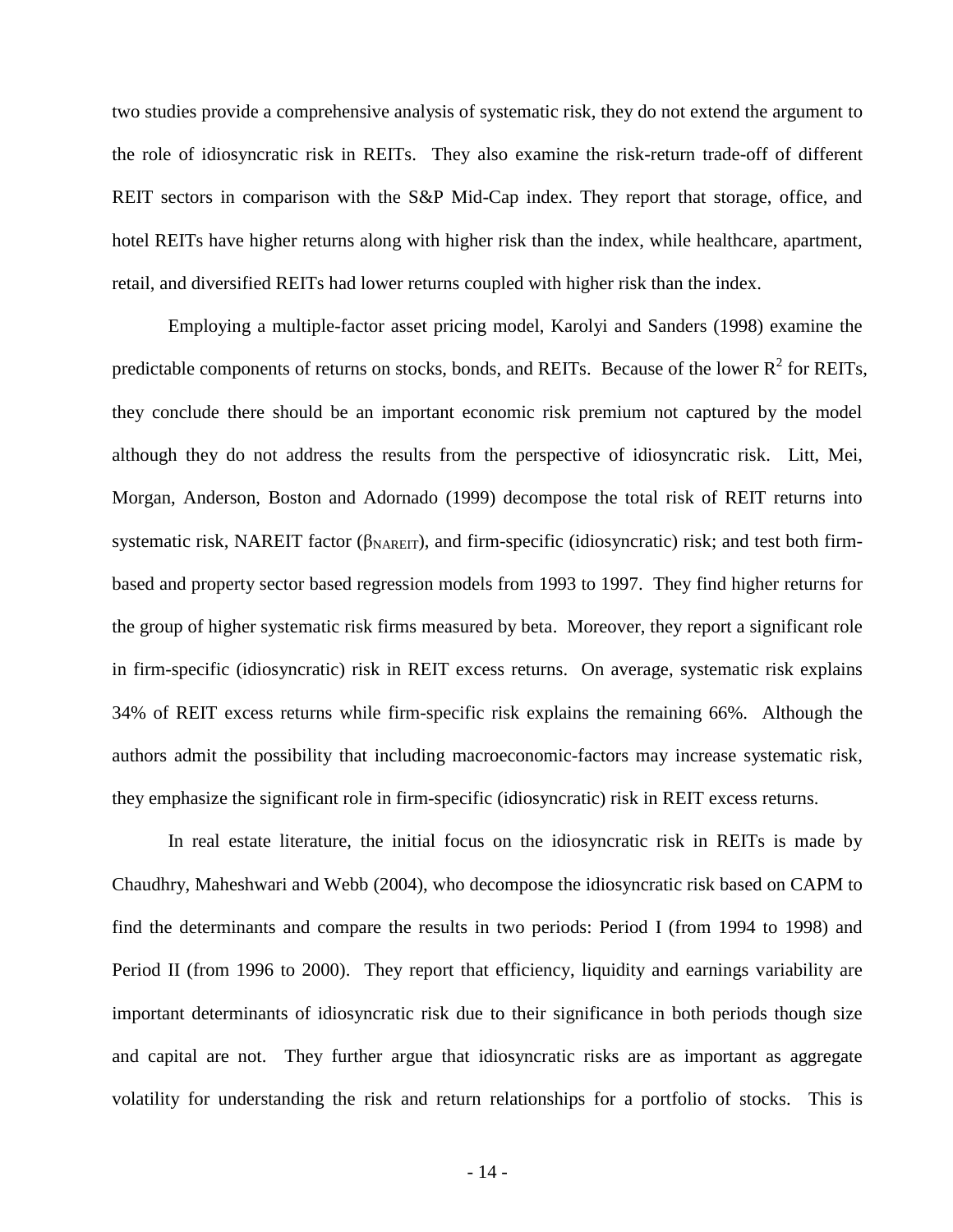two studies provide a comprehensive analysis of systematic risk, they do not extend the argument to the role of idiosyncratic risk in REITs. They also examine the risk-return trade-off of different REIT sectors in comparison with the S&P Mid-Cap index. They report that storage, office, and hotel REITs have higher returns along with higher risk than the index, while healthcare, apartment, retail, and diversified REITs had lower returns coupled with higher risk than the index.

Employing a multiple-factor asset pricing model, Karolyi and Sanders (1998) examine the predictable components of returns on stocks, bonds, and REITs. Because of the lower $R^2$ for REITs, they conclude there should be an important economic risk premium not captured by the model although they do not address the results from the perspective of idiosyncratic risk. Litt, Mei, Morgan, Anderson, Boston and Adornado (1999) decompose the total risk of REIT returns into systematic risk, NAREIT factor ($\beta_{NAREIT}$), and firm-specific (idiosyncratic) risk; and test both firm-based and property sector based regression models from 1993 to 1997. They find higher returns for the group of higher systematic risk firms measured by beta. Moreover, they report a significant role in firm-specific (idiosyncratic) risk in REIT excess returns. On average, systematic risk explains 34% of REIT excess returns while firm-specific risk explains the remaining 66%. Although the authors admit the possibility that including macroeconomic-factors may increase systematic risk, they emphasize the significant role in firm-specific (idiosyncratic) risk in REIT excess returns.

In real estate literature, the initial focus on the idiosyncratic risk in REITs is made by Chaudhry, Maheshwari and Webb (2004), who decompose the idiosyncratic risk based on CAPM to find the determinants and compare the results in two periods: Period I (from 1994 to 1998) and Period II (from 1996 to 2000). They report that efficiency, liquidity and earnings variability are important determinants of idiosyncratic risk due to their significance in both periods though size and capital are not. They further argue that idiosyncratic risks are as important as aggregate volatility for understanding the risk and return relationships for a portfolio of stocks. This is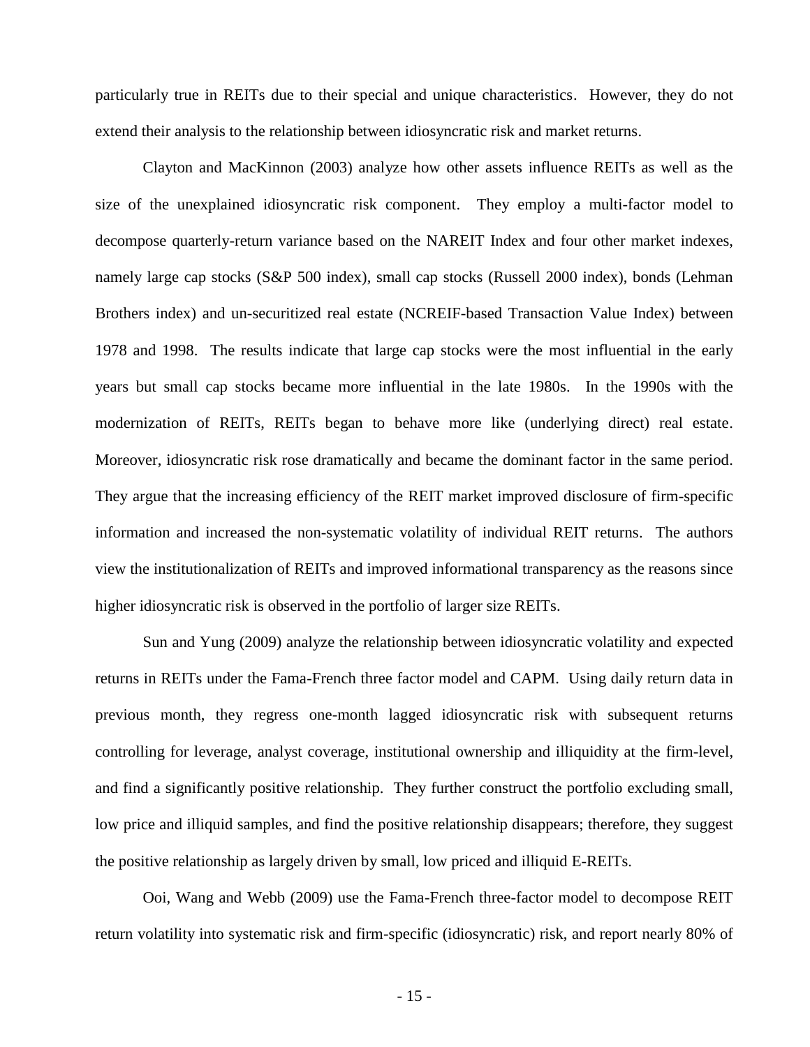particularly true in REITs due to their special and unique characteristics. However, they do not extend their analysis to the relationship between idiosyncratic risk and market returns.

Clayton and MacKinnon (2003) analyze how other assets influence REITs as well as the size of the unexplained idiosyncratic risk component. They employ a multi-factor model to decompose quarterly-return variance based on the NAREIT Index and four other market indexes, namely large cap stocks (S&P 500 index), small cap stocks (Russell 2000 index), bonds (Lehman Brothers index) and un-securitized real estate (NCREIF-based Transaction Value Index) between 1978 and 1998. The results indicate that large cap stocks were the most influential in the early years but small cap stocks became more influential in the late 1980s. In the 1990s with the modernization of REITs, REITs began to behave more like (underlying direct) real estate. Moreover, idiosyncratic risk rose dramatically and became the dominant factor in the same period. They argue that the increasing efficiency of the REIT market improved disclosure of firm-specific information and increased the non-systematic volatility of individual REIT returns. The authors view the institutionalization of REITs and improved informational transparency as the reasons since higher idiosyncratic risk is observed in the portfolio of larger size REITs.

Sun and Yung (2009) analyze the relationship between idiosyncratic volatility and expected returns in REITs under the Fama-French three factor model and CAPM. Using daily return data in previous month, they regress one-month lagged idiosyncratic risk with subsequent returns controlling for leverage, analyst coverage, institutional ownership and illiquidity at the firm-level, and find a significantly positive relationship. They further construct the portfolio excluding small, low price and illiquid samples, and find the positive relationship disappears; therefore, they suggest the positive relationship as largely driven by small, low priced and illiquid E-REITs.

Ooi, Wang and Webb (2009) use the Fama-French three-factor model to decompose REIT return volatility into systematic risk and firm-specific (idiosyncratic) risk, and report nearly 80% of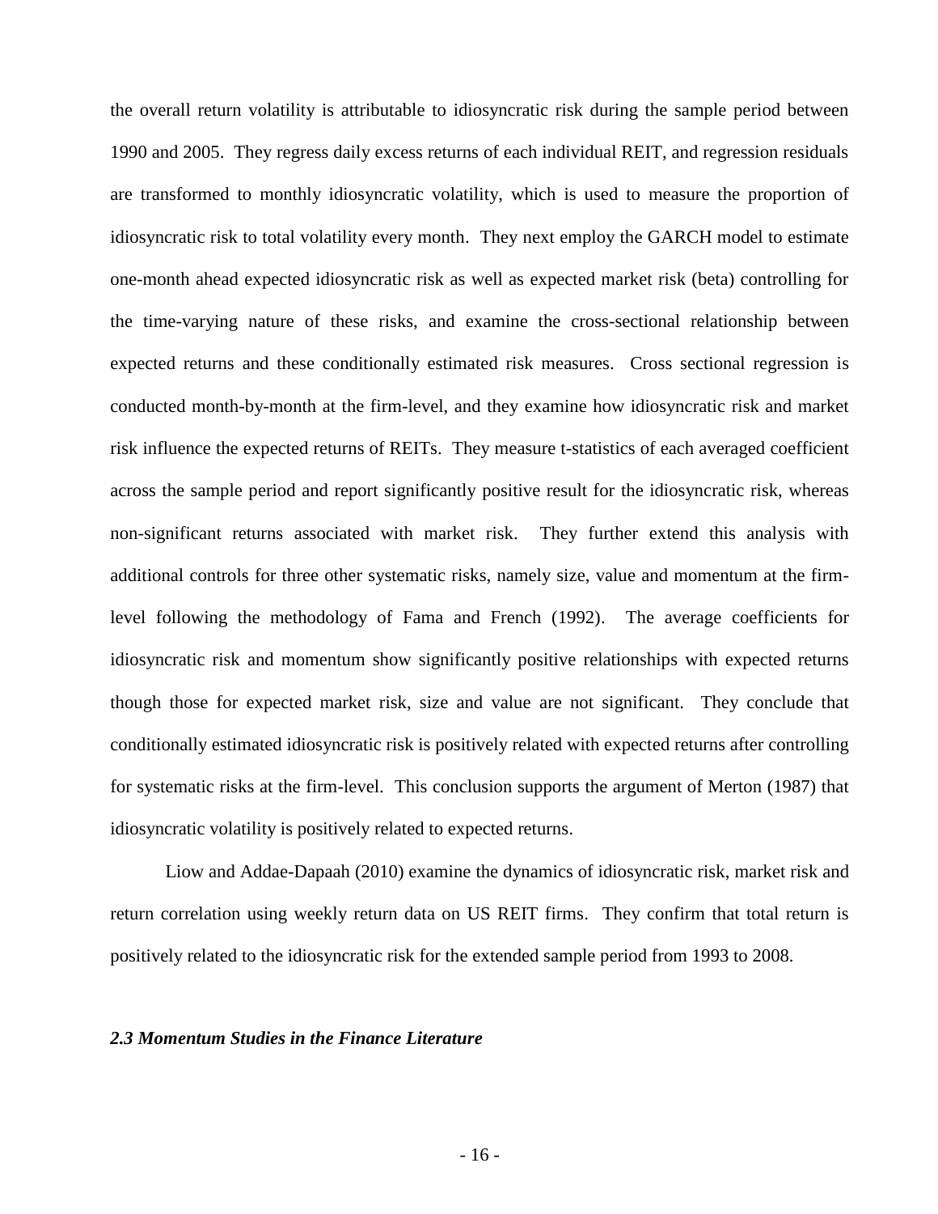the overall return volatility is attributable to idiosyncratic risk during the sample period between 1990 and 2005. They regress daily excess returns of each individual REIT, and regression residuals are transformed to monthly idiosyncratic volatility, which is used to measure the proportion of idiosyncratic risk to total volatility every month. They next employ the GARCH model to estimate one-month ahead expected idiosyncratic risk as well as expected market risk (beta) controlling for the time-varying nature of these risks, and examine the cross-sectional relationship between expected returns and these conditionally estimated risk measures. Cross sectional regression is conducted month-by-month at the firm-level, and they examine how idiosyncratic risk and market risk influence the expected returns of REITs. They measure t-statistics of each averaged coefficient across the sample period and report significantly positive result for the idiosyncratic risk, whereas non-significant returns associated with market risk. They further extend this analysis with additional controls for three other systematic risks, namely size, value and momentum at the firm-level following the methodology of Fama and French (1992). The average coefficients for idiosyncratic risk and momentum show significantly positive relationships with expected returns though those for expected market risk, size and value are not significant. They conclude that conditionally estimated idiosyncratic risk is positively related with expected returns after controlling for systematic risks at the firm-level. This conclusion supports the argument of Merton (1987) that idiosyncratic volatility is positively related to expected returns.

Liow and Addae-Dapaah (2010) examine the dynamics of idiosyncratic risk, market risk and return correlation using weekly return data on US REIT firms. They confirm that total return is positively related to the idiosyncratic risk for the extended sample period from 1993 to 2008.

### *2.3 Momentum Studies in the Finance Literature*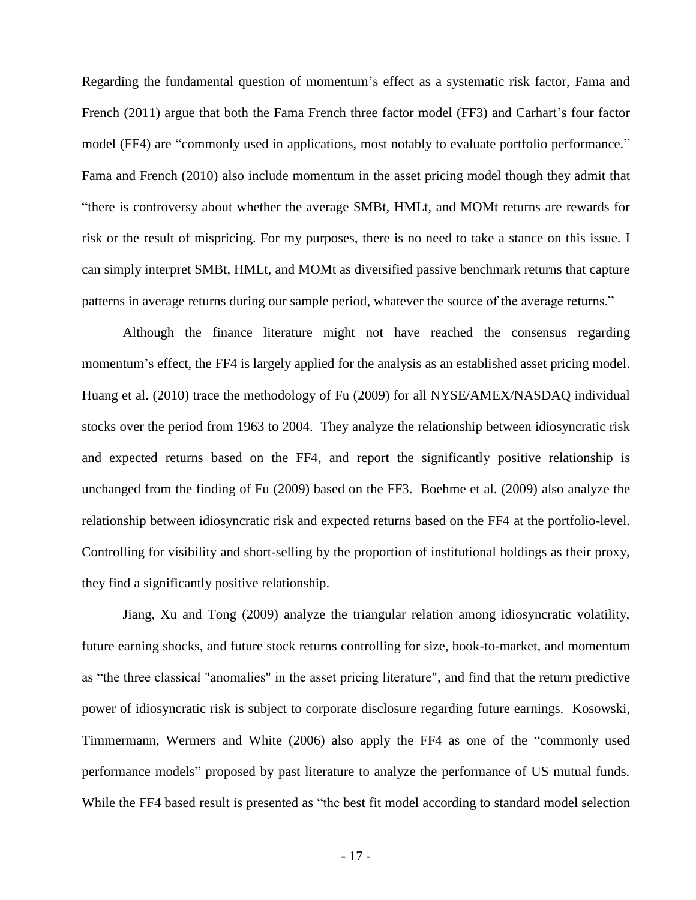Regarding the fundamental question of momentum's effect as a systematic risk factor, Fama and French (2011) argue that both the Fama French three factor model (FF3) and Carhart's four factor model (FF4) are "commonly used in applications, most notably to evaluate portfolio performance." Fama and French (2010) also include momentum in the asset pricing model though they admit that "there is controversy about whether the average SMBt, HMLt, and MOMt returns are rewards for risk or the result of mispricing. For my purposes, there is no need to take a stance on this issue. I can simply interpret SMBt, HMLt, and MOMt as diversified passive benchmark returns that capture patterns in average returns during our sample period, whatever the source of the average returns."

Although the finance literature might not have reached the consensus regarding momentum's effect, the FF4 is largely applied for the analysis as an established asset pricing model. Huang et al. (2010) trace the methodology of Fu (2009) for all NYSE/AMEX/NASDAQ individual stocks over the period from 1963 to 2004. They analyze the relationship between idiosyncratic risk and expected returns based on the FF4, and report the significantly positive relationship is unchanged from the finding of Fu (2009) based on the FF3. Boehme et al. (2009) also analyze the relationship between idiosyncratic risk and expected returns based on the FF4 at the portfolio-level. Controlling for visibility and short-selling by the proportion of institutional holdings as their proxy, they find a significantly positive relationship.

Jiang, Xu and Tong (2009) analyze the triangular relation among idiosyncratic volatility, future earning shocks, and future stock returns controlling for size, book-to-market, and momentum as "the three classical "anomalies" in the asset pricing literature", and find that the return predictive power of idiosyncratic risk is subject to corporate disclosure regarding future earnings. Kosowski, Timmermann, Wermers and White (2006) also apply the FF4 as one of the "commonly used performance models" proposed by past literature to analyze the performance of US mutual funds. While the FF4 based result is presented as "the best fit model according to standard model selection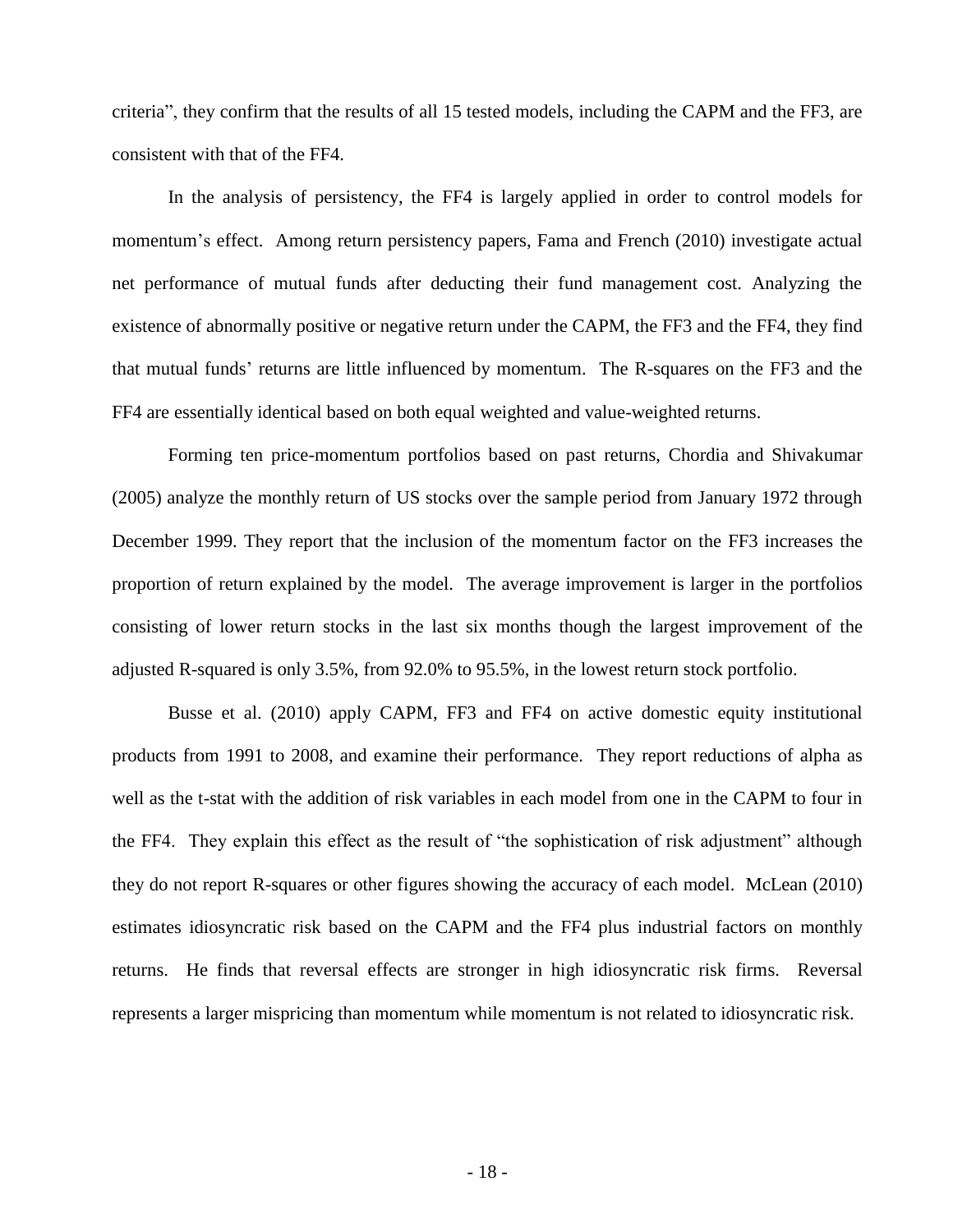criteria", they confirm that the results of all 15 tested models, including the CAPM and the FF3, are consistent with that of the FF4.

In the analysis of persistency, the FF4 is largely applied in order to control models for momentum's effect. Among return persistency papers, Fama and French (2010) investigate actual net performance of mutual funds after deducting their fund management cost. Analyzing the existence of abnormally positive or negative return under the CAPM, the FF3 and the FF4, they find that mutual funds' returns are little influenced by momentum. The R-squares on the FF3 and the FF4 are essentially identical based on both equal weighted and value-weighted returns.

Forming ten price-momentum portfolios based on past returns, Chordia and Shivakumar (2005) analyze the monthly return of US stocks over the sample period from January 1972 through December 1999. They report that the inclusion of the momentum factor on the FF3 increases the proportion of return explained by the model. The average improvement is larger in the portfolios consisting of lower return stocks in the last six months though the largest improvement of the adjusted R-squared is only 3.5%, from 92.0% to 95.5%, in the lowest return stock portfolio.

Busse et al. (2010) apply CAPM, FF3 and FF4 on active domestic equity institutional products from 1991 to 2008, and examine their performance. They report reductions of alpha as well as the t-stat with the addition of risk variables in each model from one in the CAPM to four in the FF4. They explain this effect as the result of "the sophistication of risk adjustment" although they do not report R-squares or other figures showing the accuracy of each model. McLean (2010) estimates idiosyncratic risk based on the CAPM and the FF4 plus industrial factors on monthly returns. He finds that reversal effects are stronger in high idiosyncratic risk firms. Reversal represents a larger mispricing than momentum while momentum is not related to idiosyncratic risk.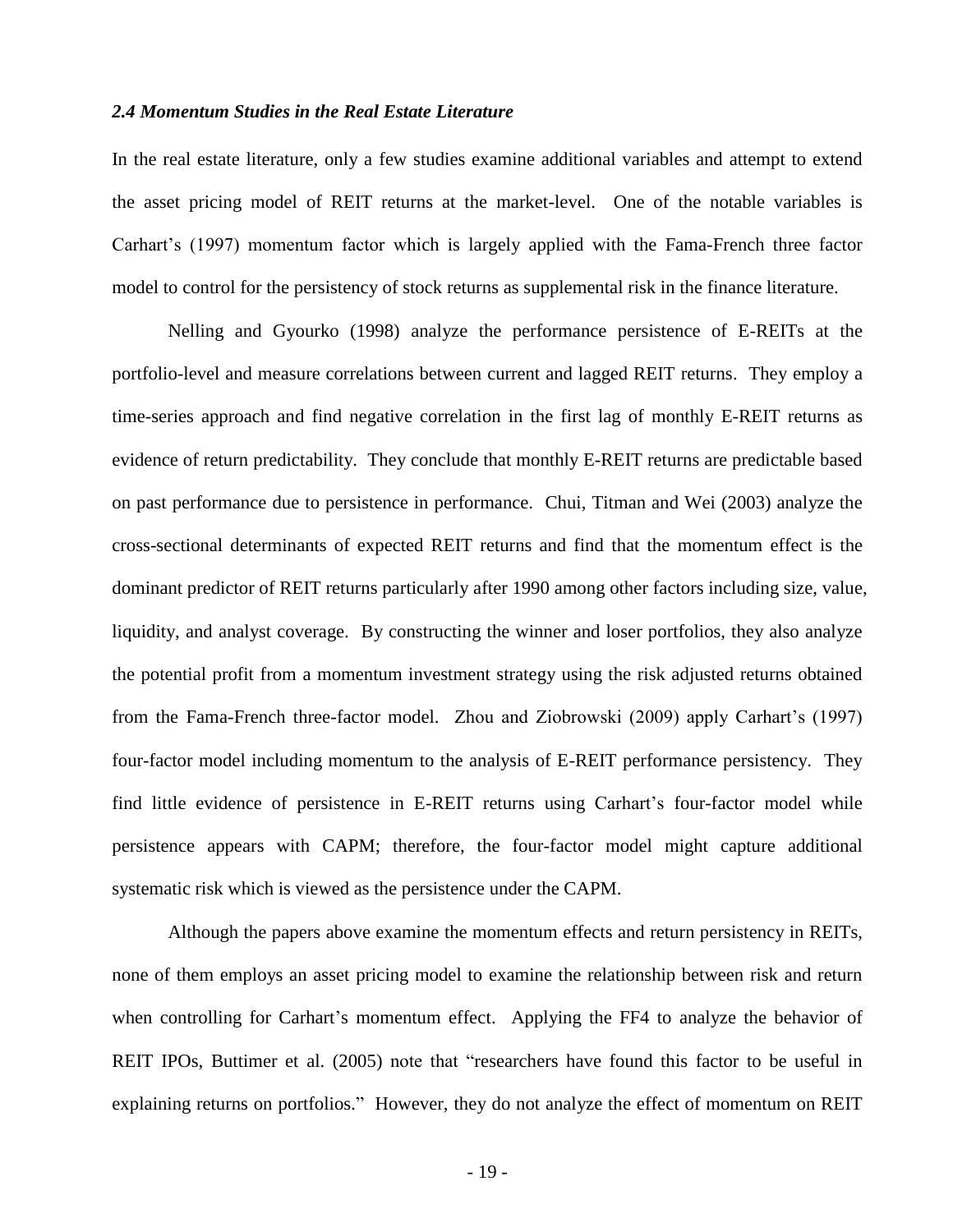### *2.4 Momentum Studies in the Real Estate Literature*

In the real estate literature, only a few studies examine additional variables and attempt to extend the asset pricing model of REIT returns at the market-level. One of the notable variables is Carhart's (1997) momentum factor which is largely applied with the Fama-French three factor model to control for the persistency of stock returns as supplemental risk in the finance literature.

Nelling and Gyourko (1998) analyze the performance persistence of E-REITs at the portfolio-level and measure correlations between current and lagged REIT returns. They employ a time-series approach and find negative correlation in the first lag of monthly E-REIT returns as evidence of return predictability. They conclude that monthly E-REIT returns are predictable based on past performance due to persistence in performance. Chui, Titman and Wei (2003) analyze the cross-sectional determinants of expected REIT returns and find that the momentum effect is the dominant predictor of REIT returns particularly after 1990 among other factors including size, value, liquidity, and analyst coverage. By constructing the winner and loser portfolios, they also analyze the potential profit from a momentum investment strategy using the risk adjusted returns obtained from the Fama-French three-factor model. Zhou and Ziobrowski (2009) apply Carhart's (1997) four-factor model including momentum to the analysis of E-REIT performance persistency. They find little evidence of persistence in E-REIT returns using Carhart's four-factor model while persistence appears with CAPM; therefore, the four-factor model might capture additional systematic risk which is viewed as the persistence under the CAPM.

Although the papers above examine the momentum effects and return persistency in REITs, none of them employs an asset pricing model to examine the relationship between risk and return when controlling for Carhart's momentum effect. Applying the FF4 to analyze the behavior of REIT IPOs, Buttimer et al. (2005) note that "researchers have found this factor to be useful in explaining returns on portfolios." However, they do not analyze the effect of momentum on REIT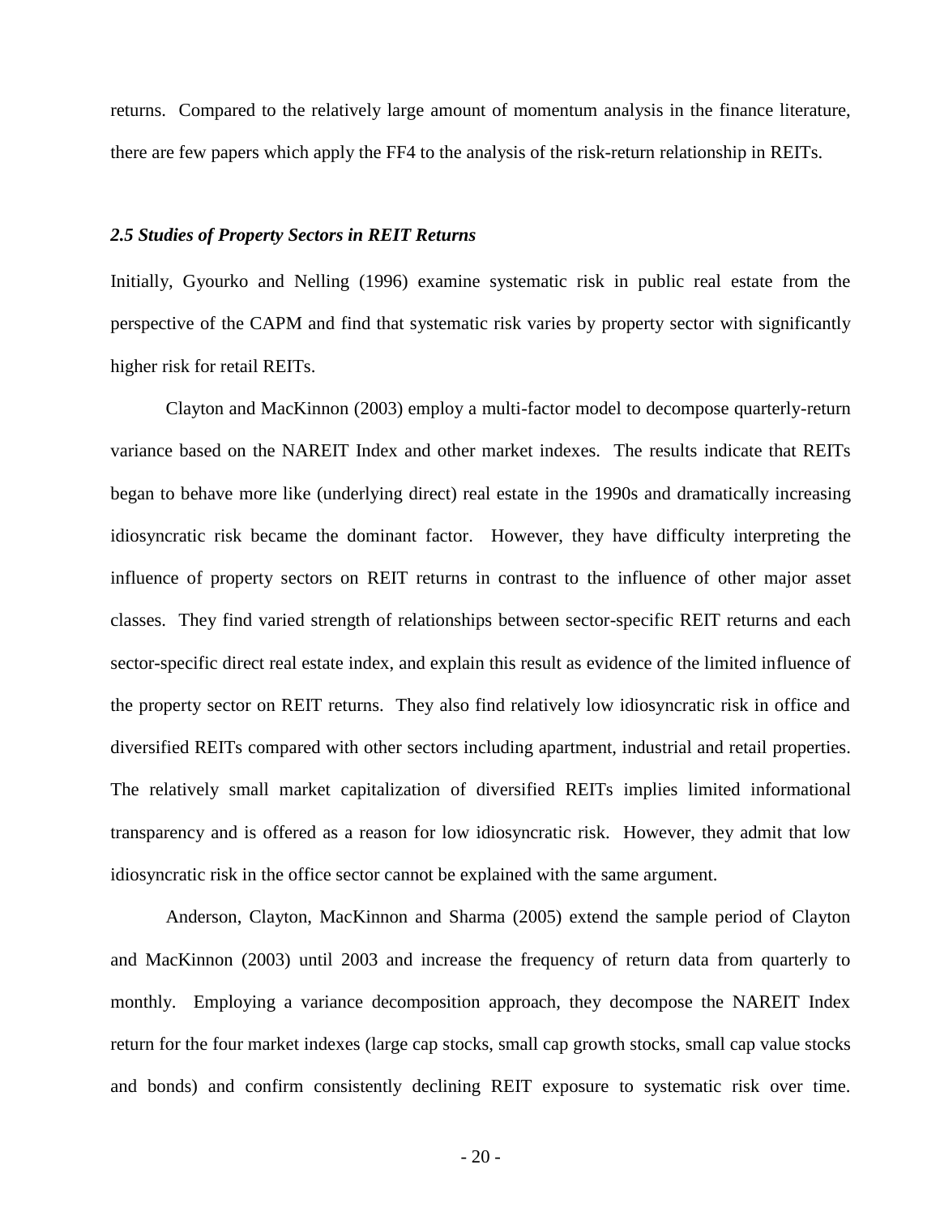returns. Compared to the relatively large amount of momentum analysis in the finance literature, there are few papers which apply the FF4 to the analysis of the risk-return relationship in REITs.

### *2.5 Studies of Property Sectors in REIT Returns*

Initially, Gyourko and Nelling (1996) examine systematic risk in public real estate from the perspective of the CAPM and find that systematic risk varies by property sector with significantly higher risk for retail REITs.

Clayton and MacKinnon (2003) employ a multi-factor model to decompose quarterly-return variance based on the NAREIT Index and other market indexes. The results indicate that REITs began to behave more like (underlying direct) real estate in the 1990s and dramatically increasing idiosyncratic risk became the dominant factor. However, they have difficulty interpreting the influence of property sectors on REIT returns in contrast to the influence of other major asset classes. They find varied strength of relationships between sector-specific REIT returns and each sector-specific direct real estate index, and explain this result as evidence of the limited influence of the property sector on REIT returns. They also find relatively low idiosyncratic risk in office and diversified REITs compared with other sectors including apartment, industrial and retail properties. The relatively small market capitalization of diversified REITs implies limited informational transparency and is offered as a reason for low idiosyncratic risk. However, they admit that low idiosyncratic risk in the office sector cannot be explained with the same argument.

Anderson, Clayton, MacKinnon and Sharma (2005) extend the sample period of Clayton and MacKinnon (2003) until 2003 and increase the frequency of return data from quarterly to monthly. Employing a variance decomposition approach, they decompose the NAREIT Index return for the four market indexes (large cap stocks, small cap growth stocks, small cap value stocks and bonds) and confirm consistently declining REIT exposure to systematic risk over time.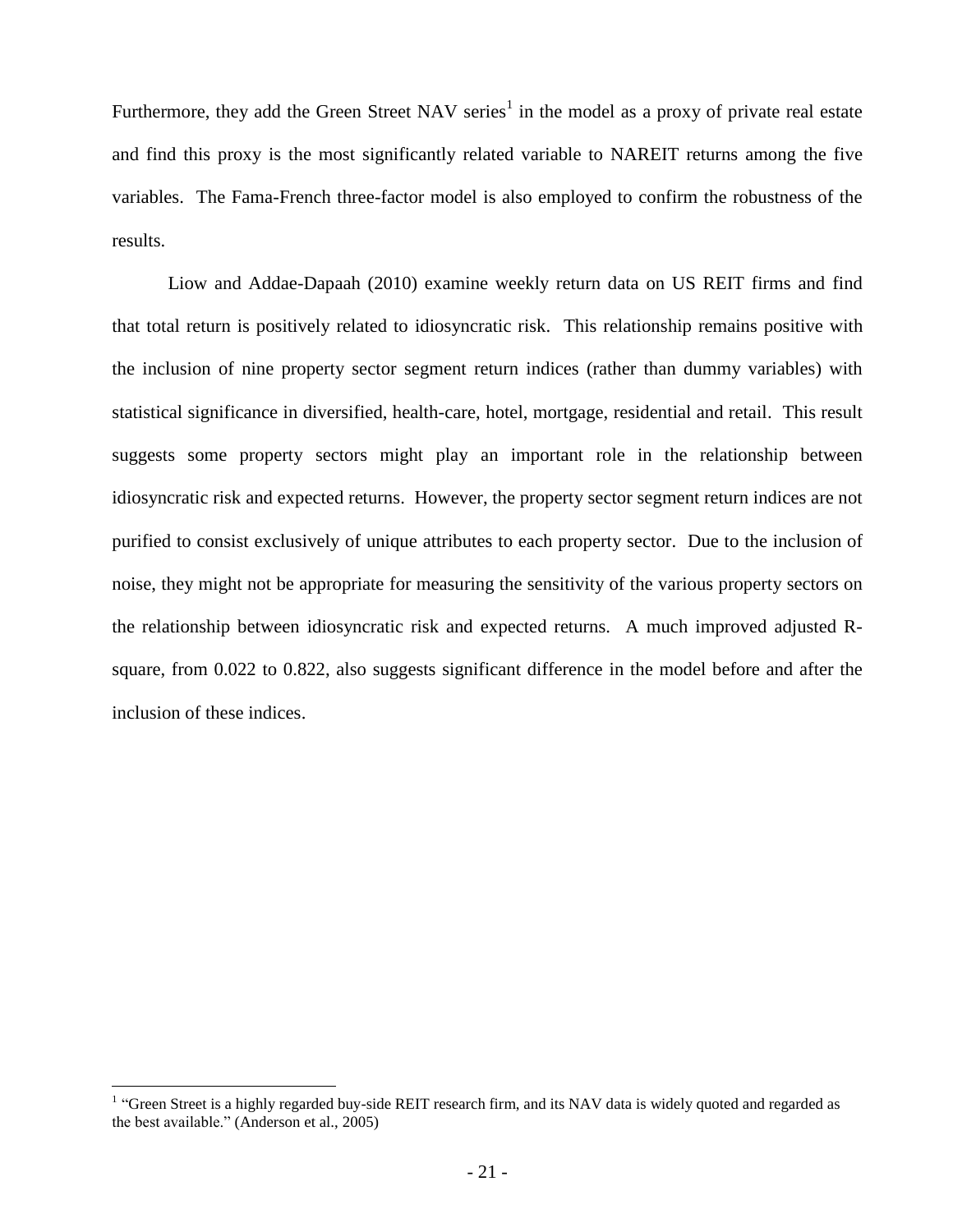Furthermore, they add the Green Street NAV series[1] in the model as a proxy of private real estate and find this proxy is the most significantly related variable to NAREIT returns among the five variables. The Fama-French three-factor model is also employed to confirm the robustness of the results.

Liow and Addae-Dapaah (2010) examine weekly return data on US REIT firms and find that total return is positively related to idiosyncratic risk. This relationship remains positive with the inclusion of nine property sector segment return indices (rather than dummy variables) with statistical significance in diversified, health-care, hotel, mortgage, residential and retail. This result suggests some property sectors might play an important role in the relationship between idiosyncratic risk and expected returns. However, the property sector segment return indices are not purified to consist exclusively of unique attributes to each property sector. Due to the inclusion of noise, they might not be appropriate for measuring the sensitivity of the various property sectors on the relationship between idiosyncratic risk and expected returns. A much improved adjusted R-square, from 0.022 to 0.822, also suggests significant difference in the model before and after the inclusion of these indices.

[1] "Green Street is a highly regarded buy-side REIT research firm, and its NAV data is widely quoted and regarded as the best available." (Anderson et al., 2005)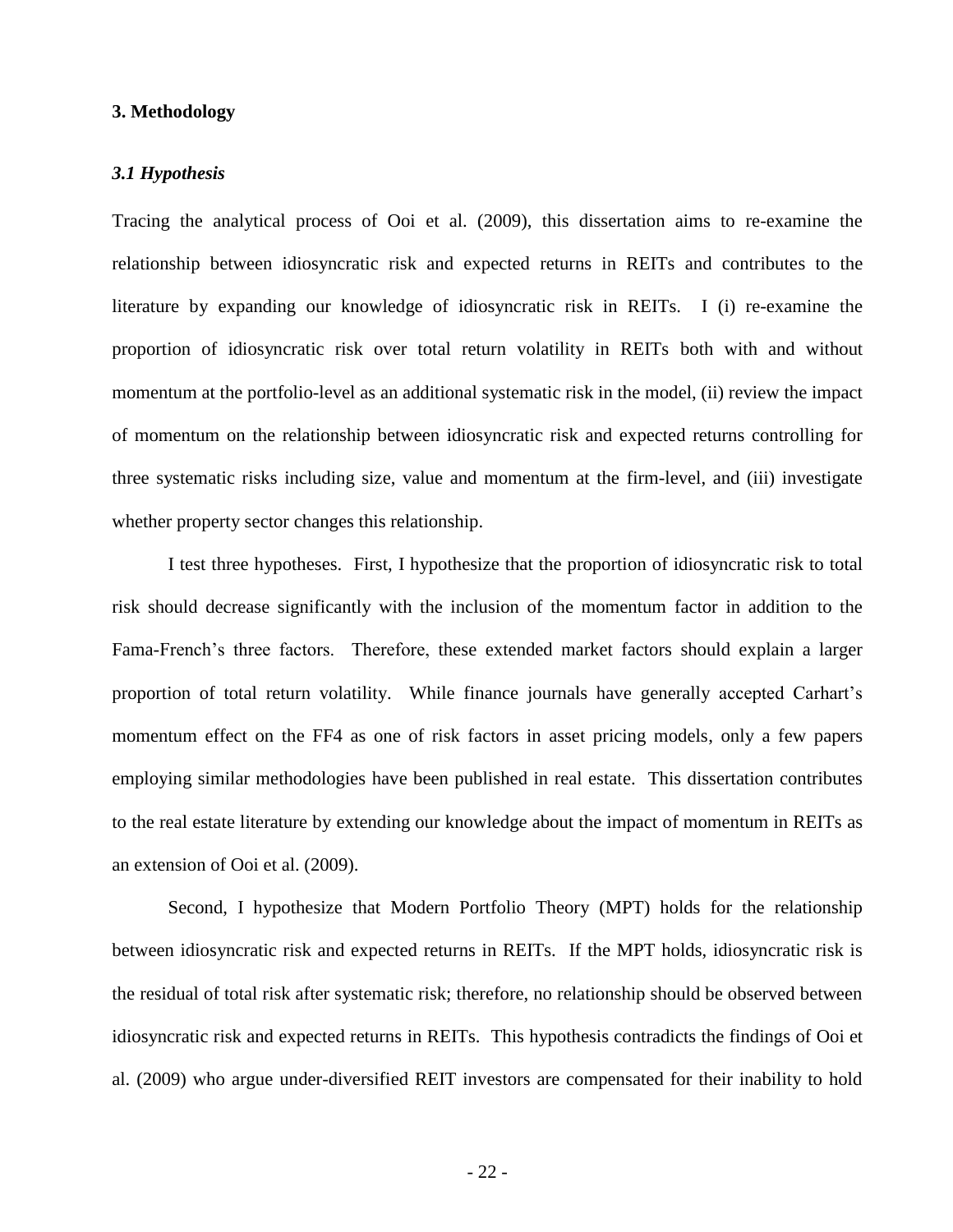## 3. Methodology

### *3.1 Hypothesis*

Tracing the analytical process of Ooi et al. (2009), this dissertation aims to re-examine the relationship between idiosyncratic risk and expected returns in REITs and contributes to the literature by expanding our knowledge of idiosyncratic risk in REITs. I (i) re-examine the proportion of idiosyncratic risk over total return volatility in REITs both with and without momentum at the portfolio-level as an additional systematic risk in the model, (ii) review the impact of momentum on the relationship between idiosyncratic risk and expected returns controlling for three systematic risks including size, value and momentum at the firm-level, and (iii) investigate whether property sector changes this relationship.

I test three hypotheses. First, I hypothesize that the proportion of idiosyncratic risk to total risk should decrease significantly with the inclusion of the momentum factor in addition to the Fama-French's three factors. Therefore, these extended market factors should explain a larger proportion of total return volatility. While finance journals have generally accepted Carhart's momentum effect on the FF4 as one of risk factors in asset pricing models, only a few papers employing similar methodologies have been published in real estate. This dissertation contributes to the real estate literature by extending our knowledge about the impact of momentum in REITs as an extension of Ooi et al. (2009).

Second, I hypothesize that Modern Portfolio Theory (MPT) holds for the relationship between idiosyncratic risk and expected returns in REITs. If the MPT holds, idiosyncratic risk is the residual of total risk after systematic risk; therefore, no relationship should be observed between idiosyncratic risk and expected returns in REITs. This hypothesis contradicts the findings of Ooi et al. (2009) who argue under-diversified REIT investors are compensated for their inability to hold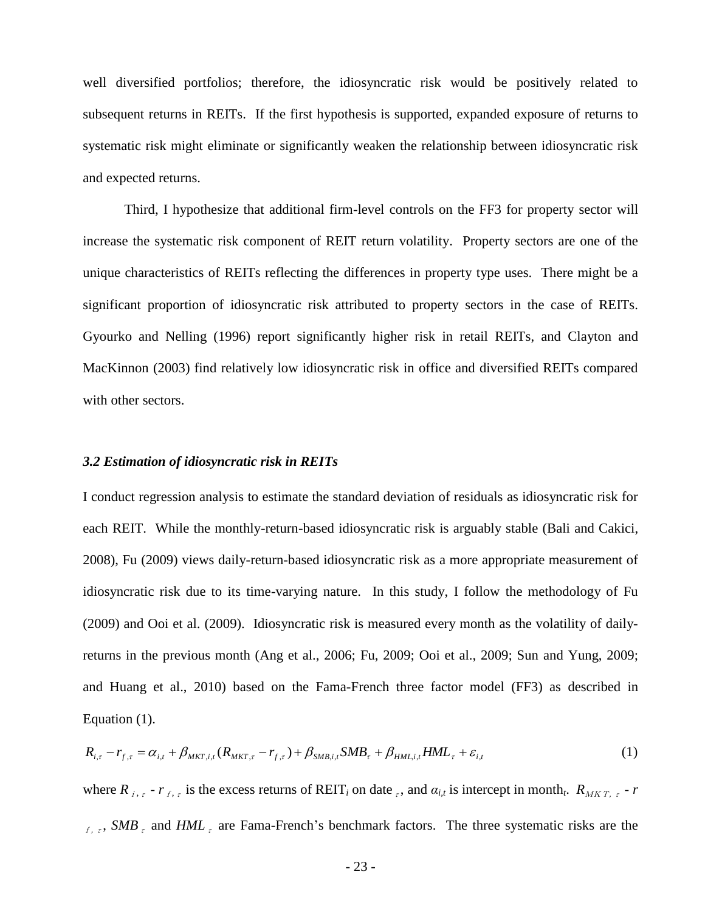well diversified portfolios; therefore, the idiosyncratic risk would be positively related to subsequent returns in REITs. If the first hypothesis is supported, expanded exposure of returns to systematic risk might eliminate or significantly weaken the relationship between idiosyncratic risk and expected returns.

Third, I hypothesize that additional firm-level controls on the FF3 for property sector will increase the systematic risk component of REIT return volatility. Property sectors are one of the unique characteristics of REITs reflecting the differences in property type uses. There might be a significant proportion of idiosyncratic risk attributed to property sectors in the case of REITs. Gyourko and Nelling (1996) report significantly higher risk in retail REITs, and Clayton and MacKinnon (2003) find relatively low idiosyncratic risk in office and diversified REITs compared with other sectors.

### *3.2 Estimation of idiosyncratic risk in REITs*

I conduct regression analysis to estimate the standard deviation of residuals as idiosyncratic risk for each REIT. While the monthly-return-based idiosyncratic risk is arguably stable (Bali and Cakici, 2008), Fu (2009) views daily-return-based idiosyncratic risk as a more appropriate measurement of idiosyncratic risk due to its time-varying nature. In this study, I follow the methodology of Fu (2009) and Ooi et al. (2009). Idiosyncratic risk is measured every month as the volatility of daily-returns in the previous month (Ang et al., 2006; Fu, 2009; Ooi et al., 2009; Sun and Yung, 2009; and Huang et al., 2010) based on the Fama-French three factor model (FF3) as described in Equation (1).

$$R_{i,\tau} - r_{f,\tau} = \alpha_{i,t} + \beta_{MKT,i,t}(R_{MKT,\tau} - r_{f,\tau}) + \beta_{SMB,i,t} SMB_{\tau} + \beta_{HML,i,t} HML_{\tau} + \varepsilon_{i,t} \tag{1}$$

where $R_{i,\tau} - r_{f,\tau}$ is the excess returns of REIT$_i$ on date $_\tau$, and $\alpha_{i,t}$ is intercept in month$_t$. $R_{MKT,\tau} - r_{f,\tau}$, $SMB_\tau$ and $HML_\tau$ are Fama-French's benchmark factors. The three systematic risks are the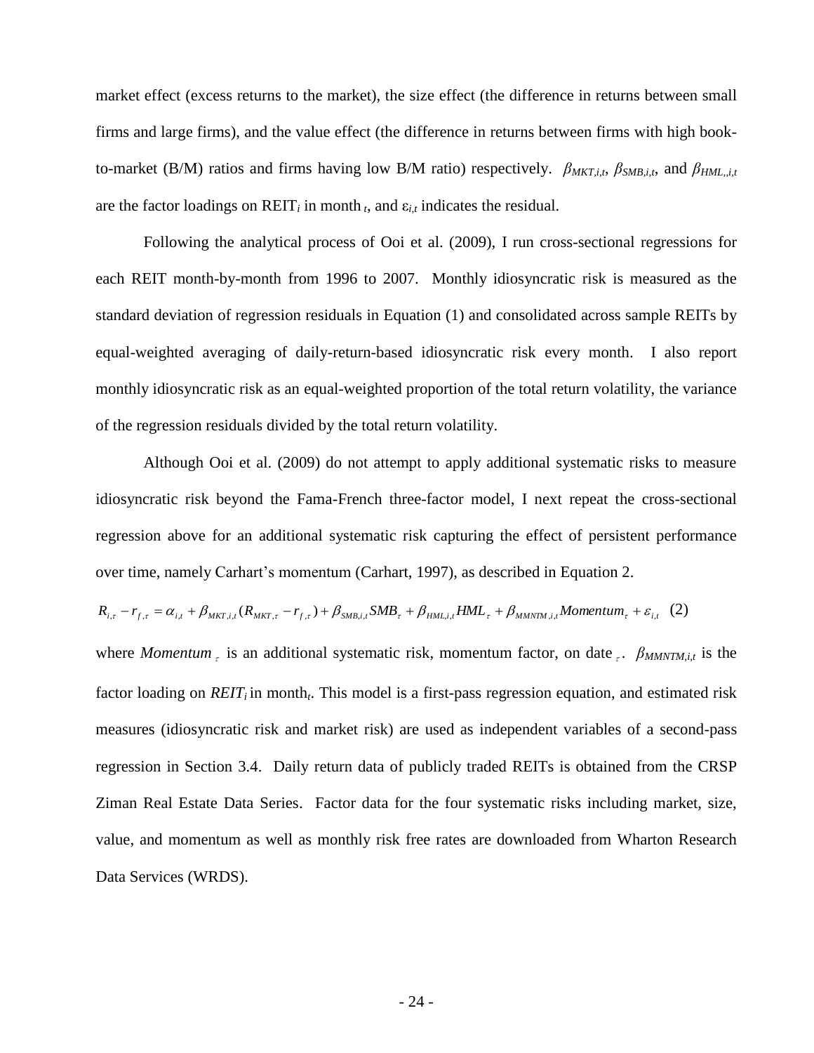market effect (excess returns to the market), the size effect (the difference in returns between small firms and large firms), and the value effect (the difference in returns between firms with high book-to-market (B/M) ratios and firms having low B/M ratio) respectively. $\beta_{MKT,i,t}$, $\beta_{SMB,i,t}$, and $\beta_{HML,,i,t}$ are the factor loadings on $\text{REIT}_i$ in month $_t$, and $\varepsilon_{i,t}$ indicates the residual.

Following the analytical process of Ooi et al. (2009), I run cross-sectional regressions for each REIT month-by-month from 1996 to 2007. Monthly idiosyncratic risk is measured as the standard deviation of regression residuals in Equation (1) and consolidated across sample REITs by equal-weighted averaging of daily-return-based idiosyncratic risk every month. I also report monthly idiosyncratic risk as an equal-weighted proportion of the total return volatility, the variance of the regression residuals divided by the total return volatility.

Although Ooi et al. (2009) do not attempt to apply additional systematic risks to measure idiosyncratic risk beyond the Fama-French three-factor model, I next repeat the cross-sectional regression above for an additional systematic risk capturing the effect of persistent performance over time, namely Carhart's momentum (Carhart, 1997), as described in Equation 2.

$$R_{i,\tau} - r_{f,\tau} = \alpha_{i,t} + \beta_{MKT,i,t}(R_{MKT,\tau} - r_{f,\tau}) + \beta_{SMB,i,t}SMB_{\tau} + \beta_{HML,i,t}HML_{\tau} + \beta_{MMNTM,i,t}Momentum_{\tau} + \varepsilon_{i,t} \quad (2)$$

where $Momentum_{\tau}$ is an additional systematic risk, momentum factor, on date $_{\tau}$. $\beta_{MMNTM,i,t}$ is the factor loading on $REIT_i$ in $\text{month}_t$. This model is a first-pass regression equation, and estimated risk measures (idiosyncratic risk and market risk) are used as independent variables of a second-pass regression in Section 3.4. Daily return data of publicly traded REITs is obtained from the CRSP Ziman Real Estate Data Series. Factor data for the four systematic risks including market, size, value, and momentum as well as monthly risk free rates are downloaded from Wharton Research Data Services (WRDS).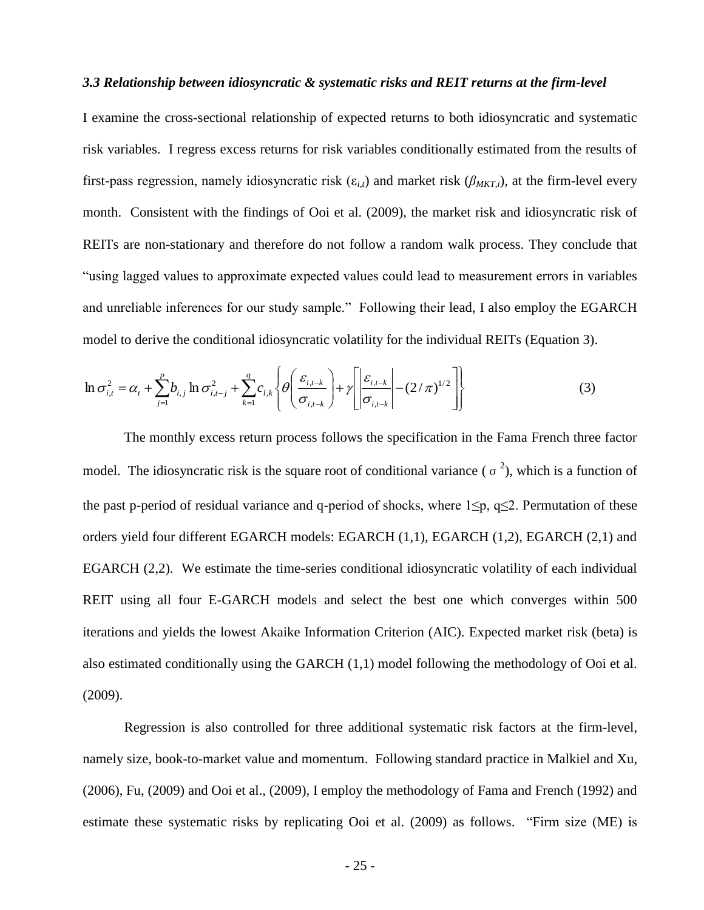### *3.3 Relationship between idiosyncratic & systematic risks and REIT returns at the firm-level*

I examine the cross-sectional relationship of expected returns to both idiosyncratic and systematic risk variables. I regress excess returns for risk variables conditionally estimated from the results of first-pass regression, namely idiosyncratic risk ($\varepsilon_{i,t}$) and market risk ($\beta_{MKT,i}$), at the firm-level every month. Consistent with the findings of Ooi et al. (2009), the market risk and idiosyncratic risk of REITs are non-stationary and therefore do not follow a random walk process. They conclude that "using lagged values to approximate expected values could lead to measurement errors in variables and unreliable inferences for our study sample." Following their lead, I also employ the EGARCH model to derive the conditional idiosyncratic volatility for the individual REITs (Equation 3).

$$\ln \sigma_{i,t}^2 = \alpha_t + \sum_{j=1}^{p} b_{i,j} \ln \sigma_{i,t-j}^2 + \sum_{k=1}^{q} c_{l,k} \left\{ \theta \left( \frac{\varepsilon_{i,t-k}}{\sigma_{i,t-k}} \right) + \gamma \left[ \left| \frac{\varepsilon_{i,t-k}}{\sigma_{i,t-k}} \right| - (2/\pi)^{1/2} \right] \right\} \tag{3}$$

The monthly excess return process follows the specification in the Fama French three factor model. The idiosyncratic risk is the square root of conditional variance ( $\sigma^2$), which is a function of the past p-period of residual variance and q-period of shocks, where $1 \leq p, q \leq 2$. Permutation of these orders yield four different EGARCH models: EGARCH (1,1), EGARCH (1,2), EGARCH (2,1) and EGARCH (2,2). We estimate the time-series conditional idiosyncratic volatility of each individual REIT using all four E-GARCH models and select the best one which converges within 500 iterations and yields the lowest Akaike Information Criterion (AIC). Expected market risk (beta) is also estimated conditionally using the GARCH (1,1) model following the methodology of Ooi et al. (2009).

Regression is also controlled for three additional systematic risk factors at the firm-level, namely size, book-to-market value and momentum. Following standard practice in Malkiel and Xu, (2006), Fu, (2009) and Ooi et al., (2009), I employ the methodology of Fama and French (1992) and estimate these systematic risks by replicating Ooi et al. (2009) as follows. "Firm size (ME) is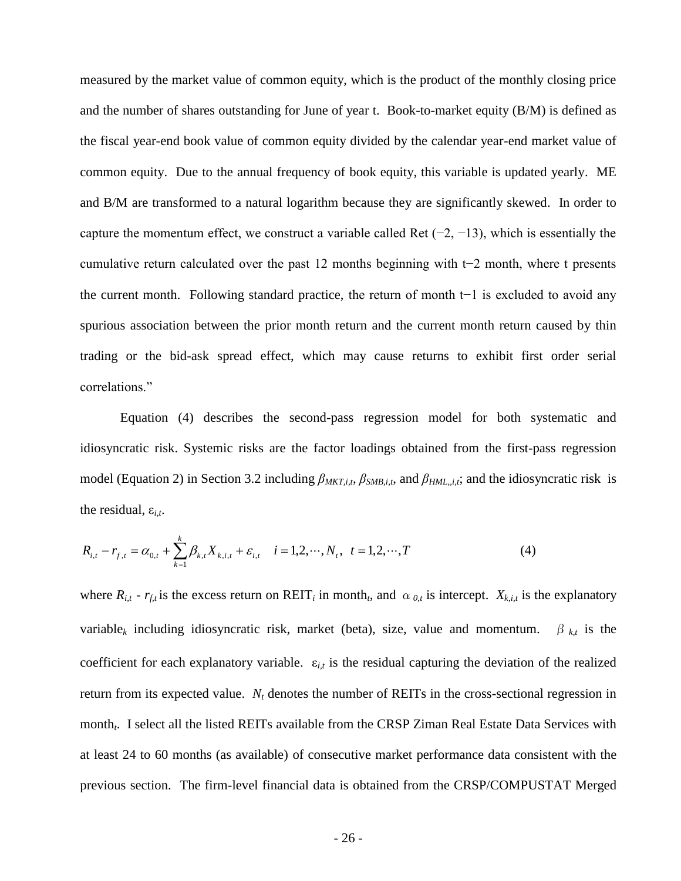measured by the market value of common equity, which is the product of the monthly closing price and the number of shares outstanding for June of year t. Book-to-market equity (B/M) is defined as the fiscal year-end book value of common equity divided by the calendar year-end market value of common equity. Due to the annual frequency of book equity, this variable is updated yearly. ME and B/M are transformed to a natural logarithm because they are significantly skewed. In order to capture the momentum effect, we construct a variable called Ret (−2, −13), which is essentially the cumulative return calculated over the past 12 months beginning with t−2 month, where t presents the current month. Following standard practice, the return of month t−1 is excluded to avoid any spurious association between the prior month return and the current month return caused by thin trading or the bid-ask spread effect, which may cause returns to exhibit first order serial correlations."

Equation (4) describes the second-pass regression model for both systematic and idiosyncratic risk. Systemic risks are the factor loadings obtained from the first-pass regression model (Equation 2) in Section 3.2 including $\beta_{MKT,i,t}$, $\beta_{SMB,i,t}$, and $\beta_{HML,,i,t}$; and the idiosyncratic risk is the residual, $\varepsilon_{i,t}$.

$$R_{i,t} - r_{f,t} = \alpha_{0,t} + \sum_{k=1}^{k} \beta_{k,t} X_{k,i,t} + \varepsilon_{i,t} \quad i = 1,2,\cdots,N_t,\ \ t = 1,2,\cdots,T \tag{4}$$

where $R_{i,t}$ - $r_{f,t}$ is the excess return on REIT$_i$ in month$_t$, and $\alpha_{0,t}$ is intercept. $X_{k,i,t}$ is the explanatory variable$_k$ including idiosyncratic risk, market (beta), size, value and momentum. $\beta_{k,t}$ is the coefficient for each explanatory variable. $\varepsilon_{i,t}$ is the residual capturing the deviation of the realized return from its expected value. $N_t$ denotes the number of REITs in the cross-sectional regression in month$_t$. I select all the listed REITs available from the CRSP Ziman Real Estate Data Services with at least 24 to 60 months (as available) of consecutive market performance data consistent with the previous section. The firm-level financial data is obtained from the CRSP/COMPUSTAT Merged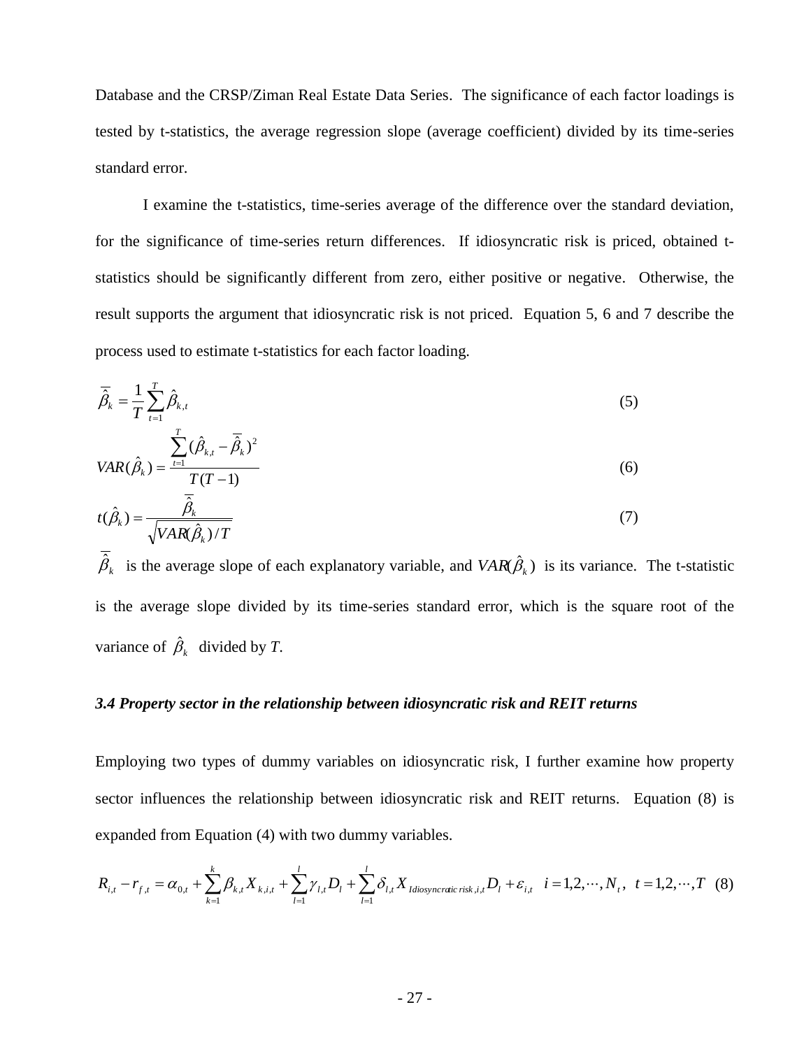Database and the CRSP/Ziman Real Estate Data Series. The significance of each factor loadings is tested by t-statistics, the average regression slope (average coefficient) divided by its time-series standard error.

I examine the t-statistics, time-series average of the difference over the standard deviation, for the significance of time-series return differences. If idiosyncratic risk is priced, obtained t-statistics should be significantly different from zero, either positive or negative. Otherwise, the result supports the argument that idiosyncratic risk is not priced. Equation 5, 6 and 7 describe the process used to estimate t-statistics for each factor loading.

$$\overline{\hat{\beta}}_k = \frac{1}{T}\sum_{t=1}^{T}\hat{\beta}_{k,t} \tag{5}$$

$$VAR(\hat{\beta}_k) = \frac{\sum_{t=1}^{T}(\hat{\beta}_{k,t} - \overline{\hat{\beta}}_k)^2}{T(T-1)} \tag{6}$$

$$t(\hat{\beta}_k) = \frac{\overline{\hat{\beta}}_k}{\sqrt{VAR(\hat{\beta}_k)/T}} \tag{7}$$

$\overline{\hat{\beta}}_k$ is the average slope of each explanatory variable, and $VAR(\hat{\beta}_k)$ is its variance. The t-statistic is the average slope divided by its time-series standard error, which is the square root of the variance of $\hat{\beta}_k$ divided by *T*.

### *3.4 Property sector in the relationship between idiosyncratic risk and REIT returns*

Employing two types of dummy variables on idiosyncratic risk, I further examine how property sector influences the relationship between idiosyncratic risk and REIT returns. Equation (8) is expanded from Equation (4) with two dummy variables.

$$R_{i,t} - r_{f,t} = \alpha_{0,t} + \sum_{k=1}^{k}\beta_{k,t}X_{k,i,t} + \sum_{l=1}^{l}\gamma_{l,t}D_l + \sum_{l=1}^{l}\delta_{l,t}X_{Idiosyncratic\ risk,i,t}D_l + \varepsilon_{i,t} \quad i = 1,2,\cdots,N_t,\ t = 1,2,\cdots,T \tag{8}$$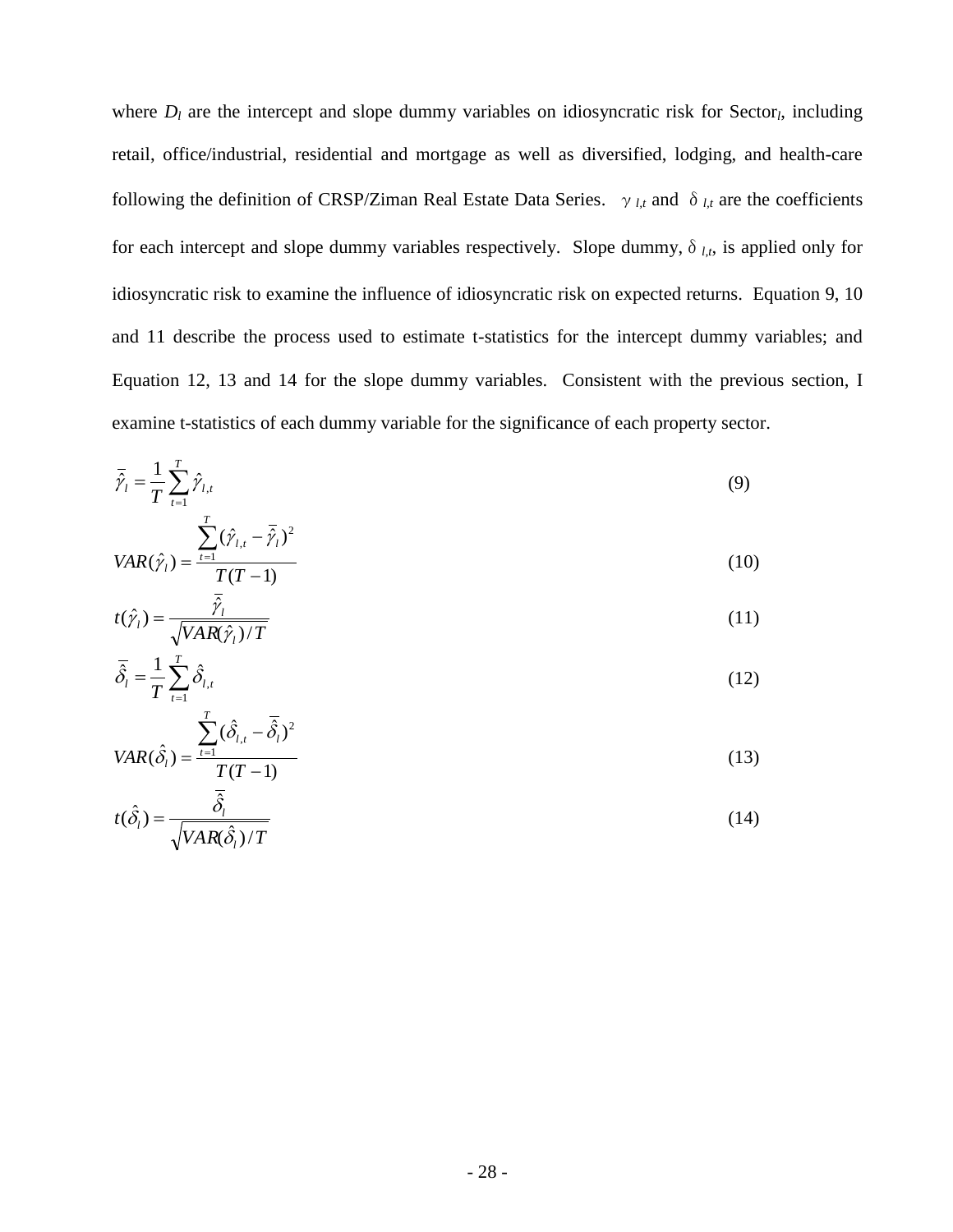where $D_l$ are the intercept and slope dummy variables on idiosyncratic risk for Sector$_l$, including retail, office/industrial, residential and mortgage as well as diversified, lodging, and health-care following the definition of CRSP/Ziman Real Estate Data Series. $\gamma_{l,t}$ and $\delta_{l,t}$ are the coefficients for each intercept and slope dummy variables respectively. Slope dummy, $\delta_{l,t}$, is applied only for idiosyncratic risk to examine the influence of idiosyncratic risk on expected returns. Equation 9, 10 and 11 describe the process used to estimate t-statistics for the intercept dummy variables; and Equation 12, 13 and 14 for the slope dummy variables. Consistent with the previous section, I examine t-statistics of each dummy variable for the significance of each property sector.

$$\bar{\hat{\gamma}}_l = \frac{1}{T}\sum_{t=1}^{T}\hat{\gamma}_{l,t} \tag{9}$$

$$VAR(\hat{\gamma}_l) = \frac{\sum_{t=1}^{T}(\hat{\gamma}_{l,t} - \bar{\hat{\gamma}}_l)^2}{T(T-1)} \tag{10}$$

$$t(\hat{\gamma}_l) = \frac{\bar{\hat{\gamma}}_l}{\sqrt{VAR(\hat{\gamma}_l)/T}} \tag{11}$$

$$\bar{\hat{\delta}}_l = \frac{1}{T}\sum_{t=1}^{T}\hat{\delta}_{l,t} \tag{12}$$

$$VAR(\hat{\delta}_l) = \frac{\sum_{t=1}^{T}(\hat{\delta}_{l,t} - \bar{\hat{\delta}}_l)^2}{T(T-1)} \tag{13}$$

$$t(\hat{\delta}_l) = \frac{\bar{\hat{\delta}}_l}{\sqrt{VAR(\hat{\delta}_l)/T}} \tag{14}$$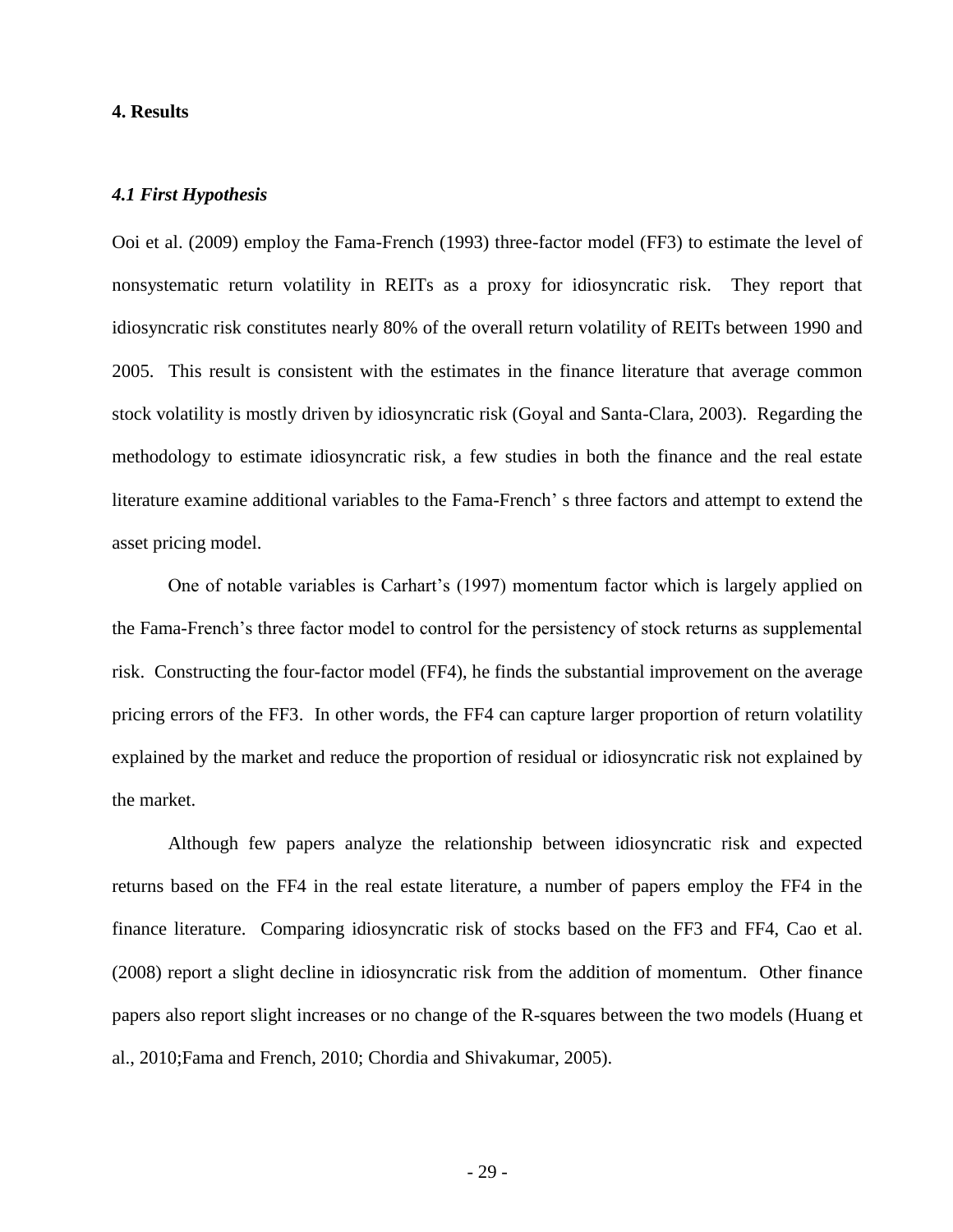# 4. Results

## *4.1 First Hypothesis*

Ooi et al. (2009) employ the Fama-French (1993) three-factor model (FF3) to estimate the level of nonsystematic return volatility in REITs as a proxy for idiosyncratic risk. They report that idiosyncratic risk constitutes nearly 80% of the overall return volatility of REITs between 1990 and 2005. This result is consistent with the estimates in the finance literature that average common stock volatility is mostly driven by idiosyncratic risk (Goyal and Santa-Clara, 2003). Regarding the methodology to estimate idiosyncratic risk, a few studies in both the finance and the real estate literature examine additional variables to the Fama-French' s three factors and attempt to extend the asset pricing model.

One of notable variables is Carhart's (1997) momentum factor which is largely applied on the Fama-French's three factor model to control for the persistency of stock returns as supplemental risk. Constructing the four-factor model (FF4), he finds the substantial improvement on the average pricing errors of the FF3. In other words, the FF4 can capture larger proportion of return volatility explained by the market and reduce the proportion of residual or idiosyncratic risk not explained by the market.

Although few papers analyze the relationship between idiosyncratic risk and expected returns based on the FF4 in the real estate literature, a number of papers employ the FF4 in the finance literature. Comparing idiosyncratic risk of stocks based on the FF3 and FF4, Cao et al. (2008) report a slight decline in idiosyncratic risk from the addition of momentum. Other finance papers also report slight increases or no change of the R-squares between the two models (Huang et al., 2010;Fama and French, 2010; Chordia and Shivakumar, 2005).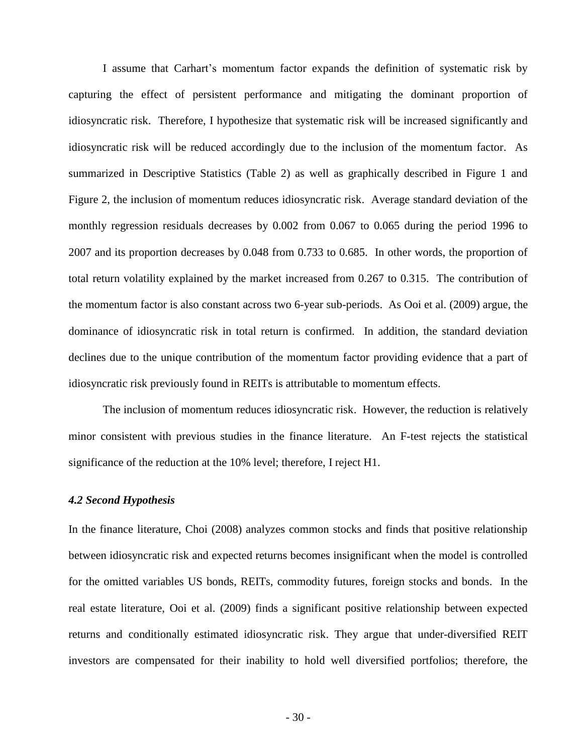I assume that Carhart's momentum factor expands the definition of systematic risk by capturing the effect of persistent performance and mitigating the dominant proportion of idiosyncratic risk. Therefore, I hypothesize that systematic risk will be increased significantly and idiosyncratic risk will be reduced accordingly due to the inclusion of the momentum factor. As summarized in Descriptive Statistics (Table 2) as well as graphically described in Figure 1 and Figure 2, the inclusion of momentum reduces idiosyncratic risk. Average standard deviation of the monthly regression residuals decreases by 0.002 from 0.067 to 0.065 during the period 1996 to 2007 and its proportion decreases by 0.048 from 0.733 to 0.685. In other words, the proportion of total return volatility explained by the market increased from 0.267 to 0.315. The contribution of the momentum factor is also constant across two 6-year sub-periods. As Ooi et al. (2009) argue, the dominance of idiosyncratic risk in total return is confirmed. In addition, the standard deviation declines due to the unique contribution of the momentum factor providing evidence that a part of idiosyncratic risk previously found in REITs is attributable to momentum effects.

The inclusion of momentum reduces idiosyncratic risk. However, the reduction is relatively minor consistent with previous studies in the finance literature. An F-test rejects the statistical significance of the reduction at the 10% level; therefore, I reject H1.

### *4.2 Second Hypothesis*

In the finance literature, Choi (2008) analyzes common stocks and finds that positive relationship between idiosyncratic risk and expected returns becomes insignificant when the model is controlled for the omitted variables US bonds, REITs, commodity futures, foreign stocks and bonds. In the real estate literature, Ooi et al. (2009) finds a significant positive relationship between expected returns and conditionally estimated idiosyncratic risk. They argue that under-diversified REIT investors are compensated for their inability to hold well diversified portfolios; therefore, the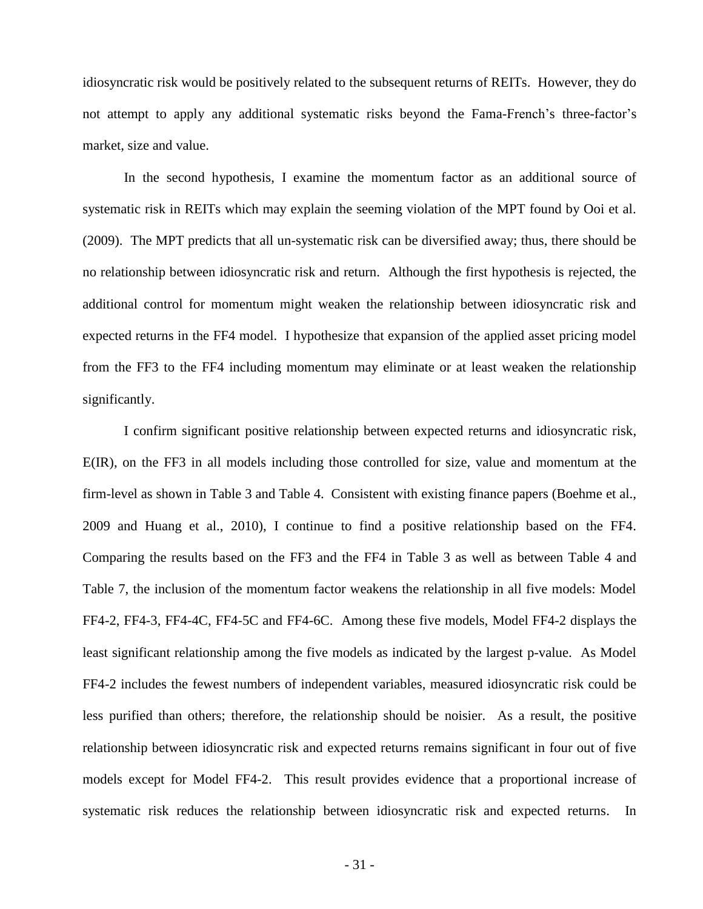idiosyncratic risk would be positively related to the subsequent returns of REITs. However, they do not attempt to apply any additional systematic risks beyond the Fama-French's three-factor's market, size and value.

In the second hypothesis, I examine the momentum factor as an additional source of systematic risk in REITs which may explain the seeming violation of the MPT found by Ooi et al. (2009). The MPT predicts that all un-systematic risk can be diversified away; thus, there should be no relationship between idiosyncratic risk and return. Although the first hypothesis is rejected, the additional control for momentum might weaken the relationship between idiosyncratic risk and expected returns in the FF4 model. I hypothesize that expansion of the applied asset pricing model from the FF3 to the FF4 including momentum may eliminate or at least weaken the relationship significantly.

I confirm significant positive relationship between expected returns and idiosyncratic risk, E(IR), on the FF3 in all models including those controlled for size, value and momentum at the firm-level as shown in Table 3 and Table 4. Consistent with existing finance papers (Boehme et al., 2009 and Huang et al., 2010), I continue to find a positive relationship based on the FF4. Comparing the results based on the FF3 and the FF4 in Table 3 as well as between Table 4 and Table 7, the inclusion of the momentum factor weakens the relationship in all five models: Model FF4-2, FF4-3, FF4-4C, FF4-5C and FF4-6C. Among these five models, Model FF4-2 displays the least significant relationship among the five models as indicated by the largest p-value. As Model FF4-2 includes the fewest numbers of independent variables, measured idiosyncratic risk could be less purified than others; therefore, the relationship should be noisier. As a result, the positive relationship between idiosyncratic risk and expected returns remains significant in four out of five models except for Model FF4-2. This result provides evidence that a proportional increase of systematic risk reduces the relationship between idiosyncratic risk and expected returns. In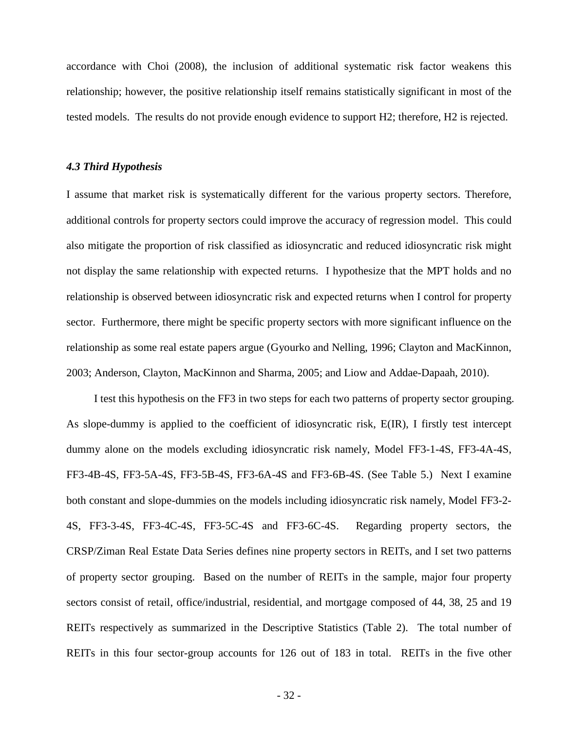accordance with Choi (2008), the inclusion of additional systematic risk factor weakens this relationship; however, the positive relationship itself remains statistically significant in most of the tested models. The results do not provide enough evidence to support H2; therefore, H2 is rejected.

### *4.3 Third Hypothesis*

I assume that market risk is systematically different for the various property sectors. Therefore, additional controls for property sectors could improve the accuracy of regression model. This could also mitigate the proportion of risk classified as idiosyncratic and reduced idiosyncratic risk might not display the same relationship with expected returns. I hypothesize that the MPT holds and no relationship is observed between idiosyncratic risk and expected returns when I control for property sector. Furthermore, there might be specific property sectors with more significant influence on the relationship as some real estate papers argue (Gyourko and Nelling, 1996; Clayton and MacKinnon, 2003; Anderson, Clayton, MacKinnon and Sharma, 2005; and Liow and Addae-Dapaah, 2010).

I test this hypothesis on the FF3 in two steps for each two patterns of property sector grouping. As slope-dummy is applied to the coefficient of idiosyncratic risk, E(IR), I firstly test intercept dummy alone on the models excluding idiosyncratic risk namely, Model FF3-1-4S, FF3-4A-4S, FF3-4B-4S, FF3-5A-4S, FF3-5B-4S, FF3-6A-4S and FF3-6B-4S. (See Table 5.) Next I examine both constant and slope-dummies on the models including idiosyncratic risk namely, Model FF3-2-4S, FF3-3-4S, FF3-4C-4S, FF3-5C-4S and FF3-6C-4S. Regarding property sectors, the CRSP/Ziman Real Estate Data Series defines nine property sectors in REITs, and I set two patterns of property sector grouping. Based on the number of REITs in the sample, major four property sectors consist of retail, office/industrial, residential, and mortgage composed of 44, 38, 25 and 19 REITs respectively as summarized in the Descriptive Statistics (Table 2). The total number of REITs in this four sector-group accounts for 126 out of 183 in total. REITs in the five other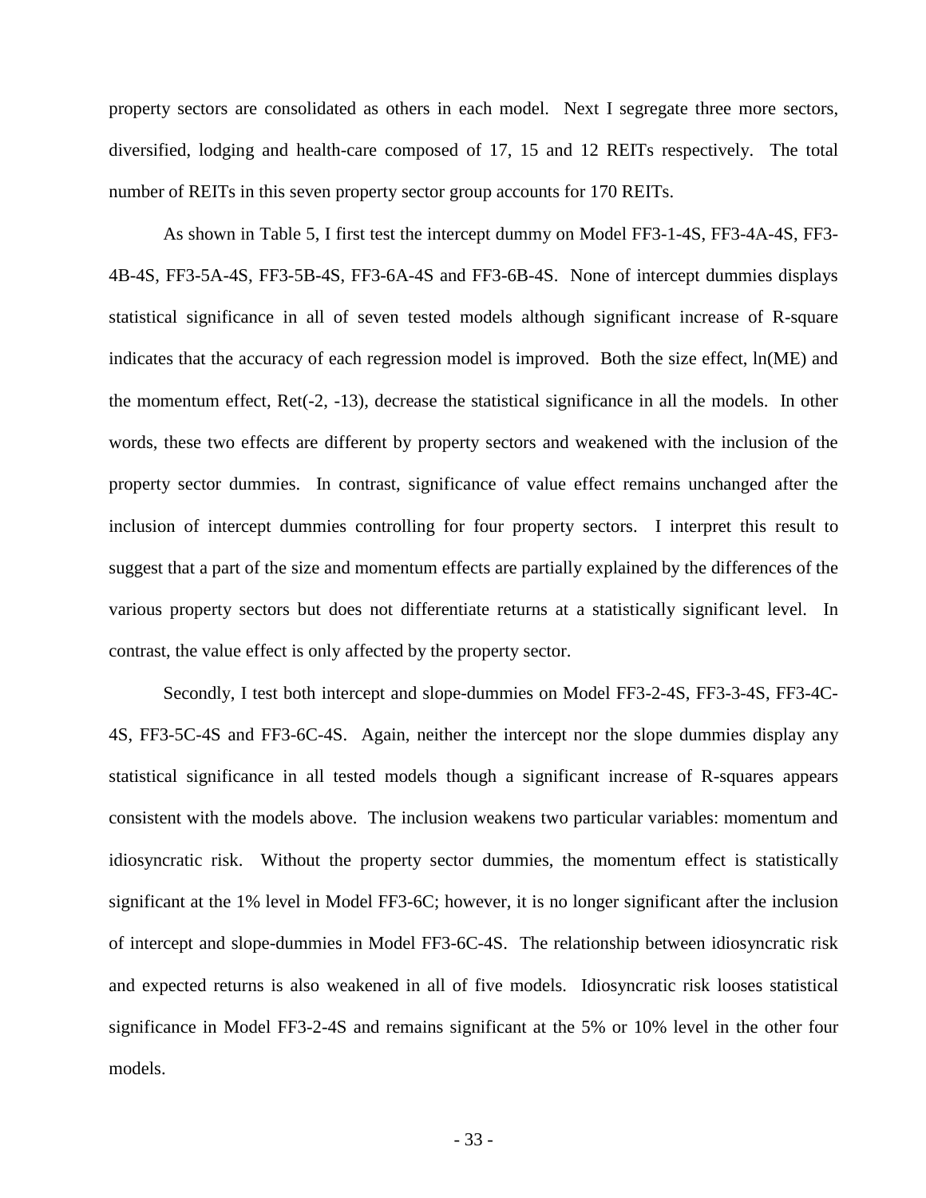property sectors are consolidated as others in each model. Next I segregate three more sectors, diversified, lodging and health-care composed of 17, 15 and 12 REITs respectively. The total number of REITs in this seven property sector group accounts for 170 REITs.

As shown in Table 5, I first test the intercept dummy on Model FF3-1-4S, FF3-4A-4S, FF3-4B-4S, FF3-5A-4S, FF3-5B-4S, FF3-6A-4S and FF3-6B-4S. None of intercept dummies displays statistical significance in all of seven tested models although significant increase of R-square indicates that the accuracy of each regression model is improved. Both the size effect, ln(ME) and the momentum effect, Ret(-2, -13), decrease the statistical significance in all the models. In other words, these two effects are different by property sectors and weakened with the inclusion of the property sector dummies. In contrast, significance of value effect remains unchanged after the inclusion of intercept dummies controlling for four property sectors. I interpret this result to suggest that a part of the size and momentum effects are partially explained by the differences of the various property sectors but does not differentiate returns at a statistically significant level. In contrast, the value effect is only affected by the property sector.

Secondly, I test both intercept and slope-dummies on Model FF3-2-4S, FF3-3-4S, FF3-4C-4S, FF3-5C-4S and FF3-6C-4S. Again, neither the intercept nor the slope dummies display any statistical significance in all tested models though a significant increase of R-squares appears consistent with the models above. The inclusion weakens two particular variables: momentum and idiosyncratic risk. Without the property sector dummies, the momentum effect is statistically significant at the 1% level in Model FF3-6C; however, it is no longer significant after the inclusion of intercept and slope-dummies in Model FF3-6C-4S. The relationship between idiosyncratic risk and expected returns is also weakened in all of five models. Idiosyncratic risk looses statistical significance in Model FF3-2-4S and remains significant at the 5% or 10% level in the other four models.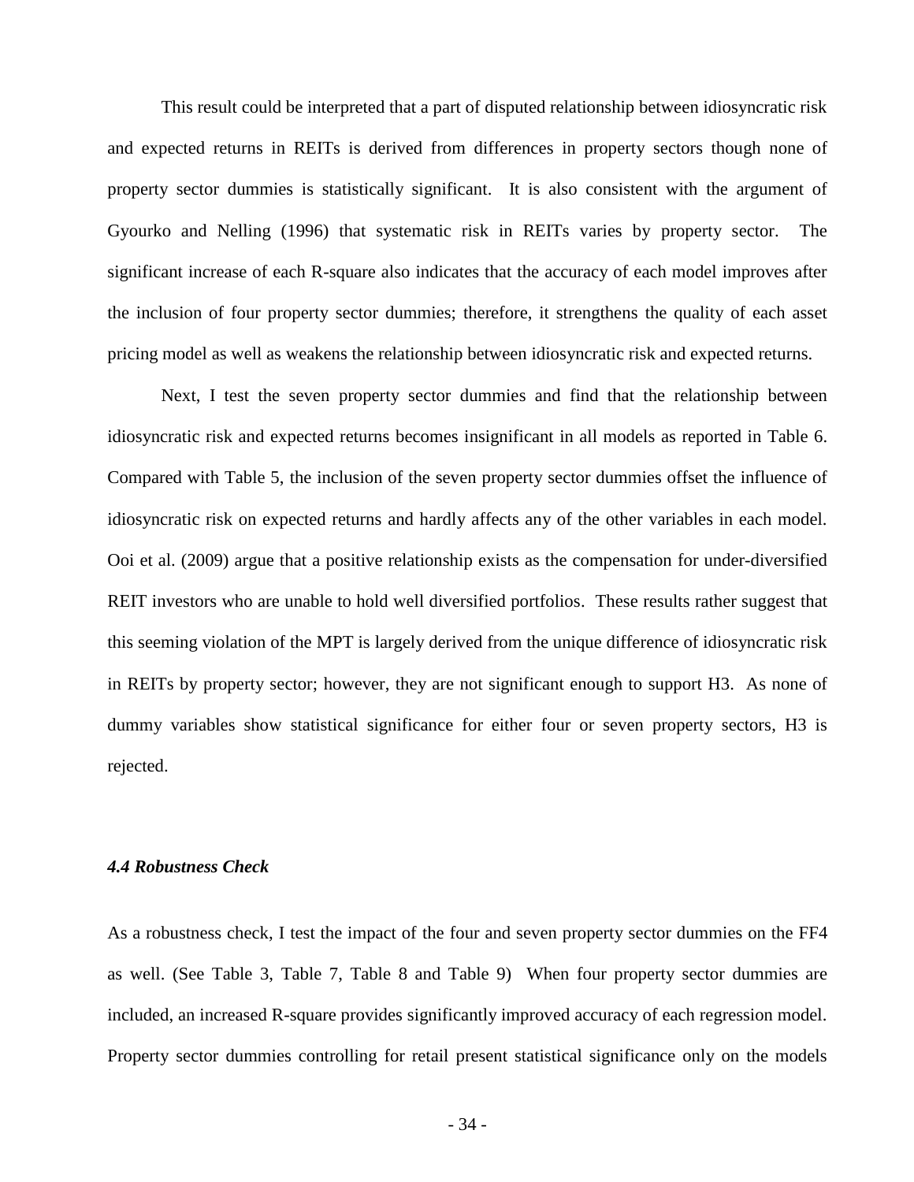This result could be interpreted that a part of disputed relationship between idiosyncratic risk and expected returns in REITs is derived from differences in property sectors though none of property sector dummies is statistically significant. It is also consistent with the argument of Gyourko and Nelling (1996) that systematic risk in REITs varies by property sector. The significant increase of each R-square also indicates that the accuracy of each model improves after the inclusion of four property sector dummies; therefore, it strengthens the quality of each asset pricing model as well as weakens the relationship between idiosyncratic risk and expected returns.

Next, I test the seven property sector dummies and find that the relationship between idiosyncratic risk and expected returns becomes insignificant in all models as reported in Table 6. Compared with Table 5, the inclusion of the seven property sector dummies offset the influence of idiosyncratic risk on expected returns and hardly affects any of the other variables in each model. Ooi et al. (2009) argue that a positive relationship exists as the compensation for under-diversified REIT investors who are unable to hold well diversified portfolios. These results rather suggest that this seeming violation of the MPT is largely derived from the unique difference of idiosyncratic risk in REITs by property sector; however, they are not significant enough to support H3. As none of dummy variables show statistical significance for either four or seven property sectors, H3 is rejected.

### *4.4 Robustness Check*

As a robustness check, I test the impact of the four and seven property sector dummies on the FF4 as well. (See Table 3, Table 7, Table 8 and Table 9) When four property sector dummies are included, an increased R-square provides significantly improved accuracy of each regression model. Property sector dummies controlling for retail present statistical significance only on the models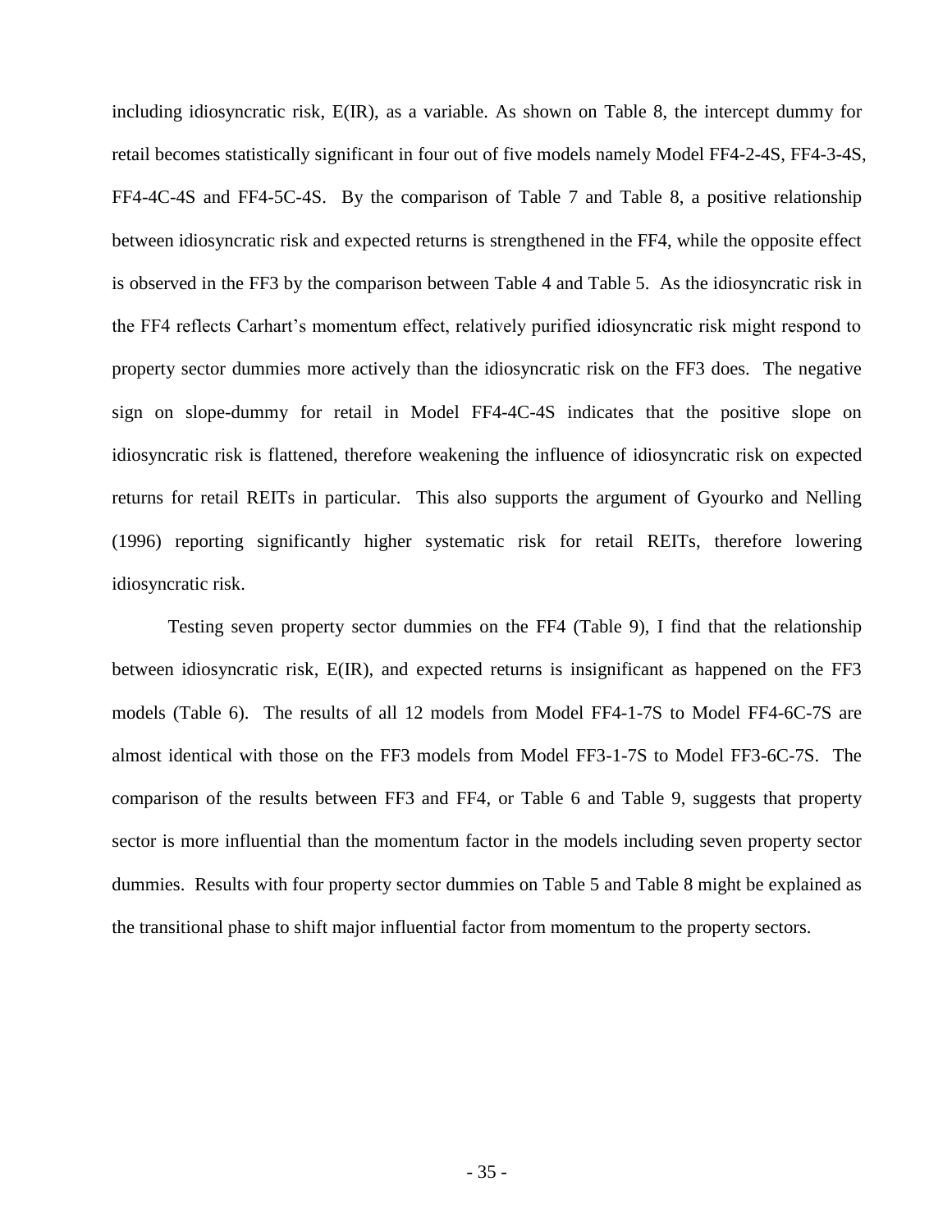including idiosyncratic risk, E(IR), as a variable. As shown on Table 8, the intercept dummy for retail becomes statistically significant in four out of five models namely Model FF4-2-4S, FF4-3-4S, FF4-4C-4S and FF4-5C-4S. By the comparison of Table 7 and Table 8, a positive relationship between idiosyncratic risk and expected returns is strengthened in the FF4, while the opposite effect is observed in the FF3 by the comparison between Table 4 and Table 5. As the idiosyncratic risk in the FF4 reflects Carhart's momentum effect, relatively purified idiosyncratic risk might respond to property sector dummies more actively than the idiosyncratic risk on the FF3 does. The negative sign on slope-dummy for retail in Model FF4-4C-4S indicates that the positive slope on idiosyncratic risk is flattened, therefore weakening the influence of idiosyncratic risk on expected returns for retail REITs in particular. This also supports the argument of Gyourko and Nelling (1996) reporting significantly higher systematic risk for retail REITs, therefore lowering idiosyncratic risk.

Testing seven property sector dummies on the FF4 (Table 9), I find that the relationship between idiosyncratic risk, E(IR), and expected returns is insignificant as happened on the FF3 models (Table 6). The results of all 12 models from Model FF4-1-7S to Model FF4-6C-7S are almost identical with those on the FF3 models from Model FF3-1-7S to Model FF3-6C-7S. The comparison of the results between FF3 and FF4, or Table 6 and Table 9, suggests that property sector is more influential than the momentum factor in the models including seven property sector dummies. Results with four property sector dummies on Table 5 and Table 8 might be explained as the transitional phase to shift major influential factor from momentum to the property sectors.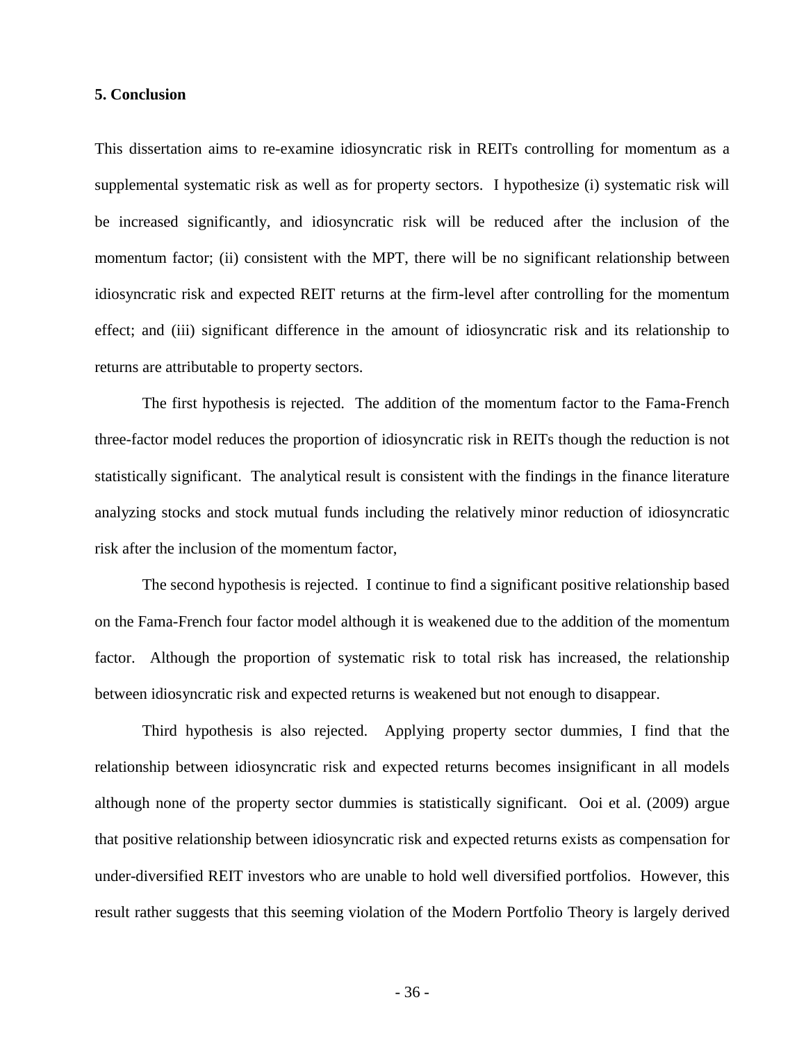### 5. Conclusion

This dissertation aims to re-examine idiosyncratic risk in REITs controlling for momentum as a supplemental systematic risk as well as for property sectors. I hypothesize (i) systematic risk will be increased significantly, and idiosyncratic risk will be reduced after the inclusion of the momentum factor; (ii) consistent with the MPT, there will be no significant relationship between idiosyncratic risk and expected REIT returns at the firm-level after controlling for the momentum effect; and (iii) significant difference in the amount of idiosyncratic risk and its relationship to returns are attributable to property sectors.

The first hypothesis is rejected. The addition of the momentum factor to the Fama-French three-factor model reduces the proportion of idiosyncratic risk in REITs though the reduction is not statistically significant. The analytical result is consistent with the findings in the finance literature analyzing stocks and stock mutual funds including the relatively minor reduction of idiosyncratic risk after the inclusion of the momentum factor,

The second hypothesis is rejected. I continue to find a significant positive relationship based on the Fama-French four factor model although it is weakened due to the addition of the momentum factor. Although the proportion of systematic risk to total risk has increased, the relationship between idiosyncratic risk and expected returns is weakened but not enough to disappear.

Third hypothesis is also rejected. Applying property sector dummies, I find that the relationship between idiosyncratic risk and expected returns becomes insignificant in all models although none of the property sector dummies is statistically significant. Ooi et al. (2009) argue that positive relationship between idiosyncratic risk and expected returns exists as compensation for under-diversified REIT investors who are unable to hold well diversified portfolios. However, this result rather suggests that this seeming violation of the Modern Portfolio Theory is largely derived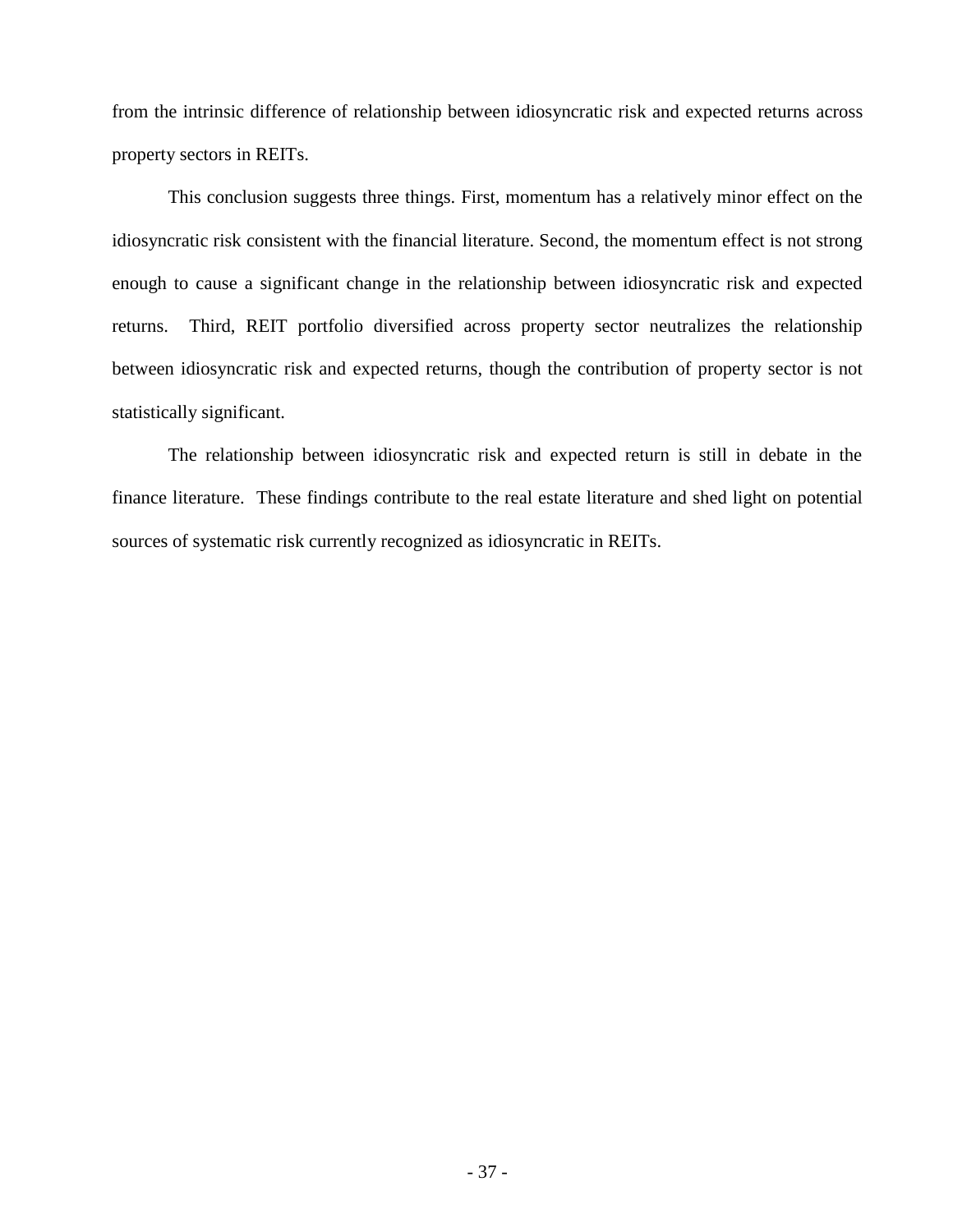from the intrinsic difference of relationship between idiosyncratic risk and expected returns across property sectors in REITs.

This conclusion suggests three things. First, momentum has a relatively minor effect on the idiosyncratic risk consistent with the financial literature. Second, the momentum effect is not strong enough to cause a significant change in the relationship between idiosyncratic risk and expected returns. Third, REIT portfolio diversified across property sector neutralizes the relationship between idiosyncratic risk and expected returns, though the contribution of property sector is not statistically significant.

The relationship between idiosyncratic risk and expected return is still in debate in the finance literature. These findings contribute to the real estate literature and shed light on potential sources of systematic risk currently recognized as idiosyncratic in REITs.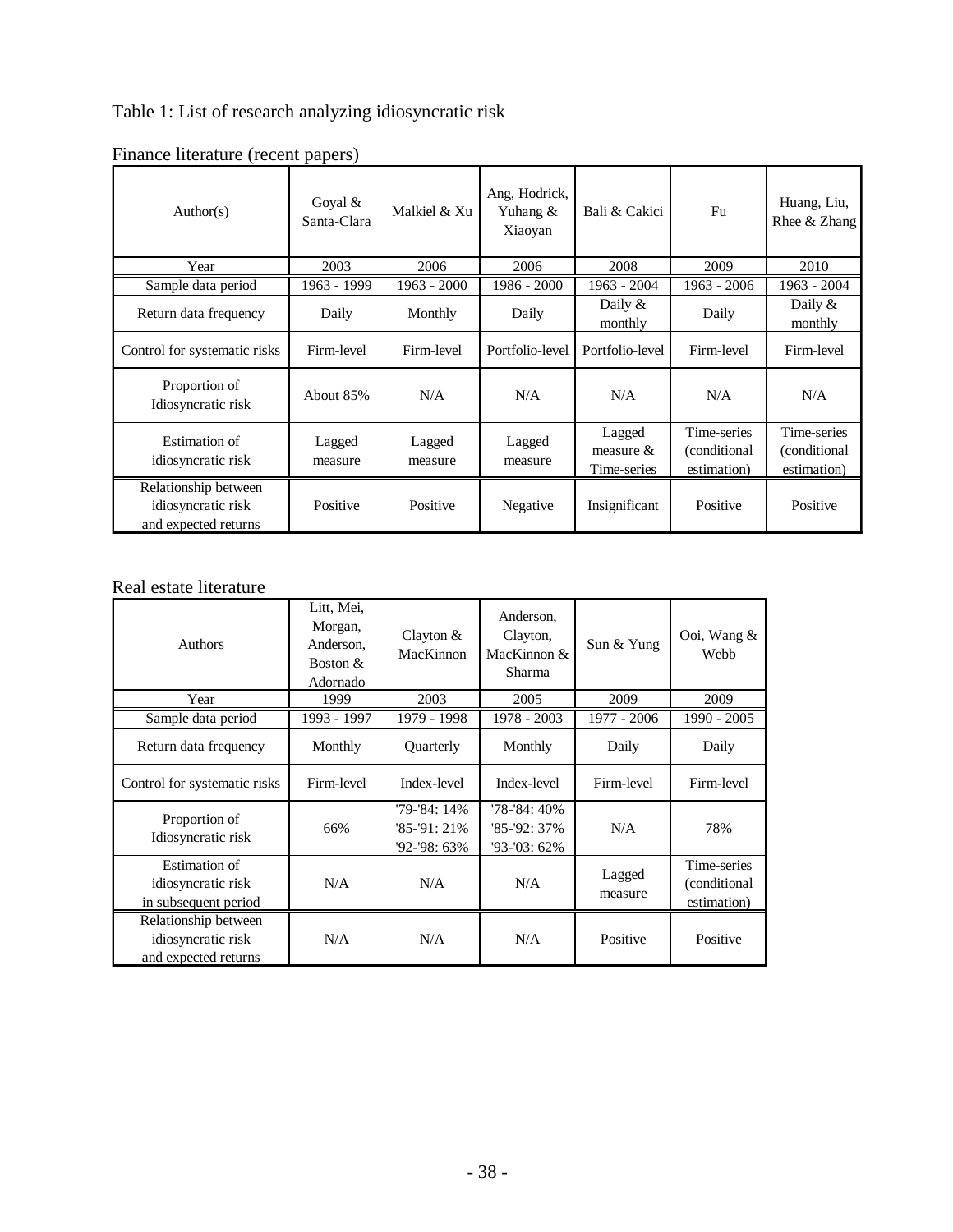Table 1: List of research analyzing idiosyncratic risk

Finance literature (recent papers)

| Author(s) | Goyal & Santa-Clara | Malkiel & Xu | Ang, Hodrick, Yuhang & Xiaoyan | Bali & Cakici | Fu | Huang, Liu, Rhee & Zhang |
|---|---|---|---|---|---|---|
| Year | 2003 | 2006 | 2006 | 2008 | 2009 | 2010 |
| Sample data period | 1963 - 1999 | 1963 - 2000 | 1986 - 2000 | 1963 - 2004 | 1963 - 2006 | 1963 - 2004 |
| Return data frequency | Daily | Monthly | Daily | Daily & monthly | Daily | Daily & monthly |
| Control for systematic risks | Firm-level | Firm-level | Portfolio-level | Portfolio-level | Firm-level | Firm-level |
| Proportion of Idiosyncratic risk | About 85% | N/A | N/A | N/A | N/A | N/A |
| Estimation of idiosyncratic risk | Lagged measure | Lagged measure | Lagged measure | Lagged measure & Time-series | Time-series (conditional estimation) | Time-series (conditional estimation) |
| Relationship between idiosyncratic risk and expected returns | Positive | Positive | Negative | Insignificant | Positive | Positive |

Real estate literature

| Authors | Litt, Mei, Morgan, Anderson, Boston & Adornado | Clayton & MacKinnon | Anderson, Clayton, MacKinnon & Sharma | Sun & Yung | Ooi, Wang & Webb |
|---|---|---|---|---|---|
| Year | 1999 | 2003 | 2005 | 2009 | 2009 |
| Sample data period | 1993 - 1997 | 1979 - 1998 | 1978 - 2003 | 1977 - 2006 | 1990 - 2005 |
| Return data frequency | Monthly | Quarterly | Monthly | Daily | Daily |
| Control for systematic risks | Firm-level | Index-level | Index-level | Firm-level | Firm-level |
| Proportion of Idiosyncratic risk | 66% | '79-'84: 14%<br>'85-'91: 21%<br>'92-'98: 63% | '78-'84: 40%<br>'85-'92: 37%<br>'93-'03: 62% | N/A | 78% |
| Estimation of idiosyncratic risk in subsequent period | N/A | N/A | N/A | Lagged measure | Time-series (conditional estimation) |
| Relationship between idiosyncratic risk and expected returns | N/A | N/A | N/A | Positive | Positive |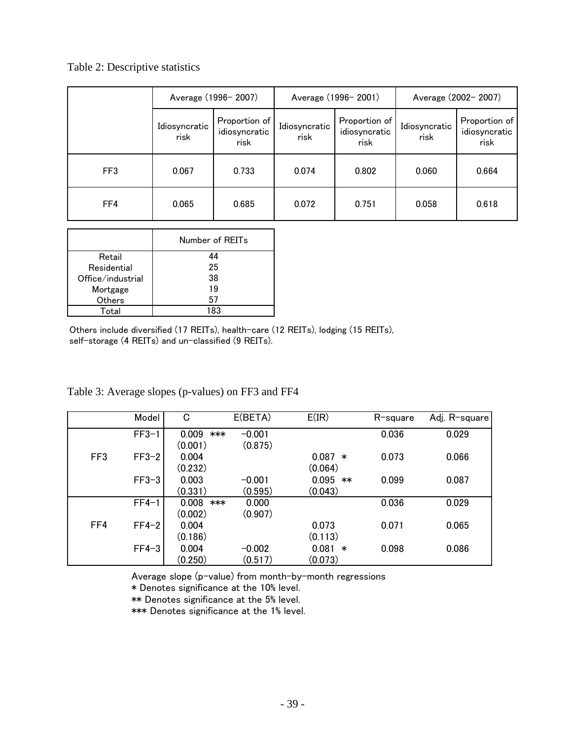Table 2: Descriptive statistics

| | Average (1996- 2007) | | Average (1996- 2001) | | Average (2002- 2007) | |
|---|---|---|---|---|---|---|
| | Idiosyncratic risk | Proportion of idiosyncratic risk | Idiosyncratic risk | Proportion of idiosyncratic risk | Idiosyncratic risk | Proportion of idiosyncratic risk |
| FF3 | 0.067 | 0.733 | 0.074 | 0.802 | 0.060 | 0.664 |
| FF4 | 0.065 | 0.685 | 0.072 | 0.751 | 0.058 | 0.618 |

| | Number of REITs |
|---|---|
| Retail | 44 |
| Residential | 25 |
| Office/industrial | 38 |
| Mortgage | 19 |
| Others | 57 |
| Total | 183 |

Others include diversified (17 REITs), health-care (12 REITs), lodging (15 REITs), self-storage (4 REITs) and un-classified (9 REITs).

Table 3: Average slopes (p-values) on FF3 and FF4

| | Model | C | E(BETA) | E(IR) | R-square | Adj. R-square |
|---|---|---|---|---|---|---|
| FF3 | FF3-1 | 0.009 *** | -0.001 | | 0.036 | 0.029 |
| | | (0.001) | (0.875) | | | |
| | FF3-2 | 0.004 | | 0.087 * | 0.073 | 0.066 |
| | | (0.232) | | (0.064) | | |
| | FF3-3 | 0.003 | -0.001 | 0.095 ** | 0.099 | 0.087 |
| | | (0.331) | (0.595) | (0.043) | | |
| FF4 | FF4-1 | 0.008 *** | 0.000 | | 0.036 | 0.029 |
| | | (0.002) | (0.907) | | | |
| | FF4-2 | 0.004 | | 0.073 | 0.071 | 0.065 |
| | | (0.186) | | (0.113) | | |
| | FF4-3 | 0.004 | -0.002 | 0.081 * | 0.098 | 0.086 |
| | | (0.250) | (0.517) | (0.073) | | |

Average slope (p-value) from month-by-month regressions
* Denotes significance at the 10% level.
** Denotes significance at the 5% level.
*** Denotes significance at the 1% level.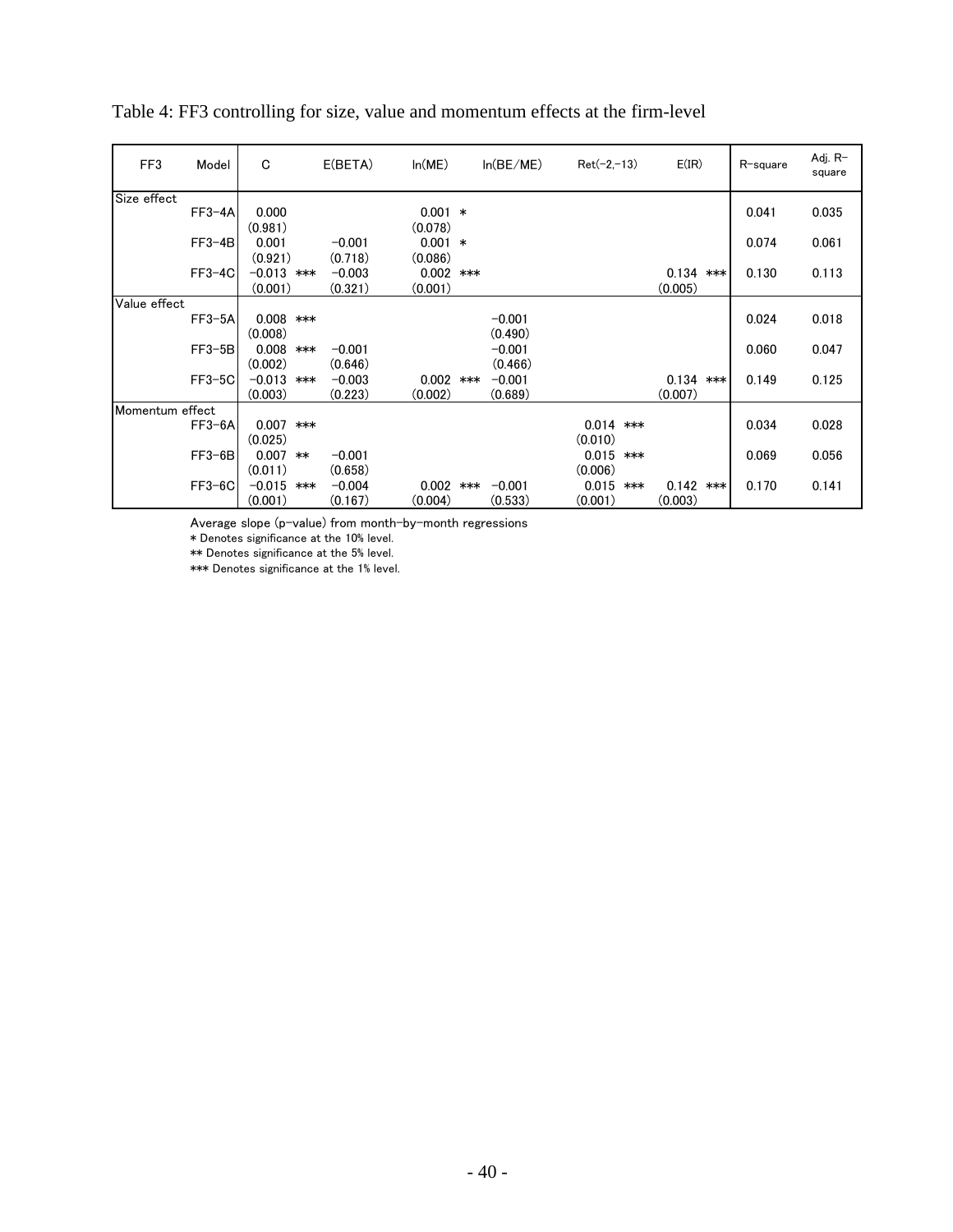Table 4: FF3 controlling for size, value and momentum effects at the firm-level

| FF3 | Model | C | E(BETA) | ln(ME) | ln(BE/ME) | Ret(−2,−13) | E(IR) | R-square | Adj. R-square |
|---|---|---|---|---|---|---|---|---|---|
| Size effect | | | | | | | | | |
| | FF3-4A | 0.000 | | 0.001 * | | | | 0.041 | 0.035 |
| | | (0.981) | | (0.078) | | | | | |
| | FF3-4B | 0.001 | −0.001 | 0.001 * | | | | 0.074 | 0.061 |
| | | (0.921) | (0.718) | (0.086) | | | | | |
| | FF3-4C | −0.013 *** | −0.003 | 0.002 *** | | | 0.134 *** | 0.130 | 0.113 |
| | | (0.001) | (0.321) | (0.001) | | | (0.005) | | |
| Value effect | | | | | | | | | |
| | FF3-5A | 0.008 *** | | | −0.001 | | | 0.024 | 0.018 |
| | | (0.008) | | | (0.490) | | | | |
| | FF3-5B | 0.008 *** | −0.001 | | −0.001 | | | 0.060 | 0.047 |
| | | (0.002) | (0.646) | | (0.466) | | | | |
| | FF3-5C | −0.013 *** | −0.003 | 0.002 *** | −0.001 | | 0.134 *** | 0.149 | 0.125 |
| | | (0.003) | (0.223) | (0.002) | (0.689) | | (0.007) | | |
| Momentum effect | | | | | | | | | |
| | FF3-6A | 0.007 *** | | | | 0.014 *** | | 0.034 | 0.028 |
| | | (0.025) | | | | (0.010) | | | |
| | FF3-6B | 0.007 ** | −0.001 | | | 0.015 *** | | 0.069 | 0.056 |
| | | (0.011) | (0.658) | | | (0.006) | | | |
| | FF3-6C | −0.015 *** | −0.004 | 0.002 *** | −0.001 | 0.015 *** | 0.142 *** | 0.170 | 0.141 |
| | | (0.001) | (0.167) | (0.004) | (0.533) | (0.001) | (0.003) | | |

Average slope (p-value) from month-by-month regressions

* Denotes significance at the 10% level.

** Denotes significance at the 5% level.

*** Denotes significance at the 1% level.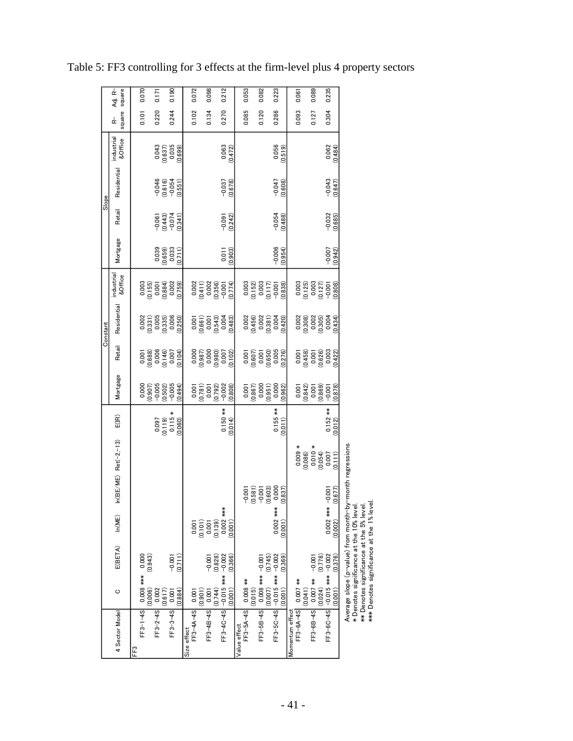Table 5: FF3 controlling for 3 effects at the firm-level plus 4 property sectors

| 4 Sector Model | C | E(BETA) | ln(ME) | ln(BE/ME) | Ret(−2,−13) | E(IR) | Constant | | | | Slope | | | | R-square | Adj. R-square |
|---|---|---|---|---|---|---|---|---|---|---|---|---|---|---|---|---|
| | | | | | | | Mortgage | Retail | Residential | industrial &Office | Mortgage | Retail | Residential | industrial &Office | | |
| FF3 | | | | | | | | | | | | | | | | |
| FF3−1−4S | 0.008 *** | 0.000 | | | | | 0.000 | 0.001 | 0.002 | 0.003 | | | | | 0.101 | 0.070 |
| | (0.006) | (0.943) | | | | | (0.907) | (0.688) | (0.331) | (0.155) | | | | | | |
| FF3−2−4S | 0.002 | | | | | 0.097 | −0.005 | 0.006 | 0.005 | 0.001 | 0.039 | −0.061 | −0.046 | 0.043 | 0.220 | 0.171 |
| | (0.617) | | | | | (0.119) | (0.502) | (0.146) | (0.335) | (0.884) | (0.659) | (0.443) | (0.616) | (0.637) | | |
| FF3−3−4S | 0.001 | −0.001 | | | | 0.115 * | −0.005 | 0.007 | 0.006 | 0.002 | 0.033 | −0.074 | −0.054 | 0.035 | 0.244 | 0.190 |
| | (0.884) | (0.711) | | | | (0.060) | (0.494) | (0.104) | (0.250) | (0.759) | (0.711) | (0.341) | (0.551) | (0.699) | | |
| Size effect | | | | | | | | | | | | | | | | |
| FF3−4A−4S | 0.001 | | 0.001 | | | | 0.001 | 0.000 | 0.001 | 0.002 | | | | | 0.102 | 0.072 |
| | (0.901) | | (0.101) | | | | (0.781) | (0.987) | (0.661) | (0.411) | | | | | | |
| FF3−4B−4S | 0.001 | −0.001 | 0.001 | | | | 0.001 | 0.000 | 0.001 | 0.002 | | | | | 0.134 | 0.098 |
| | (0.744) | (0.828) | (0.139) | | | | (0.792) | (0.980) | (0.543) | (0.356) | | | | | | |
| FF3−4C−4S | −0.015 *** | −0.002 | 0.002 *** | | | 0.150 ** | −0.002 | 0.007 | 0.004 | −0.001 | 0.011 | −0.091 | −0.037 | 0.063 | 0.270 | 0.212 |
| | (0.001) | (0.366) | (0.001) | | | (0.014) | (0.808) | (0.102) | (0.483) | (0.774) | (0.903) | (0.242) | (0.678) | (0.472) | | |
| Value effect | | | | | | | | | | | | | | | | |
| FF3−5A−4S | 0.008 ** | | | −0.001 | | | 0.001 | 0.001 | 0.002 | 0.003 | | | | | 0.085 | 0.053 |
| | (0.015) | | | (0.581) | | | (0.867) | (0.607) | (0.456) | (0.152) | | | | | | |
| FF3−5B−4S | 0.008 *** | −0.001 | | −0.001 | | | 0.000 | 0.001 | 0.002 | 0.003 | | | | | 0.120 | 0.082 |
| | (0.007) | (0.745) | | (0.603) | | | (0.951) | (0.650) | (0.381) | (0.117) | | | | | | |
| FF3−5C−4S | −0.015 *** | −0.002 | 0.002 *** | 0.000 | | 0.155 ** | 0.000 | 0.005 | 0.004 | −0.001 | −0.006 | −0.054 | −0.047 | 0.056 | 0.286 | 0.223 |
| | (0.001) | (0.369) | (0.001) | (0.837) | | (0.011) | (0.962) | (0.276) | (0.420) | (0.838) | (0.954) | (0.488) | (0.608) | (0.519) | | |
| Momentum effect | | | | | | | | | | | | | | | | |
| FF3−6A−4S | 0.007 ** | | | | 0.009 * | | 0.001 | 0.001 | 0.002 | 0.003 | | | | | 0.093 | 0.061 |
| | (0.041) | | | | (0.086) | | (0.842) | (0.458) | (0.308) | (0.125) | | | | | | |
| FF3−6B−4S | 0.007 ** | −0.001 | | | 0.010 * | | 0.001 | 0.001 | 0.002 | 0.003 | | | | | 0.127 | 0.089 |
| | (0.024) | (0.778) | | | (0.054) | | (0.869) | (0.626) | (0.305) | (0.127) | | | | | | |
| FF3−6C−4S | −0.015 *** | −0.002 | 0.002 *** | −0.001 | 0.007 | 0.152 ** | −0.001 | 0.003 | 0.004 | −0.001 | −0.007 | −0.032 | −0.043 | 0.062 | 0.304 | 0.235 |
| | (0.001) | (0.376) | (0.002) | (0.677) | (0.111) | (0.012) | (0.878) | (0.422) | (0.434) | (0.808) | (0.942) | (0.685) | (0.647) | (0.484) | | |

Average slope (p-value) from month-by-month regressions
* Denotes significance at the 10% level.
** Denotes significance at the 5% level.
*** Denotes significance at the 1% level.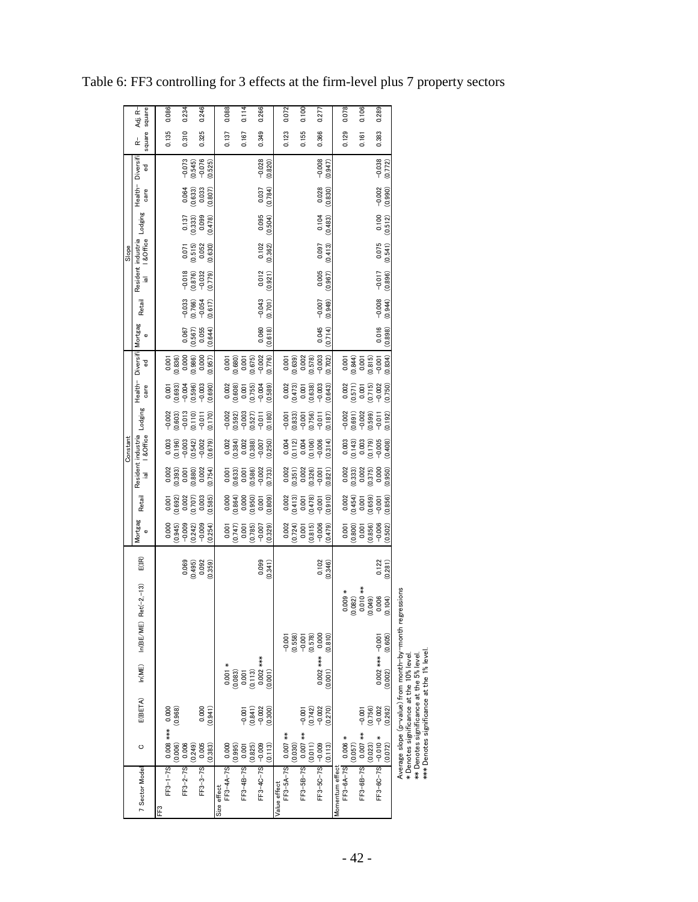# Table 6: FF3 controlling for 3 effects at the firm-level plus 7 property sectors

| 7 Sector Model | C | E(BETA) | ln(ME) | ln(BE/ME) | Ret(-2,-13) | E(IR) | Constant: Mortgage | Constant: Retail | Constant: Residential | Constant: industrial &Office | Constant: Lodging | Constant: Health-care | Constant: Diversified | Slope: Mortgage | Slope: Retail | Slope: Residential | Slope: industrial &Office | Slope: Lodging | Slope: Health-care | Slope: Diversified | R-square | Adj. R-square |
|---|---|---|---|---|---|---|---|---|---|---|---|---|---|---|---|---|---|---|---|---|---|---|
| FF3 | | | | | | | | | | | | | | | | | | | | | | |
| FF3-1-7S | 0.008 *** | 0.000 | | | | | 0.000 | 0.001 | 0.002 | 0.003 | -0.002 | 0.001 | 0.001 | | | | | | | | 0.135 | 0.086 |
| | (0.006) | (0.968) | | | | | (0.945) | (0.692) | (0.393) | (0.196) | (0.603) | (0.693) | (0.836) | | | | | | | | | |
| FF3-2-7S | 0.006 | | | | | 0.069 | -0.009 | 0.002 | 0.001 | -0.003 | -0.013 | -0.004 | 0.000 | 0.067 | -0.033 | -0.018 | 0.071 | 0.137 | 0.064 | -0.073 | 0.310 | 0.234 |
| | (0.249) | | | | | (0.495) | (0.242) | (0.707) | (0.880) | (0.542) | (0.110) | (0.596) | (0.986) | (0.567) | (0.766) | (0.876) | (0.515) | (0.333) | (0.633) | (0.545) | | |
| FF3-3-7S | 0.005 | 0.000 | | | | 0.092 | -0.009 | 0.003 | 0.002 | -0.002 | -0.011 | -0.003 | 0.000 | 0.055 | -0.054 | -0.032 | 0.052 | 0.099 | 0.033 | -0.076 | 0.325 | 0.246 |
| | (0.383) | (0.941) | | | | (0.359) | (0.254) | (0.585) | (0.754) | (0.679) | (0.170) | (0.690) | (0.957) | (0.644) | (0.617) | (0.779) | (0.630) | (0.478) | (0.807) | (0.525) | | |
| Size effect | | | | | | | | | | | | | | | | | | | | | | |
| FF3-4A-7S | 0.000 | | 0.001 * | | | | 0.001 | 0.000 | 0.001 | 0.002 | -0.002 | 0.002 | 0.001 | | | | | | | | 0.137 | 0.088 |
| | (0.995) | | (0.083) | | | | (0.747) | (0.864) | (0.633) | (0.384) | (0.592) | (0.608) | (0.680) | | | | | | | | | |
| FF3-4B-7S | 0.001 | -0.001 | 0.001 | | | | 0.001 | 0.000 | 0.001 | 0.002 | -0.003 | 0.001 | 0.001 | | | | | | | | 0.167 | 0.114 |
| | (0.825) | (0.841) | (0.113) | | | | (0.785) | (0.950) | (0.586) | (0.388) | (0.527) | (0.755) | (0.675) | | | | | | | | | |
| FF3-4C-7S | -0.009 | -0.002 | 0.002 *** | | | 0.099 | -0.007 | 0.001 | -0.002 | -0.007 | -0.011 | -0.004 | -0.002 | 0.060 | -0.043 | 0.012 | 0.102 | 0.095 | 0.037 | -0.028 | 0.349 | 0.266 |
| | (0.113) | (0.300) | (0.001) | | | (0.341) | (0.329) | (0.809) | (0.733) | (0.250) | (0.180) | (0.589) | (0.776) | (0.618) | (0.701) | (0.921) | (0.362) | (0.504) | (0.784) | (0.820) | | |
| Value effect | | | | | | | | | | | | | | | | | | | | | | |
| FF3-5A-7S | 0.007 ** | | | -0.001 | | | 0.002 | 0.002 | 0.002 | 0.004 | -0.001 | 0.002 | 0.001 | | | | | | | | 0.123 | 0.072 |
| | (0.030) | | | (0.558) | | | (0.724) | (0.413) | (0.351) | (0.112) | (0.833) | (0.473) | (0.639) | | | | | | | | | |
| FF3-5B-7S | 0.007 ** | -0.001 | | -0.001 | | | 0.001 | 0.001 | 0.002 | 0.004 | -0.001 | 0.001 | 0.002 | | | | | | | | 0.155 | 0.100 |
| | (0.011) | (0.742) | | (0.578) | | | (0.815) | (0.478) | (0.326) | (0.106) | (0.756) | (0.638) | (0.578) | | | | | | | | | |
| FF3-5C-7S | -0.009 | -0.002 | 0.002 *** | 0.000 | | 0.102 | -0.006 | -0.001 | -0.001 | -0.006 | -0.011 | -0.003 | -0.003 | 0.045 | -0.007 | 0.005 | 0.097 | 0.104 | 0.028 | -0.008 | 0.366 | 0.277 |
| | (0.113) | (0.270) | (0.001) | (0.810) | | (0.346) | (0.479) | (0.910) | (0.821) | (0.314) | (0.187) | (0.643) | (0.702) | (0.714) | (0.949) | (0.967) | (0.413) | (0.483) | (0.830) | (0.947) | | |
| Momentum effect | | | | | | | | | | | | | | | | | | | | | | |
| FF3-6A-7S | 0.006 * | | | | 0.009 * | | 0.001 | 0.002 | 0.002 | 0.003 | -0.002 | 0.002 | 0.001 | | | | | | | | 0.129 | 0.078 |
| | (0.057) | | | | (0.082) | | (0.800) | (0.454) | (0.333) | (0.143) | (0.691) | (0.571) | (0.844) | | | | | | | | | |
| FF3-6B-7S | 0.007 ** | -0.001 | | | 0.010 ** | | 0.001 | 0.001 | 0.002 | 0.003 | -0.002 | 0.001 | 0.001 | | | | | | | | 0.161 | 0.106 |
| | (0.023) | (0.756) | | | (0.049) | | (0.856) | (0.659) | (0.375) | (0.179) | (0.599) | (0.715) | (0.815) | | | | | | | | | |
| FF3-6C-7S | -0.010 * | -0.002 | 0.002 *** | -0.001 | 0.006 | 0.122 | -0.006 | -0.001 | 0.000 | -0.005 | -0.011 | -0.002 | -0.001 | 0.016 | -0.008 | -0.017 | 0.075 | 0.100 | -0.002 | -0.038 | 0.383 | 0.289 |
| | (0.072) | (0.262) | (0.002) | (0.605) | (0.104) | (0.281) | (0.502) | (0.856) | (0.950) | (0.408) | (0.192) | (0.750) | (0.834) | (0.898) | (0.944) | (0.896) | (0.541) | (0.512) | (0.990) | (0.772) | | |

Average slope (p-value) from month-by-month regressions
\* Denotes significance at the 10% level.
\*\* Denotes significance at the 5% level.
\*\*\* Denotes significance at the 1% level.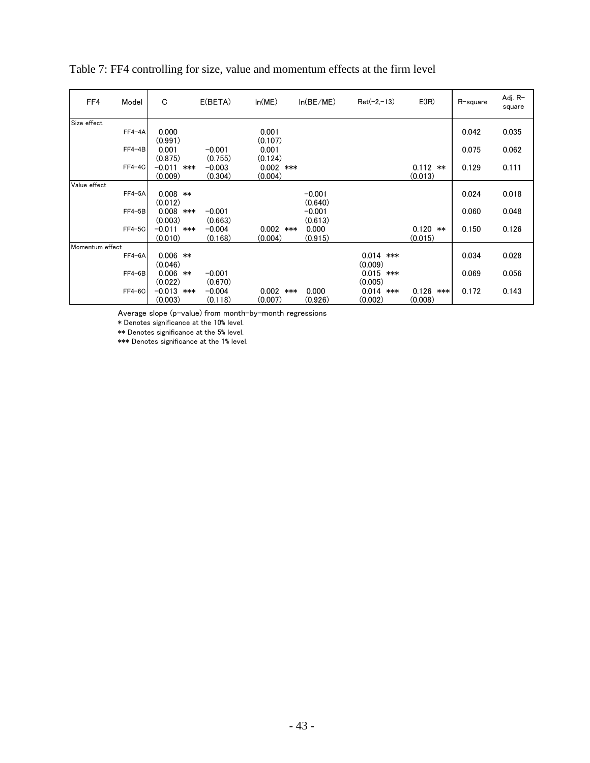Table 7: FF4 controlling for size, value and momentum effects at the firm level

| FF4 | Model | C | E(BETA) | ln(ME) | ln(BE/ME) | Ret(−2,−13) | E(IR) | R-square | Adj. R-square |
|---|---|---|---|---|---|---|---|---|---|
| Size effect | | | | | | | | | |
| | FF4-4A | 0.000 | | 0.001 | | | | 0.042 | 0.035 |
| | | (0.991) | | (0.107) | | | | | |
| | FF4-4B | 0.001 | −0.001 | 0.001 | | | | 0.075 | 0.062 |
| | | (0.875) | (0.755) | (0.124) | | | | | |
| | FF4-4C | −0.011 *** | −0.003 | 0.002 *** | | | 0.112 ** | 0.129 | 0.111 |
| | | (0.009) | (0.304) | (0.004) | | | (0.013) | | |
| Value effect | | | | | | | | | |
| | FF4-5A | 0.008 ** | | | −0.001 | | | 0.024 | 0.018 |
| | | (0.012) | | | (0.640) | | | | |
| | FF4-5B | 0.008 *** | −0.001 | | −0.001 | | | 0.060 | 0.048 |
| | | (0.003) | (0.663) | | (0.613) | | | | |
| | FF4-5C | −0.011 *** | −0.004 | 0.002 *** | 0.000 | | 0.120 ** | 0.150 | 0.126 |
| | | (0.010) | (0.168) | (0.004) | (0.915) | | (0.015) | | |
| Momentum effect | | | | | | | | | |
| | FF4-6A | 0.006 ** | | | | 0.014 *** | | 0.034 | 0.028 |
| | | (0.046) | | | | (0.009) | | | |
| | FF4-6B | 0.006 ** | −0.001 | | | 0.015 *** | | 0.069 | 0.056 |
| | | (0.022) | (0.670) | | | (0.005) | | | |
| | FF4-6C | −0.013 *** | −0.004 | 0.002 *** | 0.000 | 0.014 *** | 0.126 *** | 0.172 | 0.143 |
| | | (0.003) | (0.118) | (0.007) | (0.926) | (0.002) | (0.008) | | |

Average slope (p-value) from month-by-month regressions

* Denotes significance at the 10% level.

** Denotes significance at the 5% level.

*** Denotes significance at the 1% level.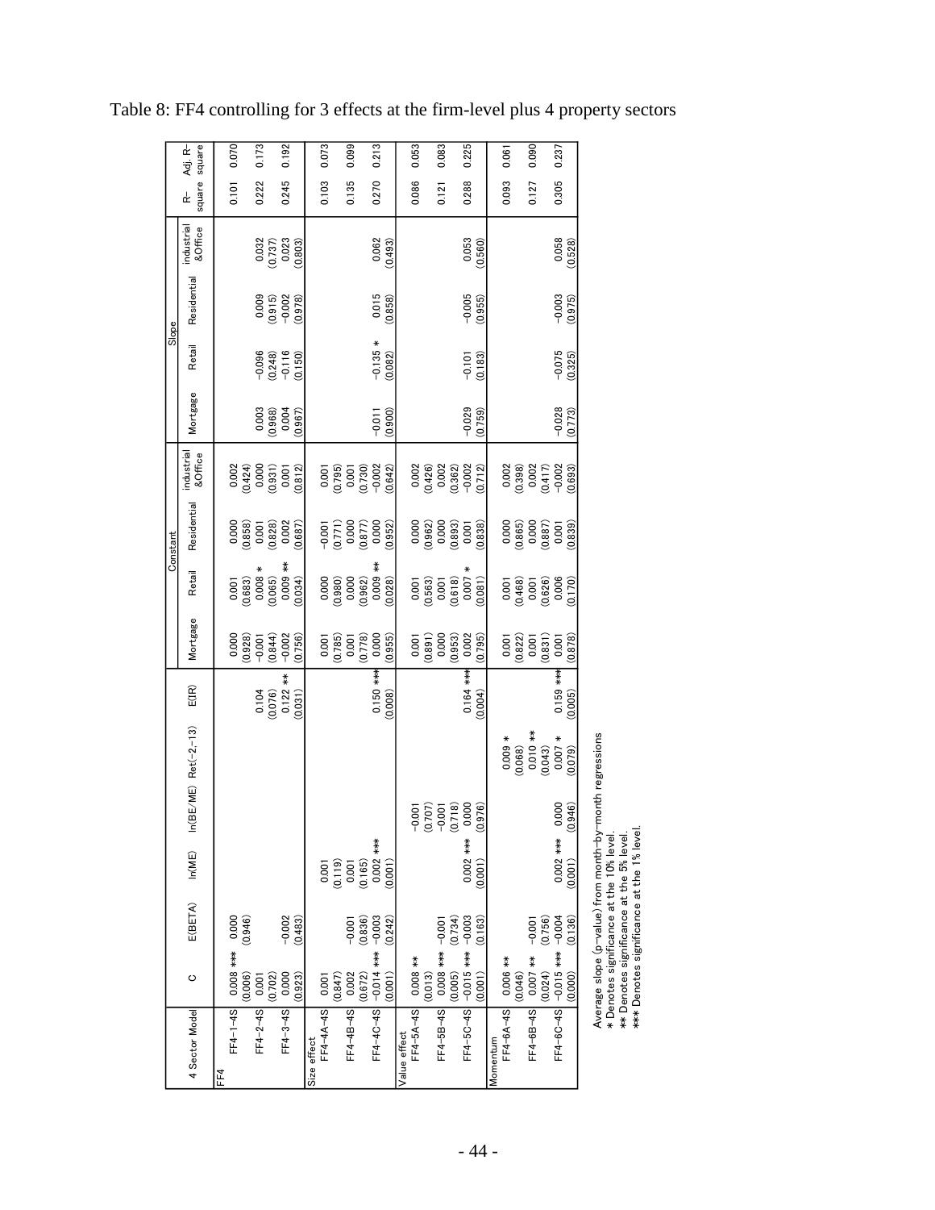Table 8: FF4 controlling for 3 effects at the firm-level plus 4 property sectors

| 4 Sector Model | C | E(BETA) | ln(ME) | ln(BE/ME) | Ret(-2,-13) | E(IR) | Constant | | | | Slope | | | | R-square | Adj. R-square |
|---|---|---|---|---|---|---|---|---|---|---|---|---|---|---|---|---|
| | | | | | | | Mortgage | Retail | Residential | industrial &Office | Mortgage | Retail | Residential | industrial &Office | | |
| FF4 | | | | | | | | | | | | | | | | |
| FF4-1-4S | 0.008 *** | 0.000 | | | | | 0.000 | 0.001 | 0.000 | 0.002 | | | | | 0.101 | 0.070 |
| | (0.006) | (0.946) | | | | | (0.928) | (0.683) | (0.858) | (0.424) | | | | | | |
| FF4-2-4S | 0.001 | | | | | 0.104 | -0.001 | 0.008 * | 0.001 | 0.000 | 0.003 | -0.096 | 0.009 | 0.032 | 0.222 | 0.173 |
| | (0.702) | | | | | (0.076) | (0.844) | (0.065) | (0.828) | (0.931) | (0.968) | (0.248) | (0.915) | (0.737) | | |
| FF4-3-4S | 0.000 | -0.002 | | | | 0.122 ** | -0.002 | 0.009 ** | 0.002 | 0.001 | 0.004 | -0.116 | -0.002 | 0.023 | 0.245 | 0.192 |
| | (0.923) | (0.483) | | | | (0.031) | (0.756) | (0.034) | (0.687) | (0.812) | (0.967) | (0.150) | (0.978) | (0.803) | | |
| Size effect | | | | | | | | | | | | | | | | |
| FF4-4A-4S | 0.001 | | 0.001 | | | | 0.001 | 0.000 | -0.001 | 0.001 | | | | | 0.103 | 0.073 |
| | (0.847) | | (0.119) | | | | (0.785) | (0.980) | (0.771) | (0.795) | | | | | | |
| FF4-4B-4S | 0.002 | -0.001 | 0.001 | | | | 0.001 | 0.000 | 0.000 | 0.001 | | | | | 0.135 | 0.099 |
| | (0.672) | (0.836) | (0.165) | | | | (0.778) | (0.962) | (0.877) | (0.730) | | | | | | |
| FF4-4C-4S | -0.014 *** | -0.003 | 0.002 *** | | | 0.150 *** | 0.000 | 0.009 ** | 0.000 | -0.002 | -0.011 | -0.135 * | 0.015 | 0.062 | 0.270 | 0.213 |
| | (0.001) | (0.242) | (0.001) | | | (0.008) | (0.955) | (0.028) | (0.952) | (0.642) | (0.900) | (0.082) | (0.858) | (0.493) | | |
| Value effect | | | | | | | | | | | | | | | | |
| FF4-5A-4S | 0.008 ** | | | -0.001 | | | 0.001 | 0.001 | 0.000 | 0.002 | | | | | 0.086 | 0.053 |
| | (0.013) | | | (0.707) | | | (0.891) | (0.563) | (0.962) | (0.426) | | | | | | |
| FF4-5B-4S | 0.008 *** | -0.001 | | -0.001 | | | 0.000 | 0.001 | 0.000 | 0.002 | | | | | 0.121 | 0.083 |
| | (0.005) | (0.734) | | (0.718) | | | (0.953) | (0.618) | (0.893) | (0.362) | | | | | | |
| FF4-5C-4S | -0.015 *** | -0.003 | 0.002 *** | 0.000 | | 0.164 *** | 0.002 | 0.007 * | 0.001 | -0.002 | -0.029 | -0.101 | -0.005 | 0.053 | 0.288 | 0.225 |
| | (0.001) | (0.163) | (0.001) | (0.976) | | (0.004) | (0.795) | (0.081) | (0.838) | (0.712) | (0.759) | (0.183) | (0.955) | (0.560) | | |
| Momentum | | | | | | | | | | | | | | | | |
| FF4-6A-4S | 0.006 ** | | | | 0.009 * | | 0.001 | 0.001 | 0.000 | 0.002 | | | | | 0.093 | 0.061 |
| | (0.046) | | | | (0.068) | | (0.822) | (0.468) | (0.865) | (0.398) | | | | | | |
| FF4-6B-4S | 0.007 ** | -0.001 | | | 0.010 ** | | 0.001 | 0.001 | 0.000 | 0.002 | | | | | 0.127 | 0.090 |
| | (0.024) | (0.756) | | | (0.043) | | (0.831) | (0.626) | (0.887) | (0.417) | | | | | | |
| FF4-6C-4S | -0.015 *** | -0.004 | 0.002 *** | 0.000 | 0.007 * | 0.159 *** | 0.001 | 0.006 | 0.001 | -0.002 | -0.028 | -0.075 | -0.003 | 0.058 | 0.305 | 0.237 |
| | (0.000) | (0.136) | (0.001) | (0.946) | (0.079) | (0.005) | (0.878) | (0.170) | (0.839) | (0.693) | (0.773) | (0.325) | (0.975) | (0.528) | | |

Average slope (p-value) from month-by-month regressions
* Denotes significance at the 10% level.
** Denotes significance at the 5% level.
*** Denotes significance at the 1% level.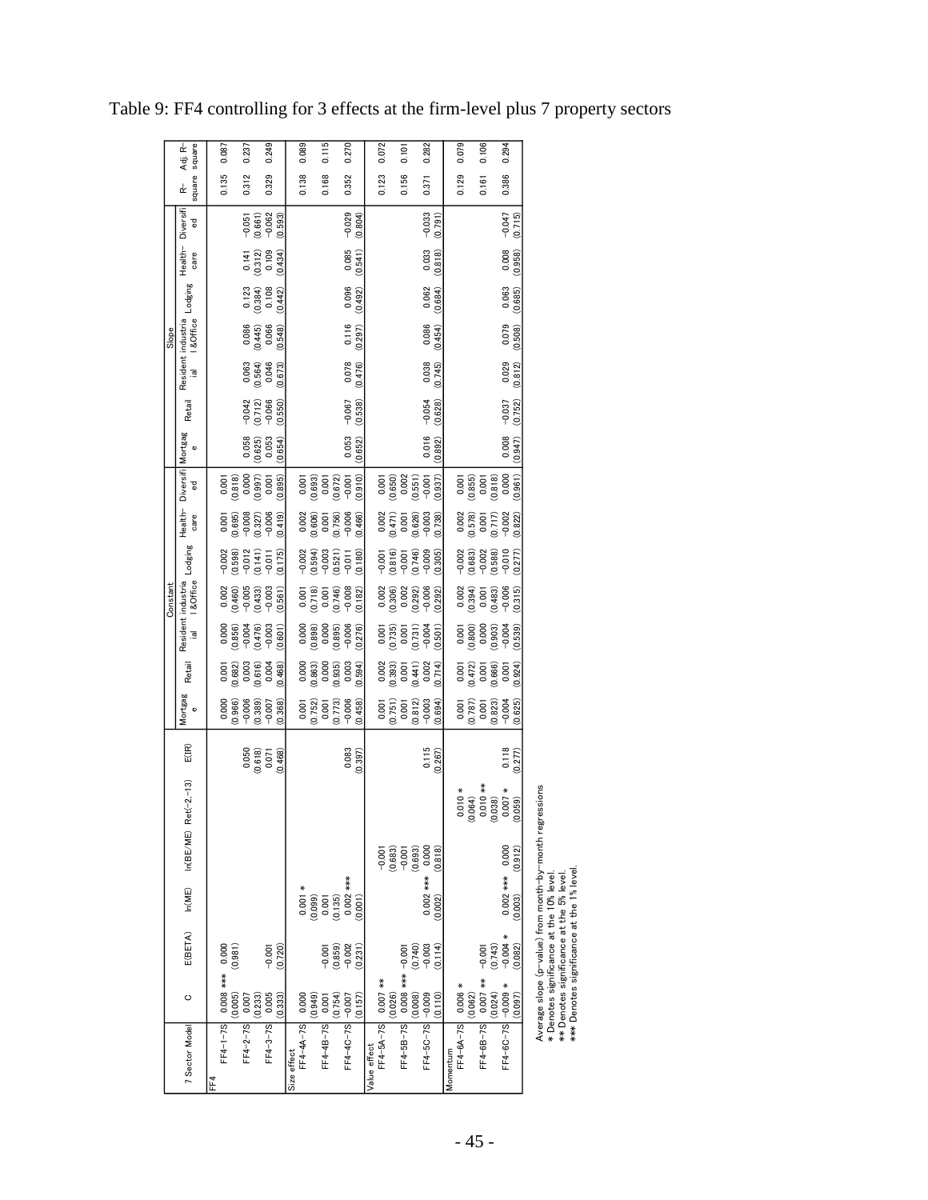Table 9: FF4 controlling for 3 effects at the firm-level plus 7 property sectors

| 7 Sector Model | C | E(BETA) | ln(ME) | ln(BE/ME) | Ret(-2,-13) | E(IR) | Constant | | | | | | | Slope | | | | | | | R-square | Adj. R-square |
|---|---|---|---|---|---|---|---|---|---|---|---|---|---|---|---|---|---|---|---|---|---|---|
| | | | | | | | Mortgage | Retail | Residential | industrial &Office | Lodging | Health-care | Diversified | Mortgage | Retail | Residential | industrial &Office | Lodging | Health-care | Diversified | | |
| FF4 | | | | | | | | | | | | | | | | | | | | | | |
| FF4-1-7S | 0.008 *** | 0.000 | | | | | 0.000 | 0.001 | 0.000 | 0.002 | -0.002 | 0.001 | 0.001 | | | | | | | | 0.135 | 0.087 |
| | (0.005) | (0.981) | | | | | (0.966) | (0.682) | (0.856) | (0.460) | (0.598) | (0.695) | (0.818) | | | | | | | | | |
| FF4-2-7S | 0.007 | | | | | 0.050 | -0.006 | 0.003 | -0.004 | -0.005 | -0.012 | -0.008 | 0.000 | 0.058 | -0.042 | 0.063 | 0.086 | 0.123 | 0.141 | -0.051 | 0.312 | 0.237 |
| | (0.233) | | | | | (0.618) | (0.389) | (0.616) | (0.476) | (0.433) | (0.141) | (0.327) | (0.997) | (0.625) | (0.712) | (0.564) | (0.445) | (0.384) | (0.312) | (0.661) | | |
| FF4-3-7S | 0.005 | -0.001 | | | | 0.071 | -0.007 | 0.004 | -0.003 | -0.003 | -0.011 | -0.006 | 0.001 | 0.053 | -0.066 | 0.046 | 0.066 | 0.108 | 0.109 | -0.062 | 0.329 | 0.249 |
| | (0.333) | (0.720) | | | | (0.468) | (0.368) | (0.468) | (0.601) | (0.561) | (0.175) | (0.419) | (0.895) | (0.654) | (0.550) | (0.673) | (0.548) | (0.442) | (0.434) | (0.593) | | |
| Size effect | | | | | | | | | | | | | | | | | | | | | | |
| FF4-4A-7S | 0.000 | | 0.001 * | | | | 0.001 | 0.000 | 0.000 | 0.001 | -0.002 | 0.002 | 0.001 | | | | | | | | 0.138 | 0.089 |
| | (0.949) | | (0.099) | | | | (0.752) | (0.863) | (0.898) | (0.718) | (0.594) | (0.606) | (0.693) | | | | | | | | | |
| FF4-4B-7S | 0.001 | -0.001 | 0.001 | | | | 0.001 | 0.000 | 0.000 | 0.001 | -0.003 | 0.001 | 0.001 | | | | | | | | 0.168 | 0.115 |
| | (0.754) | (0.859) | (0.135) | | | | (0.773) | (0.935) | (0.895) | (0.746) | (0.521) | (0.756) | (0.672) | | | | | | | | | |
| FF4-4C-7S | -0.007 | -0.002 | 0.002 *** | | | 0.083 | -0.006 | 0.003 | -0.006 | -0.008 | -0.011 | -0.006 | -0.001 | 0.053 | -0.067 | 0.078 | 0.116 | 0.096 | 0.085 | -0.029 | 0.352 | 0.270 |
| | (0.157) | (0.231) | (0.001) | | | (0.397) | (0.458) | (0.594) | (0.276) | (0.182) | (0.180) | (0.466) | (0.910) | (0.652) | (0.538) | (0.476) | (0.297) | (0.492) | (0.541) | (0.804) | | |
| Value effect | | | | | | | | | | | | | | | | | | | | | | |
| FF4-5A-7S | 0.007 ** | | | -0.001 | | | 0.001 | 0.002 | 0.001 | 0.002 | -0.001 | 0.002 | 0.001 | | | | | | | | 0.123 | 0.072 |
| | (0.026) | | | (0.683) | | | (0.751) | (0.393) | (0.735) | (0.306) | (0.816) | (0.471) | (0.650) | | | | | | | | | |
| FF4-5B-7S | 0.008 *** | -0.001 | | -0.001 | | | 0.001 | 0.001 | 0.001 | 0.002 | -0.001 | 0.001 | 0.002 | | | | | | | | 0.156 | 0.101 |
| | (0.008) | (0.740) | | (0.693) | | | (0.812) | (0.441) | (0.731) | (0.292) | (0.746) | (0.826) | (0.551) | | | | | | | | | |
| FF4-5C-7S | -0.009 | -0.003 | 0.002 *** | 0.000 | | 0.115 | -0.003 | 0.002 | -0.004 | -0.006 | -0.009 | -0.003 | -0.001 | 0.016 | -0.054 | 0.038 | 0.086 | 0.062 | 0.033 | -0.033 | 0.371 | 0.282 |
| | (0.110) | (0.114) | (0.002) | (0.818) | | (0.267) | (0.694) | (0.714) | (0.501) | (0.292) | (0.305) | (0.738) | (0.937) | (0.892) | (0.628) | (0.745) | (0.454) | (0.684) | (0.818) | (0.791) | | |
| Momentum | | | | | | | | | | | | | | | | | | | | | | |
| FF4-6A-7S | 0.006 * | | | | 0.010 * | | 0.001 | 0.001 | 0.001 | 0.002 | -0.002 | 0.002 | 0.001 | | | | | | | | 0.129 | 0.079 |
| | (0.062) | | | | (0.064) | | (0.787) | (0.472) | (0.800) | (0.394) | (0.683) | (0.578) | (0.855) | | | | | | | | | |
| FF4-6B-7S | 0.007 ** | -0.001 | | | 0.010 ** | | 0.001 | 0.001 | 0.000 | 0.001 | -0.002 | 0.001 | 0.001 | | | | | | | | 0.161 | 0.106 |
| | (0.024) | (0.743) | | | (0.038) | | (0.823) | (0.666) | (0.903) | (0.483) | (0.588) | (0.717) | (0.818) | | | | | | | | | |
| FF4-6C-7S | -0.009 * | -0.004 * | 0.002 *** | 0.000 | 0.007 * | 0.118 | -0.004 | 0.001 | -0.004 | -0.006 | -0.010 | -0.002 | 0.000 | 0.008 | -0.037 | 0.029 | 0.079 | 0.063 | 0.008 | -0.047 | 0.386 | 0.294 |
| | (0.097) | (0.082) | (0.003) | (0.912) | (0.059) | (0.277) | (0.625) | (0.924) | (0.539) | (0.315) | (0.277) | (0.822) | (0.961) | (0.947) | (0.752) | (0.812) | (0.508) | (0.685) | (0.958) | (0.715) | | |

Average slope (p-value) from month-by-month regressions
* Denotes significance at the 10% level.
** Denotes significance at the 5% level.
*** Denotes significance at the 1% level.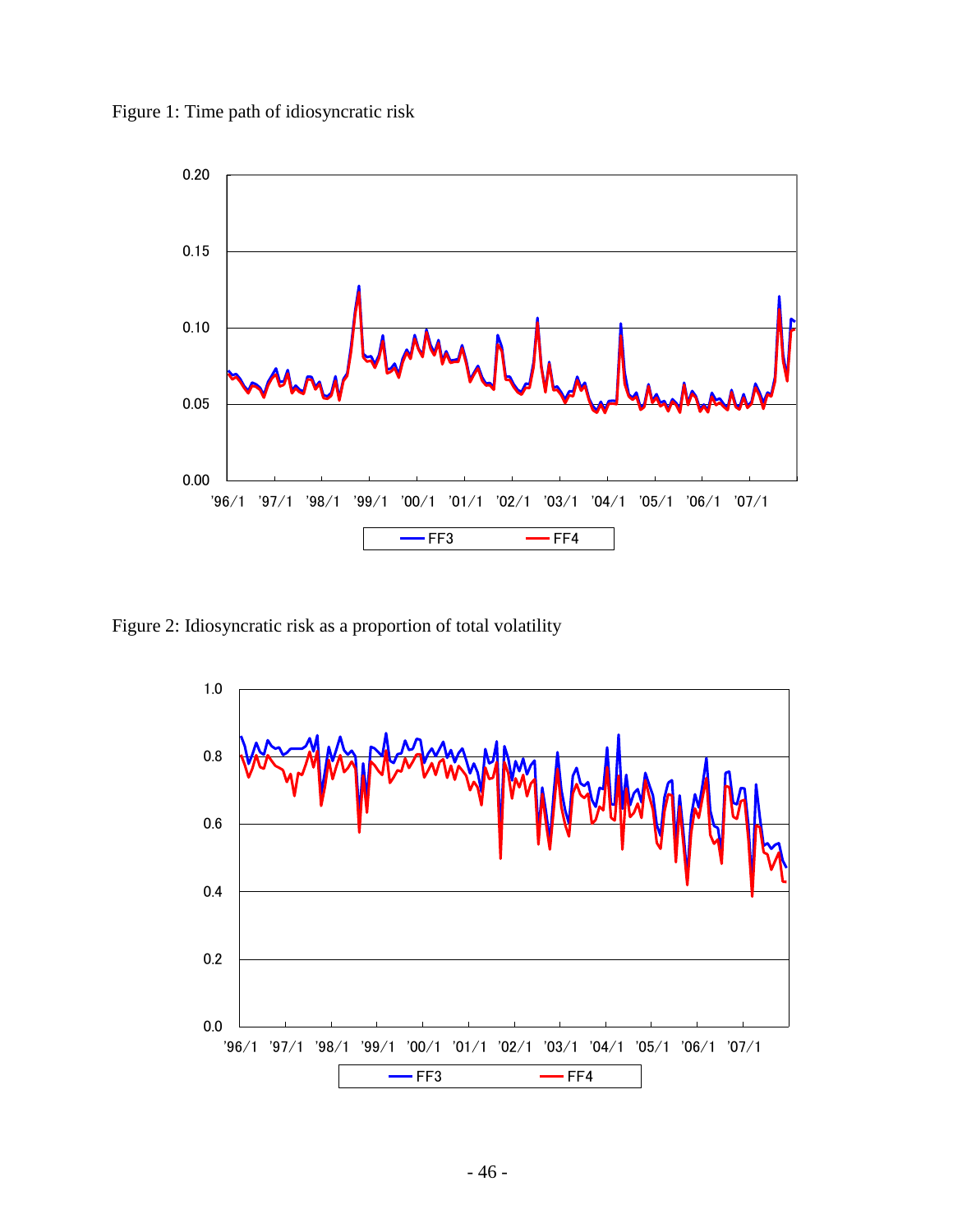Figure 1: Time path of idiosyncratic risk

Figure 2: Idiosyncratic risk as a proportion of total volatility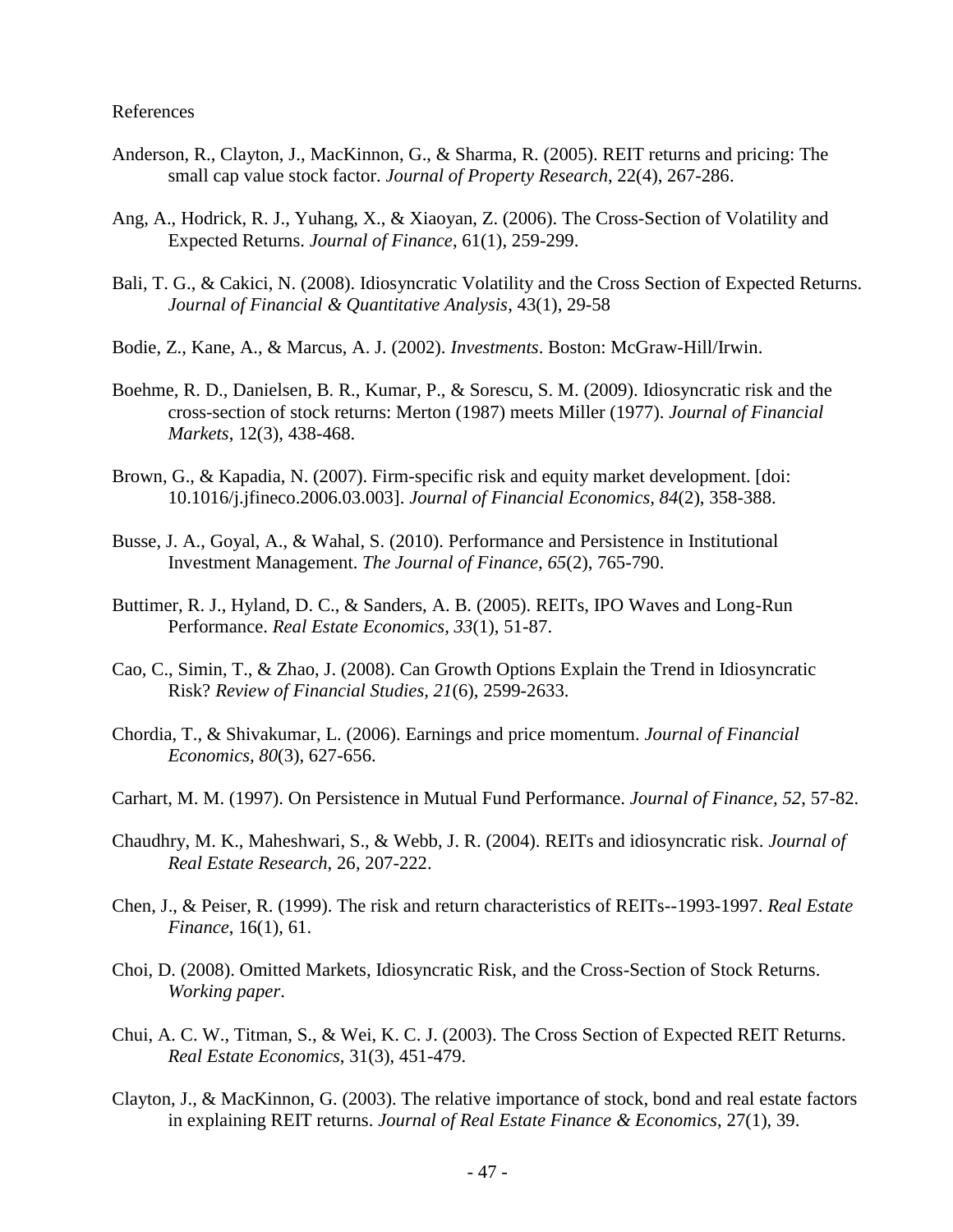References

Anderson, R., Clayton, J., MacKinnon, G., & Sharma, R. (2005). REIT returns and pricing: The small cap value stock factor. *Journal of Property Research*, 22(4), 267-286.

Ang, A., Hodrick, R. J., Yuhang, X., & Xiaoyan, Z. (2006). The Cross-Section of Volatility and Expected Returns. *Journal of Finance*, 61(1), 259-299.

Bali, T. G., & Cakici, N. (2008). Idiosyncratic Volatility and the Cross Section of Expected Returns. *Journal of Financial & Quantitative Analysis*, 43(1), 29-58

Bodie, Z., Kane, A., & Marcus, A. J. (2002). *Investments*. Boston: McGraw-Hill/Irwin.

Boehme, R. D., Danielsen, B. R., Kumar, P., & Sorescu, S. M. (2009). Idiosyncratic risk and the cross-section of stock returns: Merton (1987) meets Miller (1977). *Journal of Financial Markets*, 12(3), 438-468.

Brown, G., & Kapadia, N. (2007). Firm-specific risk and equity market development. [doi: 10.1016/j.jfineco.2006.03.003]. *Journal of Financial Economics*, *84*(2), 358-388.

Busse, J. A., Goyal, A., & Wahal, S. (2010). Performance and Persistence in Institutional Investment Management. *The Journal of Finance*, *65*(2), 765-790.

Buttimer, R. J., Hyland, D. C., & Sanders, A. B. (2005). REITs, IPO Waves and Long-Run Performance. *Real Estate Economics*, *33*(1), 51-87.

Cao, C., Simin, T., & Zhao, J. (2008). Can Growth Options Explain the Trend in Idiosyncratic Risk? *Review of Financial Studies*, *21*(6), 2599-2633.

Chordia, T., & Shivakumar, L. (2006). Earnings and price momentum. *Journal of Financial Economics*, *80*(3), 627-656.

Carhart, M. M. (1997). On Persistence in Mutual Fund Performance. *Journal of Finance*, *52*, 57-82.

Chaudhry, M. K., Maheshwari, S., & Webb, J. R. (2004). REITs and idiosyncratic risk. *Journal of Real Estate Research*, 26, 207-222.

Chen, J., & Peiser, R. (1999). The risk and return characteristics of REITs--1993-1997. *Real Estate Finance*, 16(1), 61.

Choi, D. (2008). Omitted Markets, Idiosyncratic Risk, and the Cross-Section of Stock Returns. *Working paper*.

Chui, A. C. W., Titman, S., & Wei, K. C. J. (2003). The Cross Section of Expected REIT Returns. *Real Estate Economics*, 31(3), 451-479.

Clayton, J., & MacKinnon, G. (2003). The relative importance of stock, bond and real estate factors in explaining REIT returns. *Journal of Real Estate Finance & Economics*, 27(1), 39.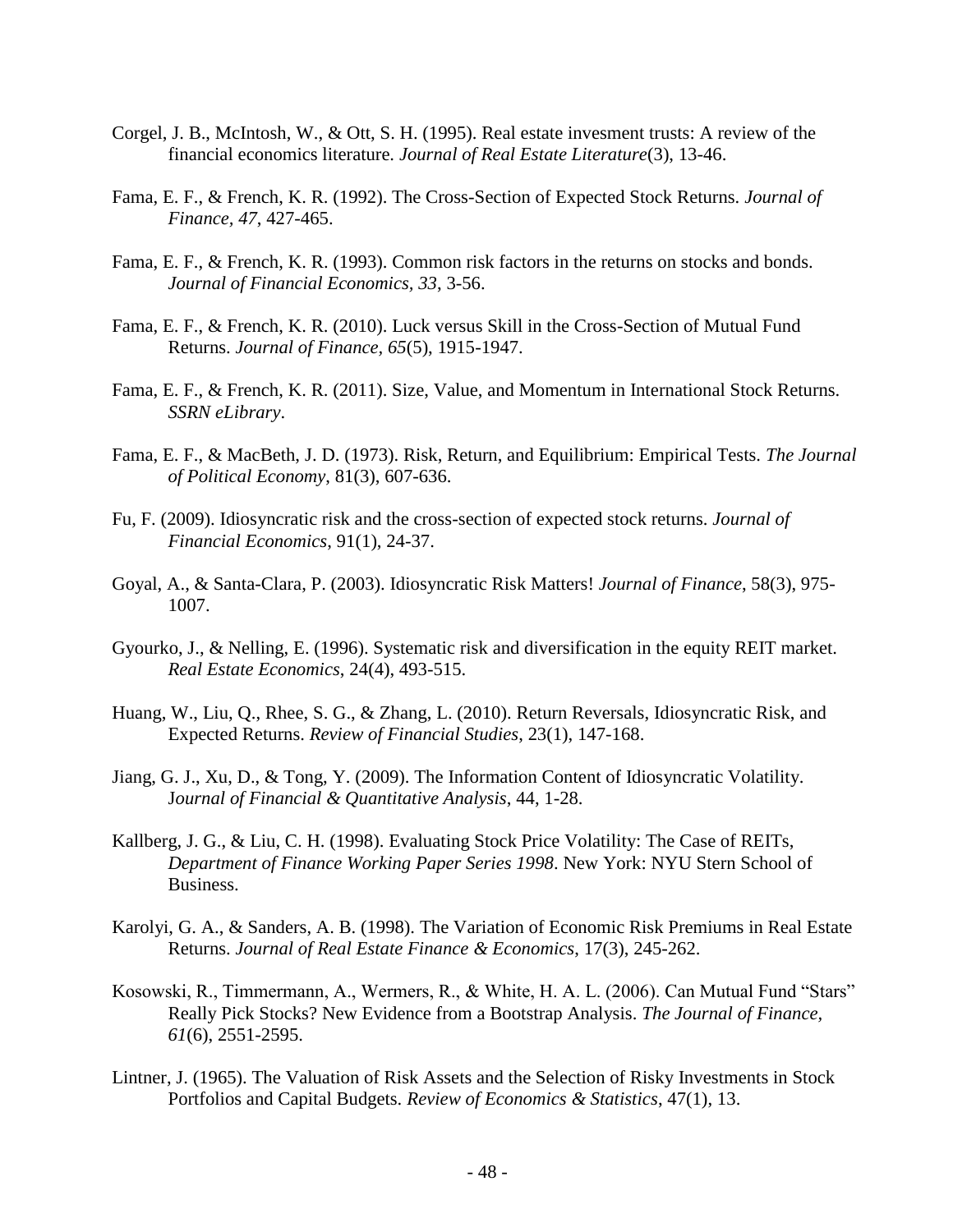Corgel, J. B., McIntosh, W., & Ott, S. H. (1995). Real estate invesment trusts: A review of the financial economics literature. *Journal of Real Estate Literature*(3), 13-46.

Fama, E. F., & French, K. R. (1992). The Cross-Section of Expected Stock Returns. *Journal of Finance*, *47*, 427-465.

Fama, E. F., & French, K. R. (1993). Common risk factors in the returns on stocks and bonds. *Journal of Financial Economics*, *33*, 3-56.

Fama, E. F., & French, K. R. (2010). Luck versus Skill in the Cross-Section of Mutual Fund Returns. *Journal of Finance*, *65*(5), 1915-1947.

Fama, E. F., & French, K. R. (2011). Size, Value, and Momentum in International Stock Returns. *SSRN eLibrary*.

Fama, E. F., & MacBeth, J. D. (1973). Risk, Return, and Equilibrium: Empirical Tests. *The Journal of Political Economy*, 81(3), 607-636.

Fu, F. (2009). Idiosyncratic risk and the cross-section of expected stock returns. *Journal of Financial Economics*, 91(1), 24-37.

Goyal, A., & Santa-Clara, P. (2003). Idiosyncratic Risk Matters! *Journal of Finance*, 58(3), 975-1007.

Gyourko, J., & Nelling, E. (1996). Systematic risk and diversification in the equity REIT market. *Real Estate Economics*, 24(4), 493-515.

Huang, W., Liu, Q., Rhee, S. G., & Zhang, L. (2010). Return Reversals, Idiosyncratic Risk, and Expected Returns. *Review of Financial Studies*, 23(1), 147-168.

Jiang, G. J., Xu, D., & Tong, Y. (2009). The Information Content of Idiosyncratic Volatility. J*ournal of Financial & Quantitative Analysis*, 44, 1-28.

Kallberg, J. G., & Liu, C. H. (1998). Evaluating Stock Price Volatility: The Case of REITs, *Department of Finance Working Paper Series 1998*. New York: NYU Stern School of Business.

Karolyi, G. A., & Sanders, A. B. (1998). The Variation of Economic Risk Premiums in Real Estate Returns. *Journal of Real Estate Finance & Economics*, 17(3), 245-262.

Kosowski, R., Timmermann, A., Wermers, R., & White, H. A. L. (2006). Can Mutual Fund "Stars" Really Pick Stocks? New Evidence from a Bootstrap Analysis. *The Journal of Finance, 61*(6), 2551-2595.

Lintner, J. (1965). The Valuation of Risk Assets and the Selection of Risky Investments in Stock Portfolios and Capital Budgets. *Review of Economics & Statistics*, 47(1), 13.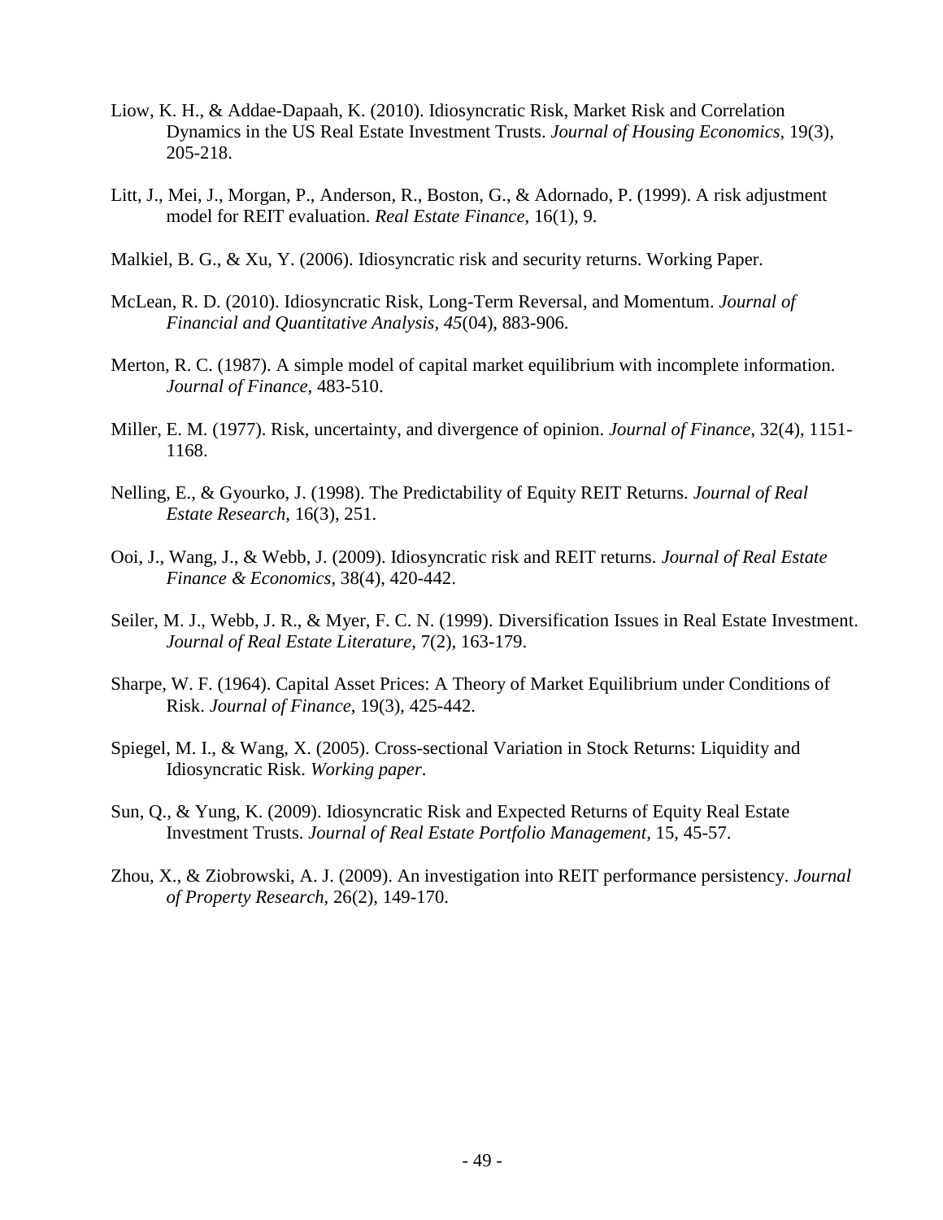Liow, K. H., & Addae-Dapaah, K. (2010). Idiosyncratic Risk, Market Risk and Correlation Dynamics in the US Real Estate Investment Trusts. *Journal of Housing Economics*, 19(3), 205-218.

Litt, J., Mei, J., Morgan, P., Anderson, R., Boston, G., & Adornado, P. (1999). A risk adjustment model for REIT evaluation. *Real Estate Finance*, 16(1), 9.

Malkiel, B. G., & Xu, Y. (2006). Idiosyncratic risk and security returns. Working Paper.

McLean, R. D. (2010). Idiosyncratic Risk, Long-Term Reversal, and Momentum. *Journal of Financial and Quantitative Analysis*, *45*(04), 883-906.

Merton, R. C. (1987). A simple model of capital market equilibrium with incomplete information. *Journal of Finance*, 483-510.

Miller, E. M. (1977). Risk, uncertainty, and divergence of opinion. *Journal of Finance*, 32(4), 1151-1168.

Nelling, E., & Gyourko, J. (1998). The Predictability of Equity REIT Returns. *Journal of Real Estate Research*, 16(3), 251.

Ooi, J., Wang, J., & Webb, J. (2009). Idiosyncratic risk and REIT returns. *Journal of Real Estate Finance & Economics*, 38(4), 420-442.

Seiler, M. J., Webb, J. R., & Myer, F. C. N. (1999). Diversification Issues in Real Estate Investment. *Journal of Real Estate Literature*, 7(2), 163-179.

Sharpe, W. F. (1964). Capital Asset Prices: A Theory of Market Equilibrium under Conditions of Risk. *Journal of Finance*, 19(3), 425-442.

Spiegel, M. I., & Wang, X. (2005). Cross-sectional Variation in Stock Returns: Liquidity and Idiosyncratic Risk. *Working paper*.

Sun, Q., & Yung, K. (2009). Idiosyncratic Risk and Expected Returns of Equity Real Estate Investment Trusts. *Journal of Real Estate Portfolio Management*, 15, 45-57.

Zhou, X., & Ziobrowski, A. J. (2009). An investigation into REIT performance persistency. *Journal of Property Research*, 26(2), 149-170.